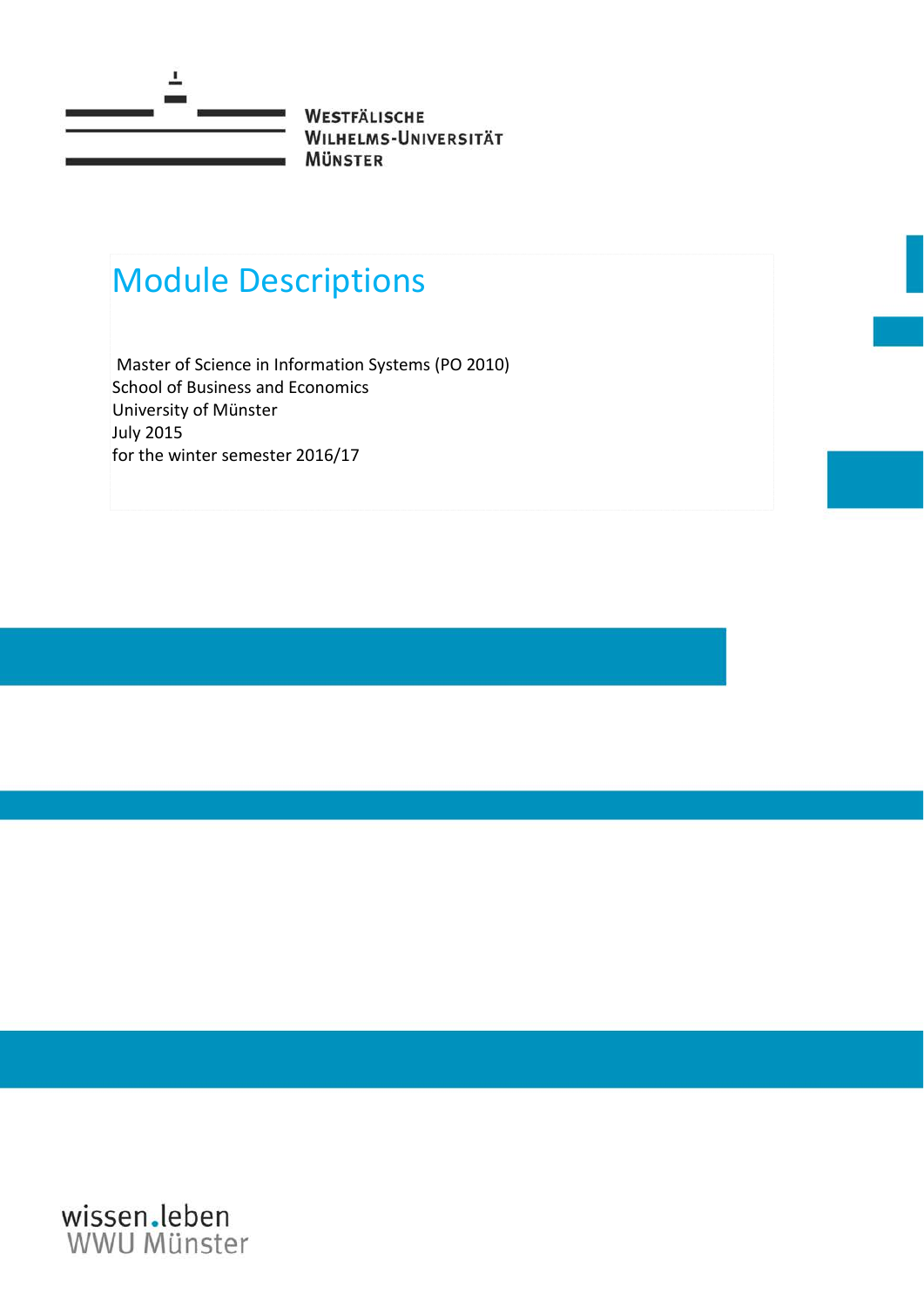Westfälische Wilhelms-Universität Münster

# Module Descriptions

Master of Science in Information Systems (PO 2010)
School of Business and Economics
University of Münster
July 2015
for the winter semester 2016/17

wissen.leben
WWU Münster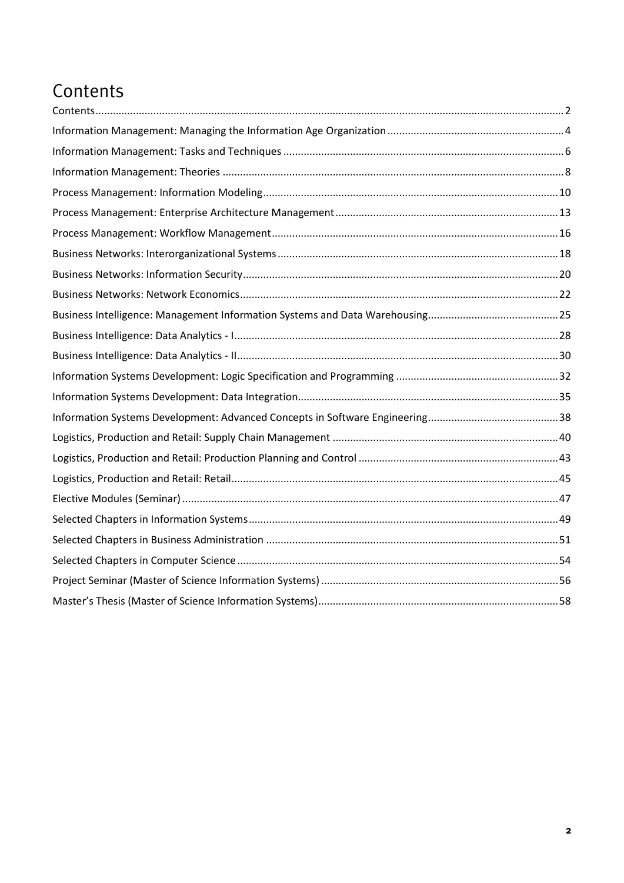# Contents

Contents ... 2
Information Management: Managing the Information Age Organization ... 4
Information Management: Tasks and Techniques ... 6
Information Management: Theories ... 8
Process Management: Information Modeling ... 10
Process Management: Enterprise Architecture Management ... 13
Process Management: Workflow Management ... 16
Business Networks: Interorganizational Systems ... 18
Business Networks: Information Security ... 20
Business Networks: Network Economics ... 22
Business Intelligence: Management Information Systems and Data Warehousing ... 25
Business Intelligence: Data Analytics - I ... 28
Business Intelligence: Data Analytics - II ... 30
Information Systems Development: Logic Specification and Programming ... 32
Information Systems Development: Data Integration ... 35
Information Systems Development: Advanced Concepts in Software Engineering ... 38
Logistics, Production and Retail: Supply Chain Management ... 40
Logistics, Production and Retail: Production Planning and Control ... 43
Logistics, Production and Retail: Retail ... 45
Elective Modules (Seminar) ... 47
Selected Chapters in Information Systems ... 49
Selected Chapters in Business Administration ... 51
Selected Chapters in Computer Science ... 54
Project Seminar (Master of Science Information Systems) ... 56
Master's Thesis (Master of Science Information Systems) ... 58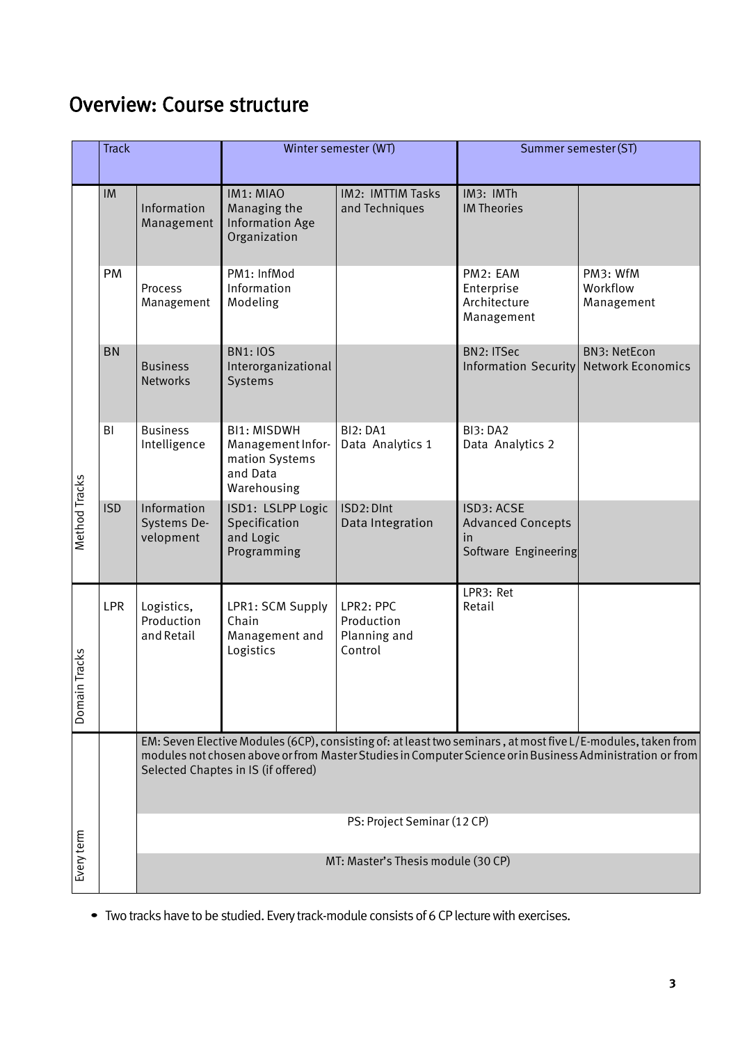# Overview: Course structure

| | Track | | Winter semester (WT) | | Summer semester (ST) | |
|---|---|---|---|---|---|---|
| Method Tracks | IM | Information Management | IM1: MIAO Managing the Information Age Organization | IM2: IMTTIM Tasks and Techniques | IM3: IMTh IM Theories | |
| | PM | Process Management | PM1: InfMod Information Modeling | | PM2: EAM Enterprise Architecture Management | PM3: WfM Workflow Management |
| | BN | Business Networks | BN1: IOS Interorganizational Systems | | BN2: ITSec Information Security | BN3: NetEcon Network Economics |
| | BI | Business Intelligence | BI1: MISDWH Management Information systems and Data Warehousing | BI2: DA1 Data Analytics 1 | BI3: DA2 Data Analytics 2 | |
| | ISD | Information Systems Development | ISD1: LSLPP Logic Specification and Logic Programming | ISD2: DInt Data Integration | ISD3: ACSE Advanced Concepts in Software Engineering | |
| Domain Tracks | LPR | Logistics, Production and Retail | LPR1: SCM Supply Chain Management and Logistics | LPR2: PPC Production Planning and Control | LPR3: Ret Retail | |
| Every term | | EM: Seven Elective Modules (6CP), consisting of: at least two seminars, at most five L/E-modules, taken from modules not chosen above or from Master Studies in Computer Science or in Business Administration or from Selected Chaptes in IS (if offered) | | | | |
| | | PS: Project Seminar (12 CP) | | | | |
| | | MT: Master's Thesis module (30 CP) | | | | |

- Two tracks have to be studied. Every track-module consists of 6 CP lecture with exercises.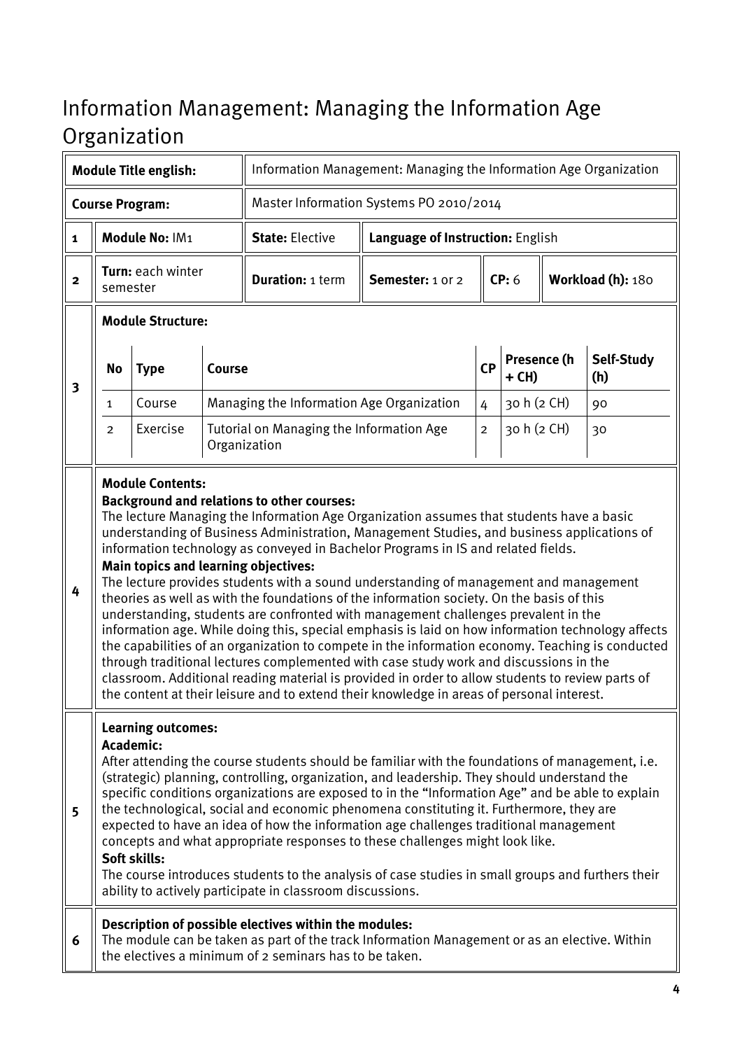# Information Management: Managing the Information Age Organization

| | | | | | | |
|---|---|---|---|---|---|---|
| **Module Title english:** | | Information Management: Managing the Information Age Organization | | | | |
| **Course Program:** | | Master Information Systems PO 2010/2014 | | | | |
| 1 | **Module No:** IM1 | **State:** Elective | **Language of Instruction:** English | | | |
| 2 | **Turn:** each winter semester | **Duration:** 1 term | **Semester:** 1 or 2 | **CP:** 6 | **Workload (h):** 180 | |

**3 Module Structure:**

| No | Type | Course | CP | Presence (h + CH) | Self-Study (h) |
|---|---|---|---|---|---|
| 1 | Course | Managing the Information Age Organization | 4 | 30 h (2 CH) | 90 |
| 2 | Exercise | Tutorial on Managing the Information Age Organization | 2 | 30 h (2 CH) | 30 |

**4 Module Contents:**

**Background and relations to other courses:**
The lecture Managing the Information Age Organization assumes that students have a basic understanding of Business Administration, Management Studies, and business applications of information technology as conveyed in Bachelor Programs in IS and related fields.

**Main topics and learning objectives:**
The lecture provides students with a sound understanding of management and management theories as well as with the foundations of the information society. On the basis of this understanding, students are confronted with management challenges prevalent in the information age. While doing this, special emphasis is laid on how information technology affects the capabilities of an organization to compete in the information economy. Teaching is conducted through traditional lectures complemented with case study work and discussions in the classroom. Additional reading material is provided in order to allow students to review parts of the content at their leisure and to extend their knowledge in areas of personal interest.

**5 Learning outcomes:**

**Academic:**
After attending the course students should be familiar with the foundations of management, i.e. (strategic) planning, controlling, organization, and leadership. They should understand the specific conditions organizations are exposed to in the "Information Age" and be able to explain the technological, social and economic phenomena constituting it. Furthermore, they are expected to have an idea of how the information age challenges traditional management concepts and what appropriate responses to these challenges might look like.

**Soft skills:**
The course introduces students to the analysis of case studies in small groups and furthers their ability to actively participate in classroom discussions.

**6 Description of possible electives within the modules:**
The module can be taken as part of the track Information Management or as an elective. Within the electives a minimum of 2 seminars has to be taken.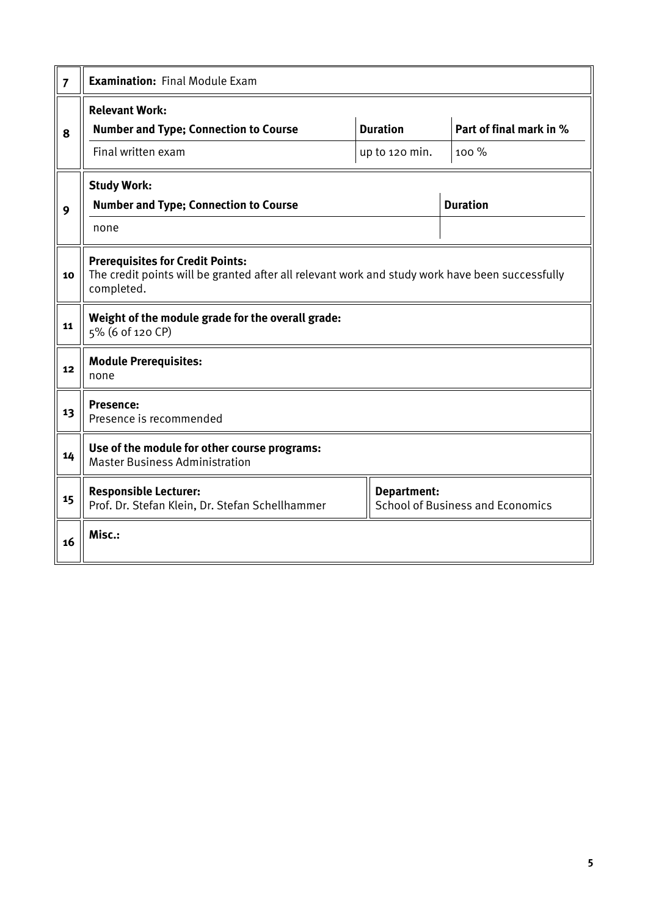| | |
|---|---|
| **7** | **Examination:** Final Module Exam |
| **8** | **Relevant Work:** |

| Number and Type; Connection to Course | Duration | Part of final mark in % |
|---|---|---|
| Final written exam | up to 120 min. | 100 % |

| | |
|---|---|
| **9** | **Study Work:** |

| Number and Type; Connection to Course | Duration |
|---|---|
| none | |

| | |
|---|---|
| **10** | **Prerequisites for Credit Points:** The credit points will be granted after all relevant work and study work have been successfully completed. |
| **11** | **Weight of the module grade for the overall grade:** 5% (6 of 120 CP) |
| **12** | **Module Prerequisites:** none |
| **13** | **Presence:** Presence is recommended |
| **14** | **Use of the module for other course programs:** Master Business Administration |
| **15** | **Responsible Lecturer:** Prof. Dr. Stefan Klein, Dr. Stefan Schellhammer — **Department:** School of Business and Economics |
| **16** | **Misc.:** |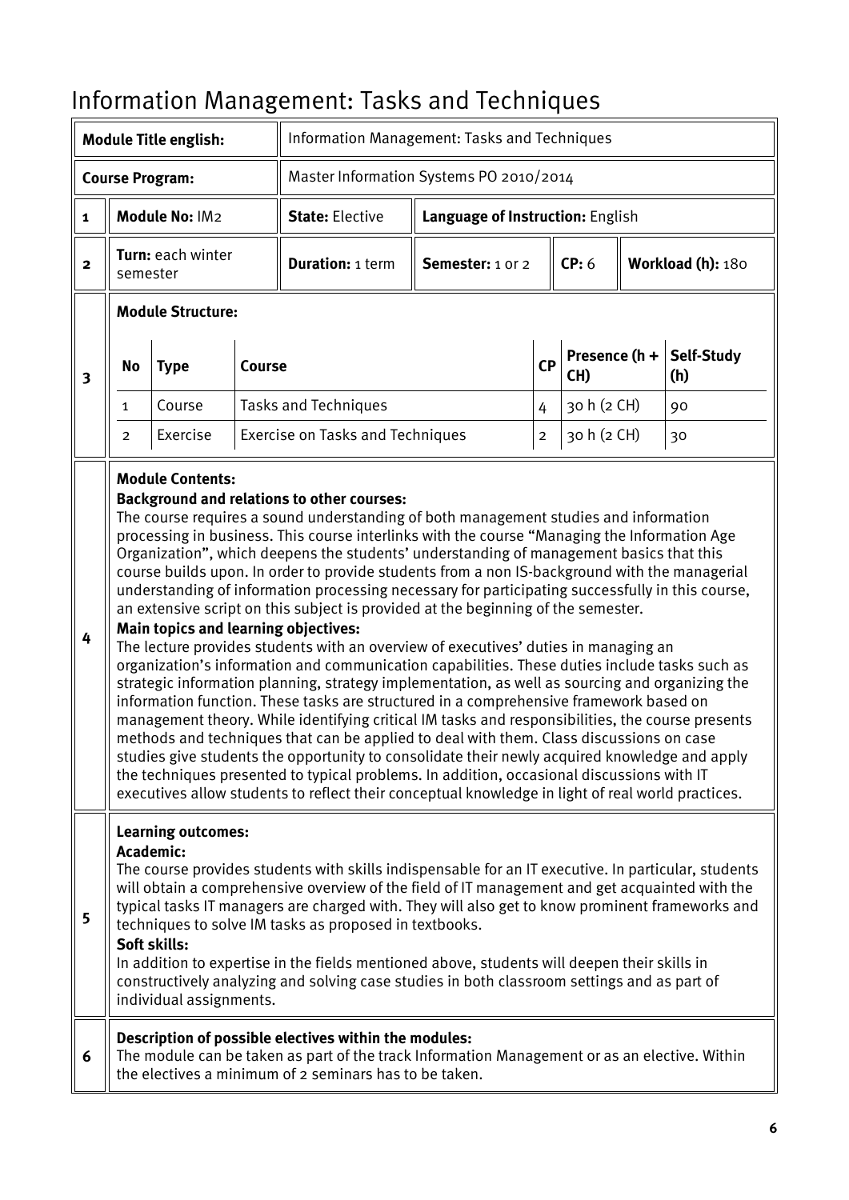# Information Management: Tasks and Techniques

| | | | | | |
|---|---|---|---|---|---|
| **Module Title english:** | Information Management: Tasks and Techniques | | | | |
| **Course Program:** | Master Information Systems PO 2010/2014 | | | | |
| **1** | **Module No:** IM2 | **State:** Elective | **Language of Instruction:** English | | |
| **2** | **Turn:** each winter semester | **Duration:** 1 term | **Semester:** 1 or 2 | **CP:** 6 | **Workload (h):** 180 |

**3 — Module Structure:**

| No | Type | Course | CP | Presence (h + CH) | Self-Study (h) |
|---|---|---|---|---|---|
| 1 | Course | Tasks and Techniques | 4 | 30 h (2 CH) | 90 |
| 2 | Exercise | Exercise on Tasks and Techniques | 2 | 30 h (2 CH) | 30 |

**4 — Module Contents:**

**Background and relations to other courses:**

The course requires a sound understanding of both management studies and information processing in business. This course interlinks with the course "Managing the Information Age Organization", which deepens the students' understanding of management basics that this course builds upon. In order to provide students from a non IS-background with the managerial understanding of information processing necessary for participating successfully in this course, an extensive script on this subject is provided at the beginning of the semester.

**Main topics and learning objectives:**

The lecture provides students with an overview of executives' duties in managing an organization's information and communication capabilities. These duties include tasks such as strategic information planning, strategy implementation, as well as sourcing and organizing the information function. These tasks are structured in a comprehensive framework based on management theory. While identifying critical IM tasks and responsibilities, the course presents methods and techniques that can be applied to deal with them. Class discussions on case studies give students the opportunity to consolidate their newly acquired knowledge and apply the techniques presented to typical problems. In addition, occasional discussions with IT executives allow students to reflect their conceptual knowledge in light of real world practices.

**5 — Learning outcomes:**

**Academic:**

The course provides students with skills indispensable for an IT executive. In particular, students will obtain a comprehensive overview of the field of IT management and get acquainted with the typical tasks IT managers are charged with. They will also get to know prominent frameworks and techniques to solve IM tasks as proposed in textbooks.

**Soft skills:**

In addition to expertise in the fields mentioned above, students will deepen their skills in constructively analyzing and solving case studies in both classroom settings and as part of individual assignments.

**6 — Description of possible electives within the modules:**

The module can be taken as part of the track Information Management or as an elective. Within the electives a minimum of 2 seminars has to be taken.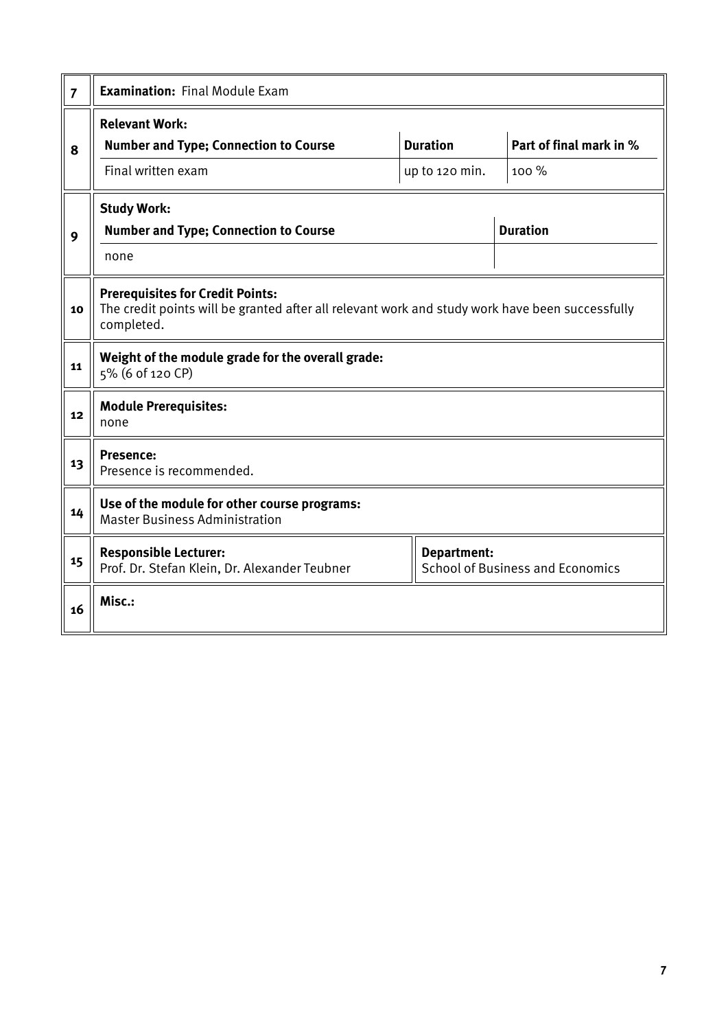| | |
|---|---|
| 7 | **Examination:** Final Module Exam |
| 8 | **Relevant Work:** |

| Number and Type; Connection to Course | Duration | Part of final mark in % |
|---|---|---|
| Final written exam | up to 120 min. | 100 % |

| | |
|---|---|
| 9 | **Study Work:** |

| Number and Type; Connection to Course | Duration |
|---|---|
| none | |

| | | |
|---|---|---|
| 10 | **Prerequisites for Credit Points:**<br>The credit points will be granted after all relevant work and study work have been successfully completed. | |
| 11 | **Weight of the module grade for the overall grade:**<br>5% (6 of 120 CP) | |
| 12 | **Module Prerequisites:**<br>none | |
| 13 | **Presence:**<br>Presence is recommended. | |
| 14 | **Use of the module for other course programs:**<br>Master Business Administration | |
| 15 | **Responsible Lecturer:**<br>Prof. Dr. Stefan Klein, Dr. Alexander Teubner | **Department:**<br>School of Business and Economics |
| 16 | **Misc.:** | |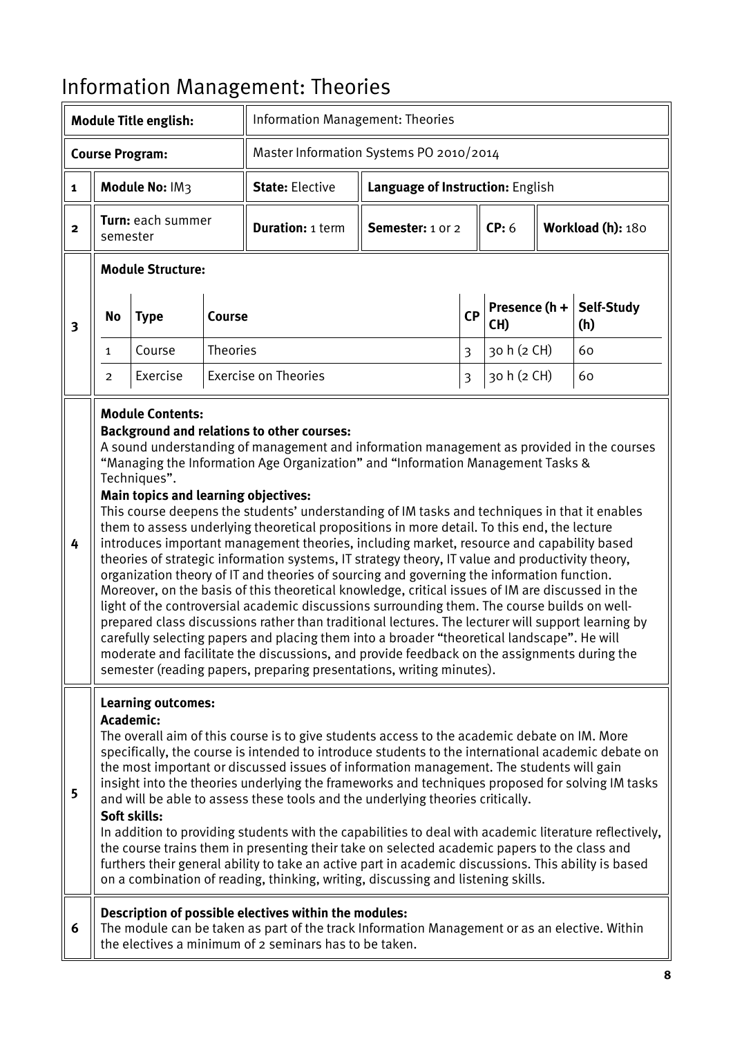# Information Management: Theories

| **Module Title english:** | Information Management: Theories | | | | |
|---|---|---|---|---|---|
| **Course Program:** | Master Information Systems PO 2010/2014 | | | | |
| **1** | **Module No:** IM3 | **State:** Elective | **Language of Instruction:** English | | |
| **2** | **Turn:** each summer semester | **Duration:** 1 term | **Semester:** 1 or 2 | **CP:** 6 | **Workload (h):** 180 |

**3 – Module Structure:**

| No | Type | Course | CP | Presence (h + CH) | Self-Study (h) |
|---|---|---|---|---|---|
| 1 | Course | Theories | 3 | 30 h (2 CH) | 60 |
| 2 | Exercise | Exercise on Theories | 3 | 30 h (2 CH) | 60 |

**4 – Module Contents:**

**Background and relations to other courses:**
A sound understanding of management and information management as provided in the courses "Managing the Information Age Organization" and "Information Management Tasks & Techniques".

**Main topics and learning objectives:**
This course deepens the students' understanding of IM tasks and techniques in that it enables them to assess underlying theoretical propositions in more detail. To this end, the lecture introduces important management theories, including market, resource and capability based theories of strategic information systems, IT strategy theory, IT value and productivity theory, organization theory of IT and theories of sourcing and governing the information function. Moreover, on the basis of this theoretical knowledge, critical issues of IM are discussed in the light of the controversial academic discussions surrounding them. The course builds on well-prepared class discussions rather than traditional lectures. The lecturer will support learning by carefully selecting papers and placing them into a broader "theoretical landscape". He will moderate and facilitate the discussions, and provide feedback on the assignments during the semester (reading papers, preparing presentations, writing minutes).

**5 – Learning outcomes:**

**Academic:**
The overall aim of this course is to give students access to the academic debate on IM. More specifically, the course is intended to introduce students to the international academic debate on the most important or discussed issues of information management. The students will gain insight into the theories underlying the frameworks and techniques proposed for solving IM tasks and will be able to assess these tools and the underlying theories critically.

**Soft skills:**
In addition to providing students with the capabilities to deal with academic literature reflectively, the course trains them in presenting their take on selected academic papers to the class and furthers their general ability to take an active part in academic discussions. This ability is based on a combination of reading, thinking, writing, discussing and listening skills.

**6 – Description of possible electives within the modules:**
The module can be taken as part of the track Information Management or as an elective. Within the electives a minimum of 2 seminars has to be taken.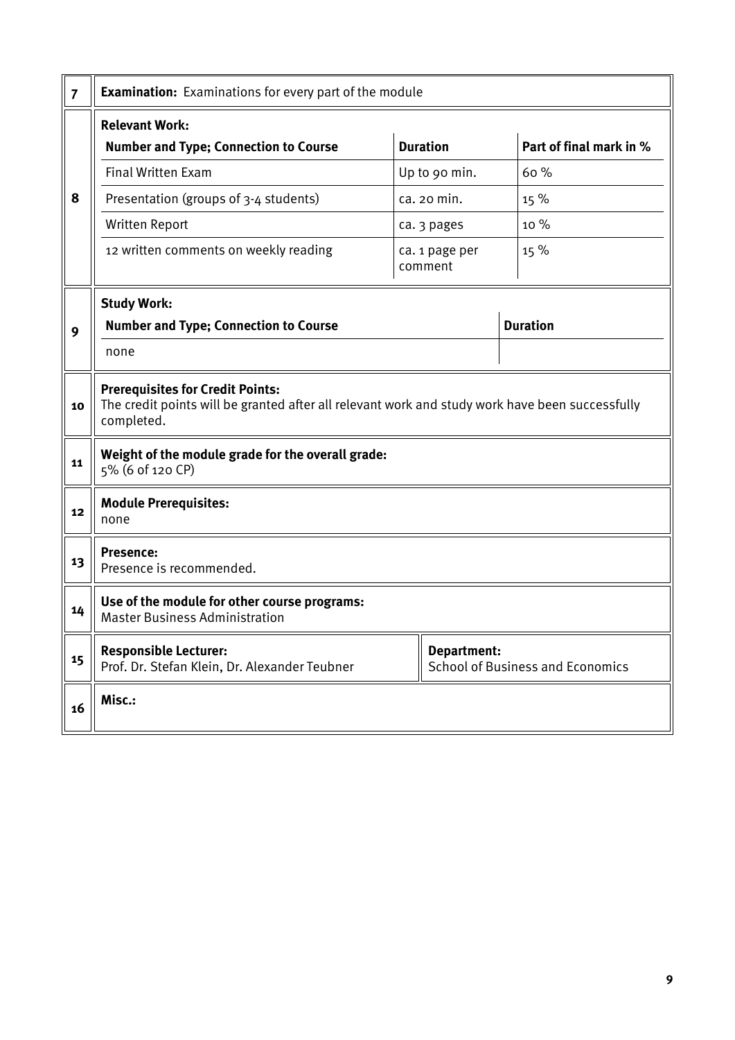| | |
|---|---|
| 7 | **Examination:** Examinations for every part of the module |
| 8 | **Relevant Work:** |

| Number and Type; Connection to Course | Duration | Part of final mark in % |
|---|---|---|
| Final Written Exam | Up to 90 min. | 60 % |
| Presentation (groups of 3-4 students) | ca. 20 min. | 15 % |
| Written Report | ca. 3 pages | 10 % |
| 12 written comments on weekly reading | ca. 1 page per comment | 15 % |

**9 — Study Work:**

| Number and Type; Connection to Course | Duration |
|---|---|
| none | |

| | |
|---|---|
| 10 | **Prerequisites for Credit Points:** The credit points will be granted after all relevant work and study work have been successfully completed. |
| 11 | **Weight of the module grade for the overall grade:** 5% (6 of 120 CP) |
| 12 | **Module Prerequisites:** none |
| 13 | **Presence:** Presence is recommended. |
| 14 | **Use of the module for other course programs:** Master Business Administration |
| 15 | **Responsible Lecturer:** Prof. Dr. Stefan Klein, Dr. Alexander Teubner — **Department:** School of Business and Economics |
| 16 | **Misc.:** |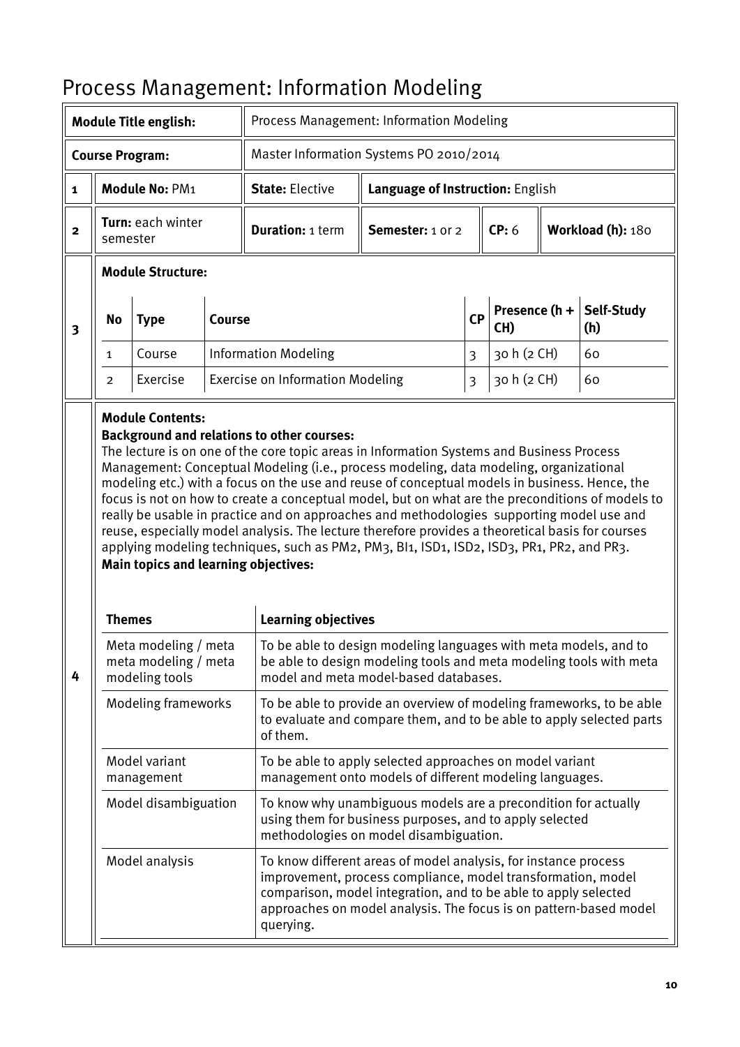# Process Management: Information Modeling

| | | | | | | |
|---|---|---|---|---|---|---|
| **Module Title english:** | | Process Management: Information Modeling | | | | |
| **Course Program:** | | Master Information Systems PO 2010/2014 | | | | |
| **1** | **Module No:** PM1 | **State:** Elective | **Language of Instruction:** English | | | |
| **2** | **Turn:** each winter semester | **Duration:** 1 term | **Semester:** 1 or 2 | **CP:** 6 | **Workload (h):** 180 | |

**3 Module Structure:**

| No | Type | Course | CP | Presence (h + CH) | Self-Study (h) |
|---|---|---|---|---|---|
| 1 | Course | Information Modeling | 3 | 30 h (2 CH) | 60 |
| 2 | Exercise | Exercise on Information Modeling | 3 | 30 h (2 CH) | 60 |

**4 Module Contents:**

**Background and relations to other courses:**

The lecture is on one of the core topic areas in Information Systems and Business Process Management: Conceptual Modeling (i.e., process modeling, data modeling, organizational modeling etc.) with a focus on the use and reuse of conceptual models in business. Hence, the focus is not on how to create a conceptual model, but on what are the preconditions of models to really be usable in practice and on approaches and methodologies supporting model use and reuse, especially model analysis. The lecture therefore provides a theoretical basis for courses applying modeling techniques, such as PM2, PM3, BI1, ISD1, ISD2, ISD3, PR1, PR2, and PR3.

**Main topics and learning objectives:**

| Themes | Learning objectives |
|---|---|
| Meta modeling / meta meta modeling / meta modeling tools | To be able to design modeling languages with meta models, and to be able to design modeling tools and meta modeling tools with meta model and meta model-based databases. |
| Modeling frameworks | To be able to provide an overview of modeling frameworks, to be able to evaluate and compare them, and to be able to apply selected parts of them. |
| Model variant management | To be able to apply selected approaches on model variant management onto models of different modeling languages. |
| Model disambiguation | To know why unambiguous models are a precondition for actually using them for business purposes, and to apply selected methodologies on model disambiguation. |
| Model analysis | To know different areas of model analysis, for instance process improvement, process compliance, model transformation, model comparison, model integration, and to be able to apply selected approaches on model analysis. The focus is on pattern-based model querying. |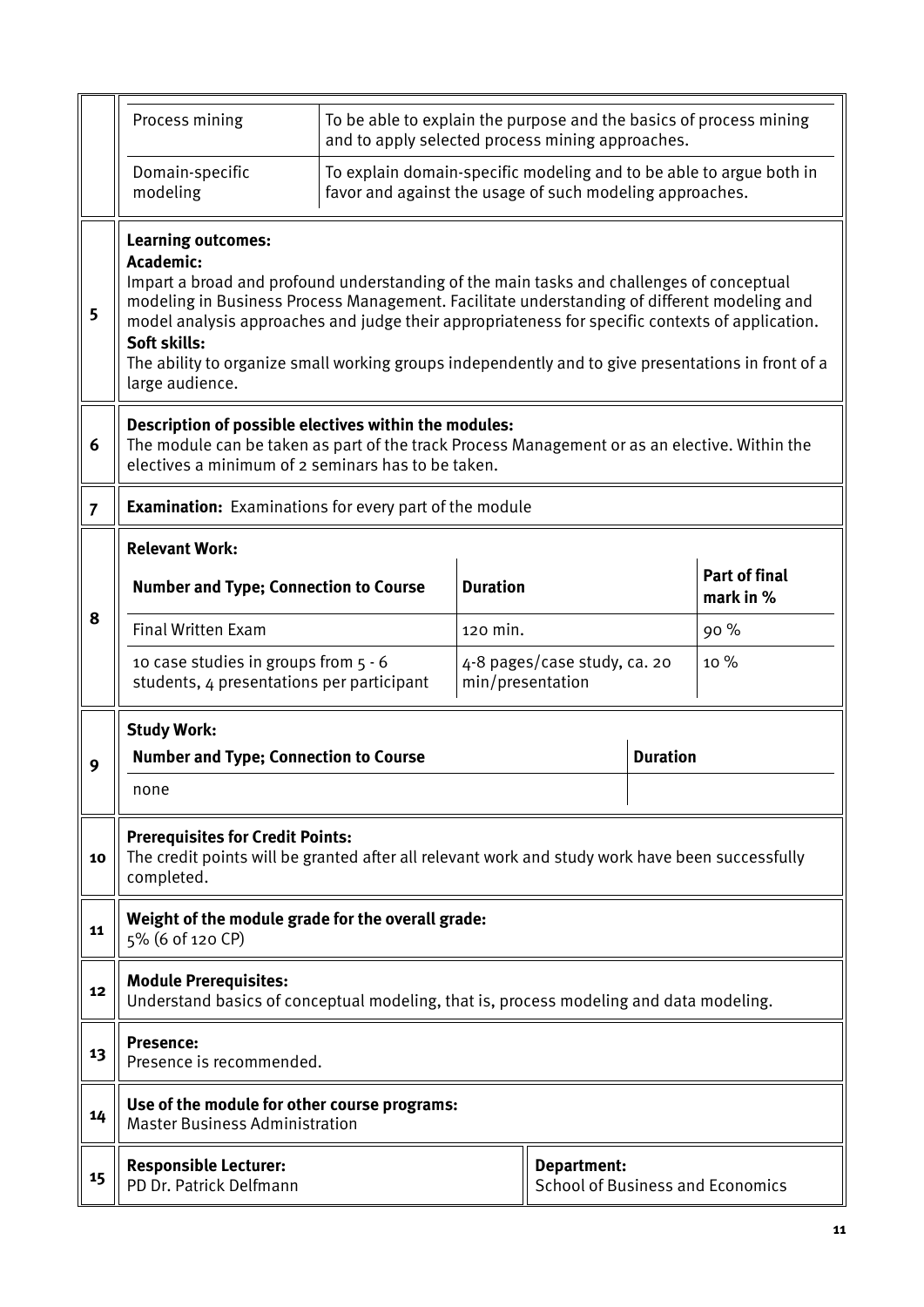| | | |
|---|---|---|
| | Process mining | To be able to explain the purpose and the basics of process mining and to apply selected process mining approaches. |
| | Domain-specific modeling | To explain domain-specific modeling and to be able to argue both in favor and against the usage of such modeling approaches. |

| | |
|---|---|
| 5 | **Learning outcomes:**<br>**Academic:**<br>Impart a broad and profound understanding of the main tasks and challenges of conceptual modeling in Business Process Management. Facilitate understanding of different modeling and model analysis approaches and judge their appropriateness for specific contexts of application.<br>**Soft skills:**<br>The ability to organize small working groups independently and to give presentations in front of a large audience. |
| 6 | **Description of possible electives within the modules:**<br>The module can be taken as part of the track Process Management or as an elective. Within the electives a minimum of 2 seminars has to be taken. |
| 7 | **Examination:** Examinations for every part of the module |

**8 Relevant Work:**

| Number and Type; Connection to Course | Duration | Part of final mark in % |
|---|---|---|
| Final Written Exam | 120 min. | 90 % |
| 10 case studies in groups from 5 - 6 students, 4 presentations per participant | 4-8 pages/case study, ca. 20 min/presentation | 10 % |

**9 Study Work:**

| Number and Type; Connection to Course | Duration |
|---|---|
| none | |

| | |
|---|---|
| 10 | **Prerequisites for Credit Points:**<br>The credit points will be granted after all relevant work and study work have been successfully completed. |
| 11 | **Weight of the module grade for the overall grade:**<br>5% (6 of 120 CP) |
| 12 | **Module Prerequisites:**<br>Understand basics of conceptual modeling, that is, process modeling and data modeling. |
| 13 | **Presence:**<br>Presence is recommended. |
| 14 | **Use of the module for other course programs:**<br>Master Business Administration |
| 15 | **Responsible Lecturer:**<br>PD Dr. Patrick Delfmann<br><br>**Department:**<br>School of Business and Economics |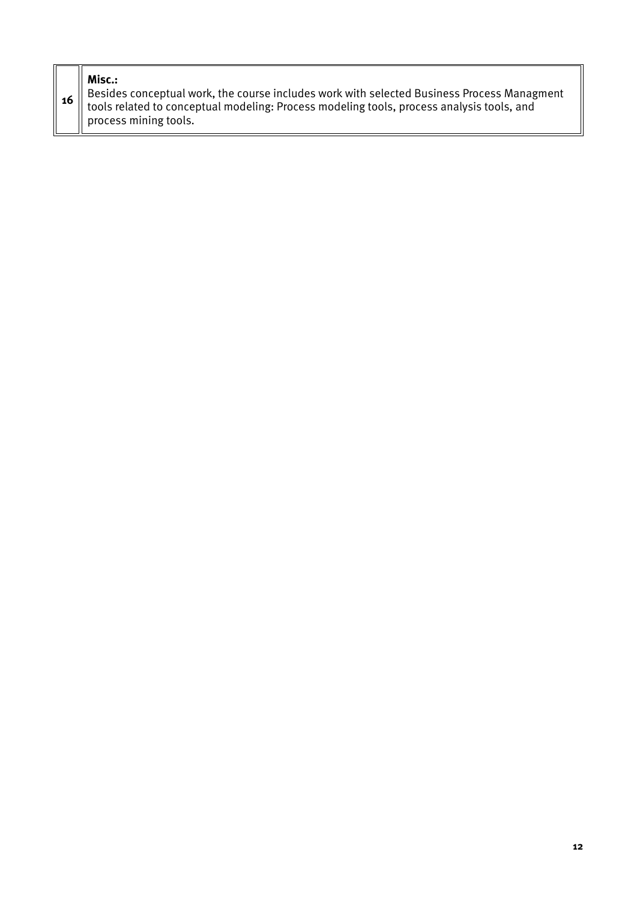| 16 | **Misc.:**<br>Besides conceptual work, the course includes work with selected Business Process Managment tools related to conceptual modeling: Process modeling tools, process analysis tools, and process mining tools. |
|---|---|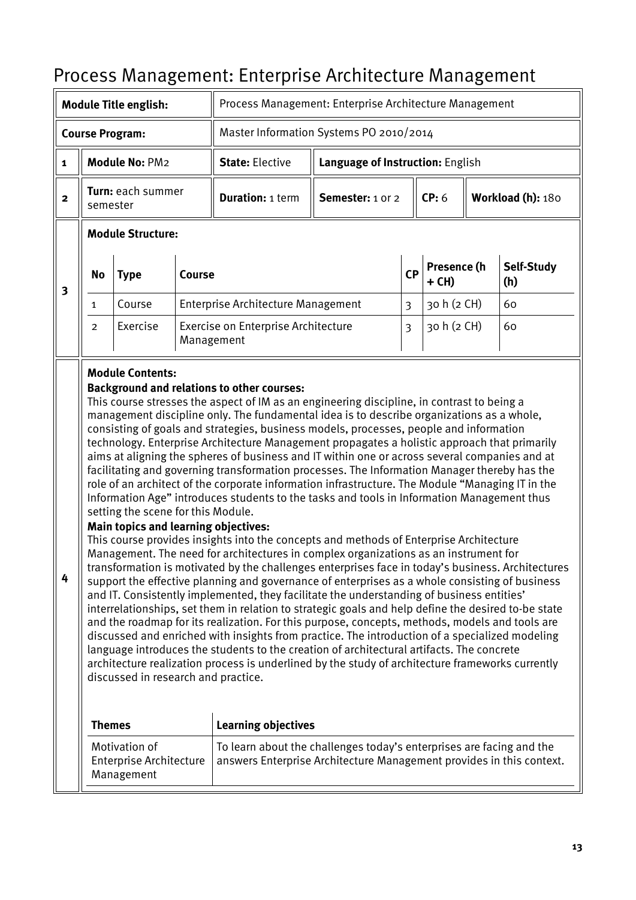# Process Management: Enterprise Architecture Management

| | | | | | | |
|---|---|---|---|---|---|---|
| **Module Title english:** | | Process Management: Enterprise Architecture Management | | | | |
| **Course Program:** | | Master Information Systems PO 2010/2014 | | | | |
| **1** | **Module No:** PM2 | **State:** Elective | **Language of Instruction:** English | | | |
| **2** | **Turn:** each summer semester | **Duration:** 1 term | **Semester:** 1 or 2 | **CP:** 6 | **Workload (h):** 180 | |

**3 Module Structure:**

| No | Type | Course | CP | Presence (h + CH) | Self-Study (h) |
|---|---|---|---|---|---|
| 1 | Course | Enterprise Architecture Management | 3 | 30 h (2 CH) | 60 |
| 2 | Exercise | Exercise on Enterprise Architecture Management | 3 | 30 h (2 CH) | 60 |

**4 Module Contents:**

**Background and relations to other courses:**

This course stresses the aspect of IM as an engineering discipline, in contrast to being a management discipline only. The fundamental idea is to describe organizations as a whole, consisting of goals and strategies, business models, processes, people and information technology. Enterprise Architecture Management propagates a holistic approach that primarily aims at aligning the spheres of business and IT within one or across several companies and at facilitating and governing transformation processes. The Information Manager thereby has the role of an architect of the corporate information infrastructure. The Module "Managing IT in the Information Age" introduces students to the tasks and tools in Information Management thus setting the scene for this Module.

**Main topics and learning objectives:**

This course provides insights into the concepts and methods of Enterprise Architecture Management. The need for architectures in complex organizations as an instrument for transformation is motivated by the challenges enterprises face in today's business. Architectures support the effective planning and governance of enterprises as a whole consisting of business and IT. Consistently implemented, they facilitate the understanding of business entities' interrelationships, set them in relation to strategic goals and help define the desired to-be state and the roadmap for its realization. For this purpose, concepts, methods, models and tools are discussed and enriched with insights from practice. The introduction of a specialized modeling language introduces the students to the creation of architectural artifacts. The concrete architecture realization process is underlined by the study of architecture frameworks currently discussed in research and practice.

| Themes | Learning objectives |
|---|---|
| Motivation of Enterprise Architecture Management | To learn about the challenges today's enterprises are facing and the answers Enterprise Architecture Management provides in this context. |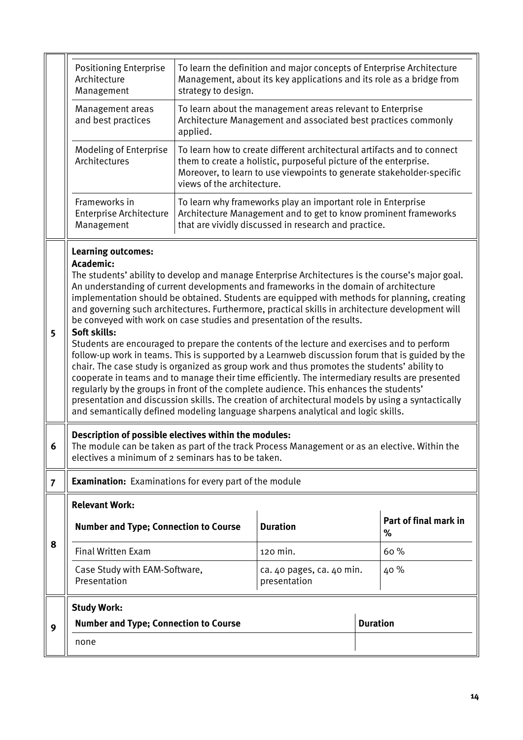| | |
|---|---|
| Positioning Enterprise Architecture Management | To learn the definition and major concepts of Enterprise Architecture Management, about its key applications and its role as a bridge from strategy to design. |
| Management areas and best practices | To learn about the management areas relevant to Enterprise Architecture Management and associated best practices commonly applied. |
| Modeling of Enterprise Architectures | To learn how to create different architectural artifacts and to connect them to create a holistic, purposeful picture of the enterprise. Moreover, to learn to use viewpoints to generate stakeholder-specific views of the architecture. |
| Frameworks in Enterprise Architecture Management | To learn why frameworks play an important role in Enterprise Architecture Management and to get to know prominent frameworks that are vividly discussed in research and practice. |

**5**

**Learning outcomes:**

**Academic:**

The students' ability to develop and manage Enterprise Architectures is the course's major goal. An understanding of current developments and frameworks in the domain of architecture implementation should be obtained. Students are equipped with methods for planning, creating and governing such architectures. Furthermore, practical skills in architecture development will be conveyed with work on case studies and presentation of the results.

**Soft skills:**

Students are encouraged to prepare the contents of the lecture and exercises and to perform follow-up work in teams. This is supported by a Learnweb discussion forum that is guided by the chair. The case study is organized as group work and thus promotes the students' ability to cooperate in teams and to manage their time efficiently. The intermediary results are presented regularly by the groups in front of the complete audience. This enhances the students' presentation and discussion skills. The creation of architectural models by using a syntactically and semantically defined modeling language sharpens analytical and logic skills.

**6**

**Description of possible electives within the modules:**

The module can be taken as part of the track Process Management or as an elective. Within the electives a minimum of 2 seminars has to be taken.

**7**

**Examination:** Examinations for every part of the module

**8**

**Relevant Work:**

| Number and Type; Connection to Course | Duration | Part of final mark in % |
|---|---|---|
| Final Written Exam | 120 min. | 60 % |
| Case Study with EAM-Software, Presentation | ca. 40 pages, ca. 40 min. presentation | 40 % |

**9**

**Study Work:**

| Number and Type; Connection to Course | Duration |
|---|---|
| none | |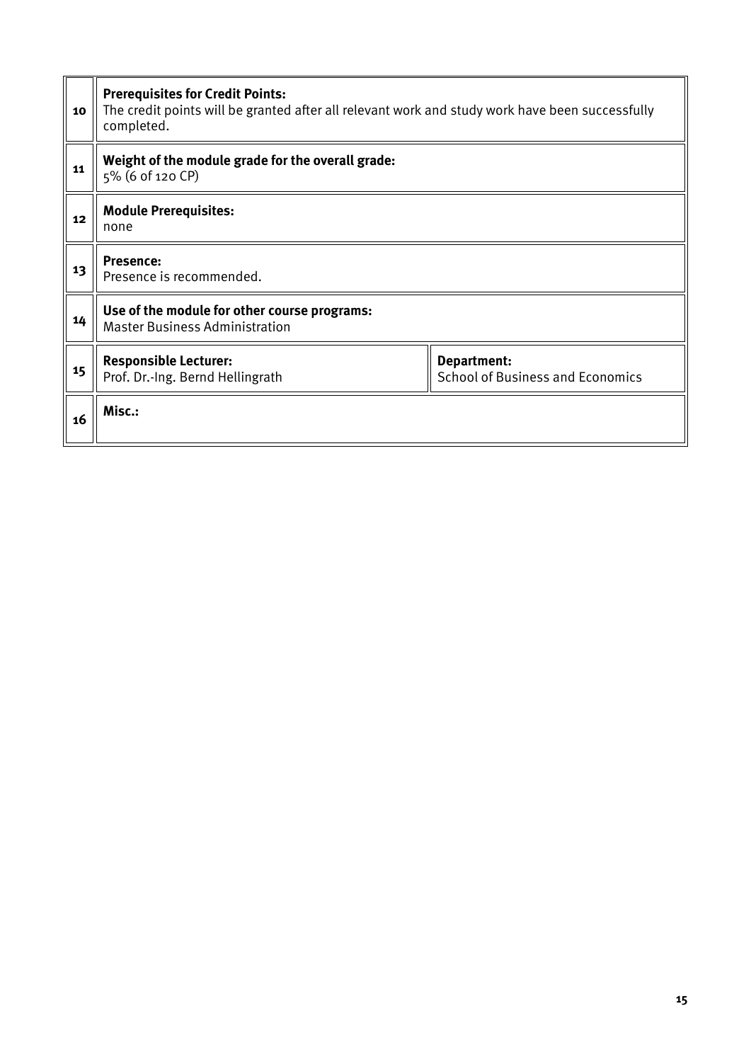| | | |
|---|---|---|
| 10 | **Prerequisites for Credit Points:**<br>The credit points will be granted after all relevant work and study work have been successfully completed. | |
| 11 | **Weight of the module grade for the overall grade:**<br>5% (6 of 120 CP) | |
| 12 | **Module Prerequisites:**<br>none | |
| 13 | **Presence:**<br>Presence is recommended. | |
| 14 | **Use of the module for other course programs:**<br>Master Business Administration | |
| 15 | **Responsible Lecturer:**<br>Prof. Dr.-Ing. Bernd Hellingrath | **Department:**<br>School of Business and Economics |
| 16 | **Misc.:** | |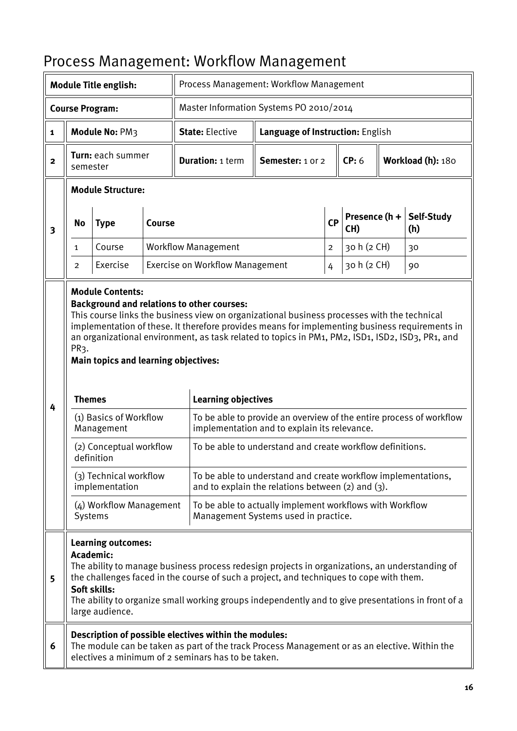# Process Management: Workflow Management

| | | | | | | |
|---|---|---|---|---|---|---|
| **Module Title english:** | | Process Management: Workflow Management | | | | |
| **Course Program:** | | Master Information Systems PO 2010/2014 | | | | |
| 1 | **Module No:** PM3 | **State:** Elective | **Language of Instruction:** English | | | |
| 2 | **Turn:** each summer semester | **Duration:** 1 term | **Semester:** 1 or 2 | **CP:** 6 | **Workload (h):** 180 | |

**3 — Module Structure:**

| No | Type | Course | CP | Presence (h + CH) | Self-Study (h) |
|---|---|---|---|---|---|
| 1 | Course | Workflow Management | 2 | 30 h (2 CH) | 30 |
| 2 | Exercise | Exercise on Workflow Management | 4 | 30 h (2 CH) | 90 |

**4 — Module Contents:**

**Background and relations to other courses:**
This course links the business view on organizational business processes with the technical implementation of these. It therefore provides means for implementing business requirements in an organizational environment, as task related to topics in PM1, PM2, ISD1, ISD2, ISD3, PR1, and PR3.

**Main topics and learning objectives:**

| Themes | Learning objectives |
|---|---|
| (1) Basics of Workflow Management | To be able to provide an overview of the entire process of workflow implementation and to explain its relevance. |
| (2) Conceptual workflow definition | To be able to understand and create workflow definitions. |
| (3) Technical workflow implementation | To be able to understand and create workflow implementations, and to explain the relations between (2) and (3). |
| (4) Workflow Management Systems | To be able to actually implement workflows with Workflow Management Systems used in practice. |

**5 — Learning outcomes:**

**Academic:**
The ability to manage business process redesign projects in organizations, an understanding of the challenges faced in the course of such a project, and techniques to cope with them.

**Soft skills:**
The ability to organize small working groups independently and to give presentations in front of a large audience.

**6 — Description of possible electives within the modules:**
The module can be taken as part of the track Process Management or as an elective. Within the electives a minimum of 2 seminars has to be taken.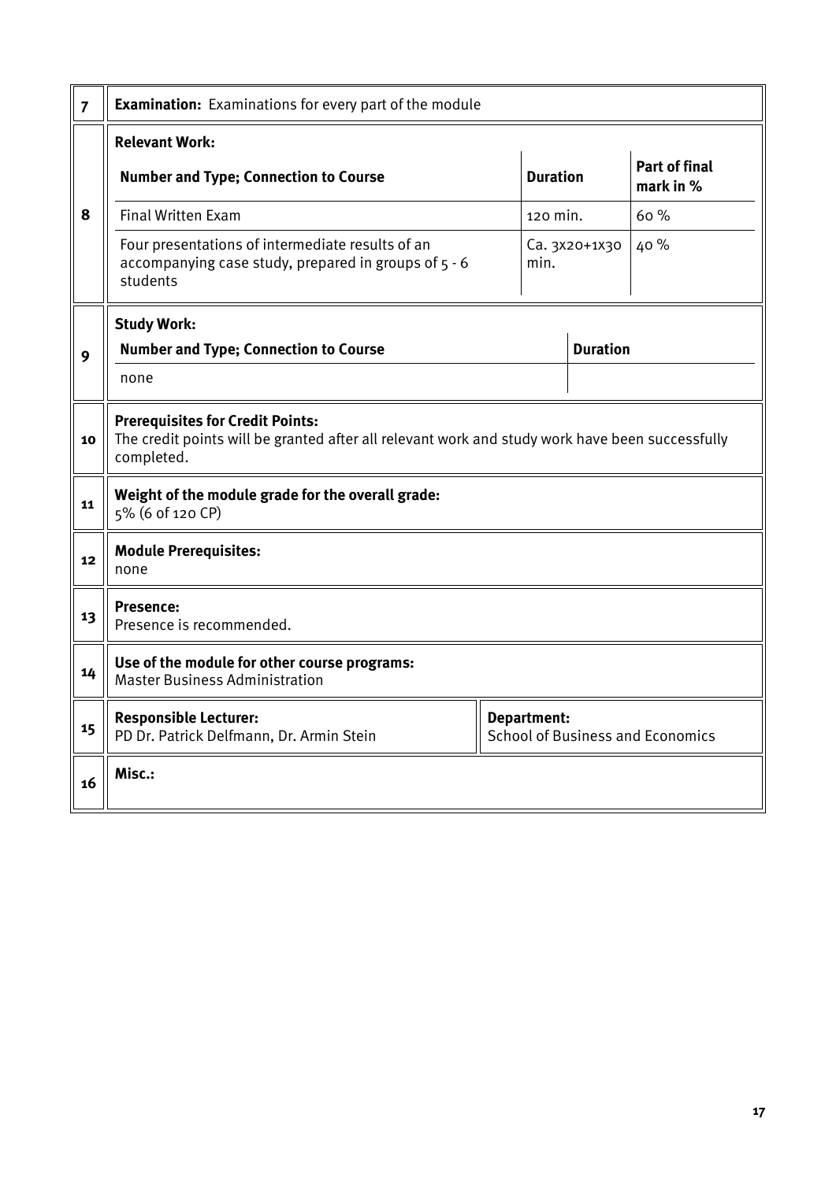| | |
|---|---|
| **7** | **Examination:** Examinations for every part of the module |

**8 — Relevant Work:**

| Number and Type; Connection to Course | Duration | Part of final mark in % |
|---|---|---|
| Final Written Exam | 120 min. | 60 % |
| Four presentations of intermediate results of an accompanying case study, prepared in groups of 5 - 6 students | Ca. 3x20+1x30 min. | 40 % |

**9 — Study Work:**

| Number and Type; Connection to Course | Duration |
|---|---|
| none | |

| | |
|---|---|
| **10** | **Prerequisites for Credit Points:** The credit points will be granted after all relevant work and study work have been successfully completed. |
| **11** | **Weight of the module grade for the overall grade:** 5% (6 of 120 CP) |
| **12** | **Module Prerequisites:** none |
| **13** | **Presence:** Presence is recommended. |
| **14** | **Use of the module for other course programs:** Master Business Administration |
| **15** | **Responsible Lecturer:** PD Dr. Patrick Delfmann, Dr. Armin Stein — **Department:** School of Business and Economics |
| **16** | **Misc.:** |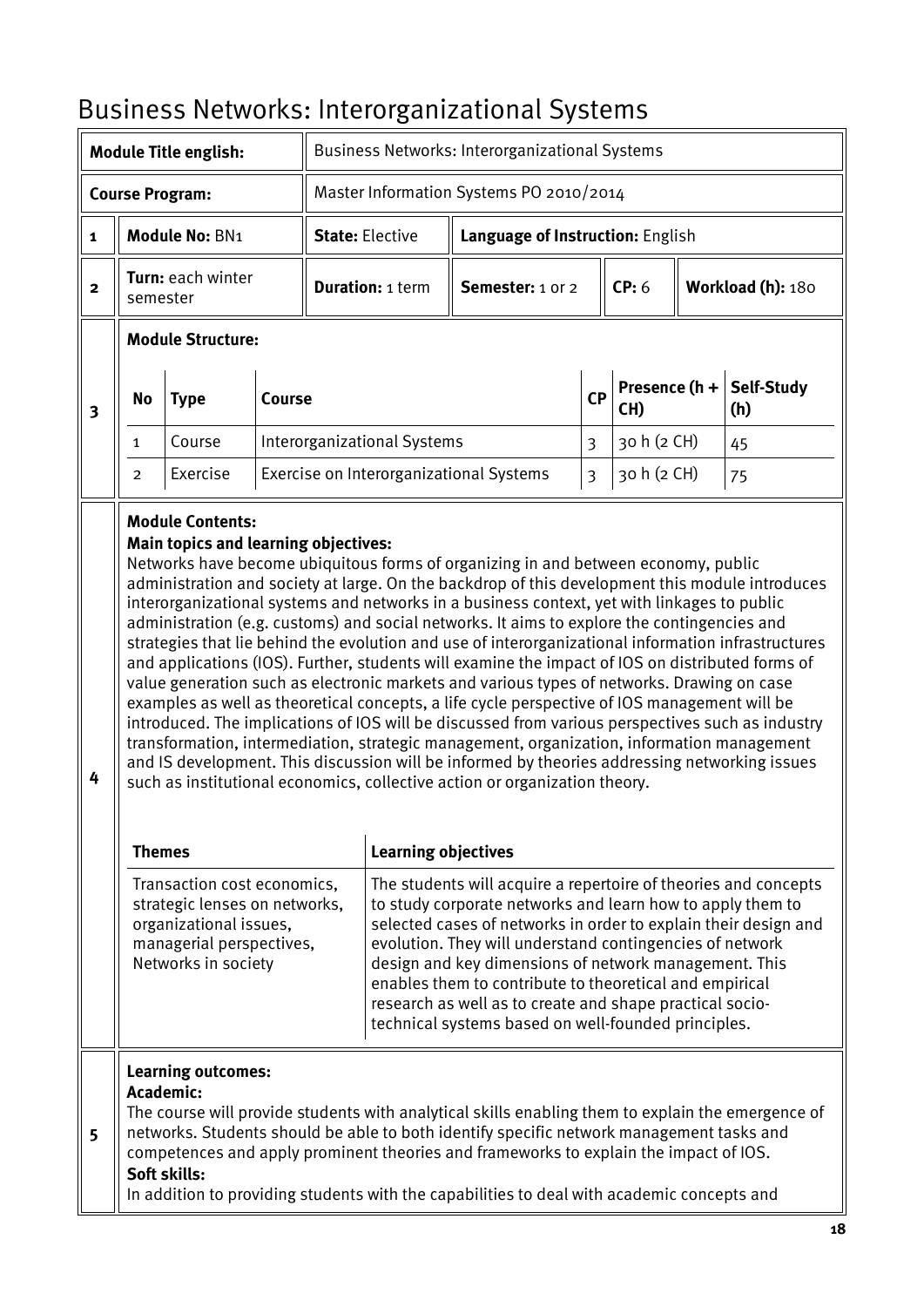# Business Networks: Interorganizational Systems

| | | | | | | |
|---|---|---|---|---|---|---|
| **Module Title english:** | | Business Networks: Interorganizational Systems | | | | |
| **Course Program:** | | Master Information Systems PO 2010/2014 | | | | |
| **1** | **Module No:** BN1 | **State:** Elective | **Language of Instruction:** English | | | |
| **2** | **Turn:** each winter semester | **Duration:** 1 term | **Semester:** 1 or 2 | **CP:** 6 | **Workload (h):** 180 | |

**3 Module Structure:**

| No | Type | Course | CP | Presence (h + CH) | Self-Study (h) |
|---|---|---|---|---|---|
| 1 | Course | Interorganizational Systems | 3 | 30 h (2 CH) | 45 |
| 2 | Exercise | Exercise on Interorganizational Systems | 3 | 30 h (2 CH) | 75 |

**4 Module Contents:**

**Main topics and learning objectives:**

Networks have become ubiquitous forms of organizing in and between economy, public administration and society at large. On the backdrop of this development this module introduces interorganizational systems and networks in a business context, yet with linkages to public administration (e.g. customs) and social networks. It aims to explore the contingencies and strategies that lie behind the evolution and use of interorganizational information infrastructures and applications (IOS). Further, students will examine the impact of IOS on distributed forms of value generation such as electronic markets and various types of networks. Drawing on case examples as well as theoretical concepts, a life cycle perspective of IOS management will be introduced. The implications of IOS will be discussed from various perspectives such as industry transformation, intermediation, strategic management, organization, information management and IS development. This discussion will be informed by theories addressing networking issues such as institutional economics, collective action or organization theory.

| Themes | Learning objectives |
|---|---|
| Transaction cost economics, strategic lenses on networks, organizational issues, managerial perspectives, Networks in society | The students will acquire a repertoire of theories and concepts to study corporate networks and learn how to apply them to selected cases of networks in order to explain their design and evolution. They will understand contingencies of network design and key dimensions of network management. This enables them to contribute to theoretical and empirical research as well as to create and shape practical socio-technical systems based on well-founded principles. |

**5 Learning outcomes:**

**Academic:**

The course will provide students with analytical skills enabling them to explain the emergence of networks. Students should be able to both identify specific network management tasks and competences and apply prominent theories and frameworks to explain the impact of IOS.

**Soft skills:**

In addition to providing students with the capabilities to deal with academic concepts and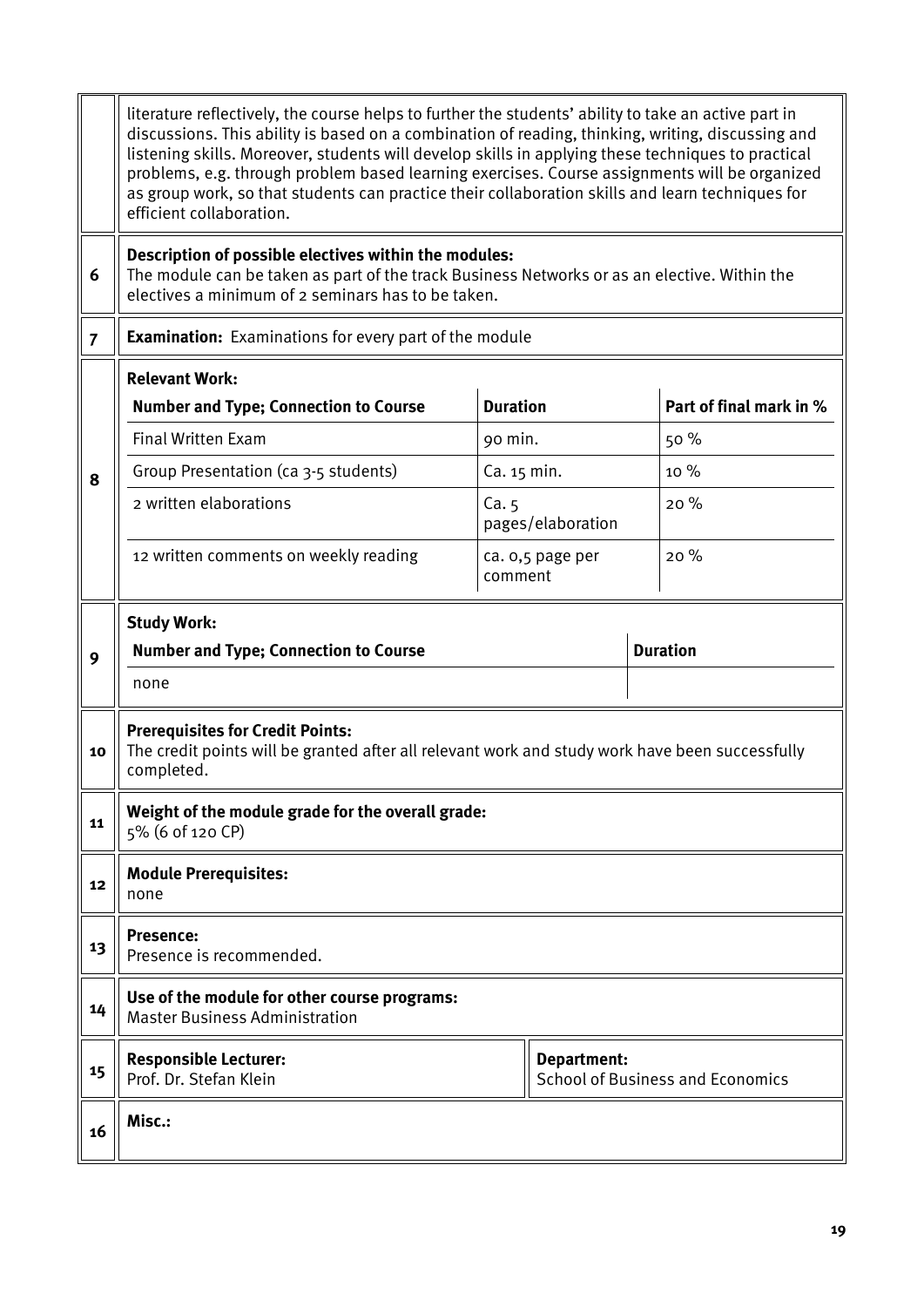| | |
|---|---|
| | literature reflectively, the course helps to further the students' ability to take an active part in discussions. This ability is based on a combination of reading, thinking, writing, discussing and listening skills. Moreover, students will develop skills in applying these techniques to practical problems, e.g. through problem based learning exercises. Course assignments will be organized as group work, so that students can practice their collaboration skills and learn techniques for efficient collaboration. |
| 6 | **Description of possible electives within the modules:** The module can be taken as part of the track Business Networks or as an elective. Within the electives a minimum of 2 seminars has to be taken. |
| 7 | **Examination:** Examinations for every part of the module |

**8 – Relevant Work:**

| Number and Type; Connection to Course | Duration | Part of final mark in % |
|---|---|---|
| Final Written Exam | 90 min. | 50 % |
| Group Presentation (ca 3-5 students) | Ca. 15 min. | 10 % |
| 2 written elaborations | Ca. 5 pages/elaboration | 20 % |
| 12 written comments on weekly reading | ca. 0,5 page per comment | 20 % |

**9 – Study Work:**

| Number and Type; Connection to Course | Duration |
|---|---|
| none | |

| | |
|---|---|
| 10 | **Prerequisites for Credit Points:** The credit points will be granted after all relevant work and study work have been successfully completed. |
| 11 | **Weight of the module grade for the overall grade:** 5% (6 of 120 CP) |
| 12 | **Module Prerequisites:** none |
| 13 | **Presence:** Presence is recommended. |
| 14 | **Use of the module for other course programs:** Master Business Administration |
| 15 | **Responsible Lecturer:** Prof. Dr. Stefan Klein — **Department:** School of Business and Economics |
| 16 | **Misc.:** |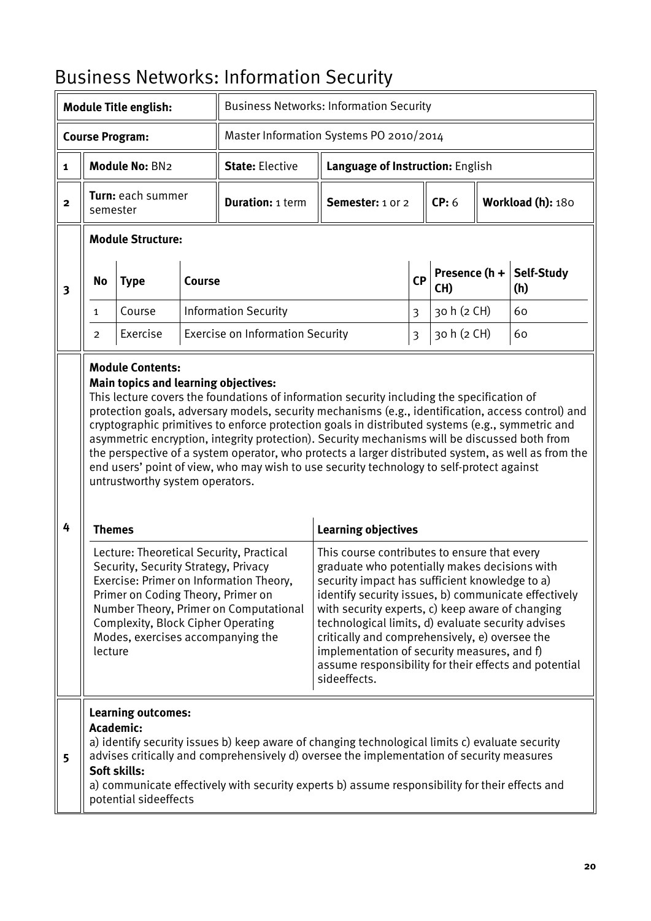# Business Networks: Information Security

| | | | | | | |
|---|---|---|---|---|---|---|
| **Module Title english:** | | Business Networks: Information Security | | | | |
| **Course Program:** | | Master Information Systems PO 2010/2014 | | | | |
| **1** | **Module No:** BN2 | **State:** Elective | **Language of Instruction:** English | | | |
| **2** | **Turn:** each summer semester | **Duration:** 1 term | **Semester:** 1 or 2 | **CP:** 6 | **Workload (h):** 180 | |

**3 Module Structure:**

| No | Type | Course | CP | Presence (h + CH) | Self-Study (h) |
|---|---|---|---|---|---|
| 1 | Course | Information Security | 3 | 30 h (2 CH) | 60 |
| 2 | Exercise | Exercise on Information Security | 3 | 30 h (2 CH) | 60 |

**4 Module Contents:**

**Main topics and learning objectives:**

This lecture covers the foundations of information security including the specification of protection goals, adversary models, security mechanisms (e.g., identification, access control) and cryptographic primitives to enforce protection goals in distributed systems (e.g., symmetric and asymmetric encryption, integrity protection). Security mechanisms will be discussed both from the perspective of a system operator, who protects a larger distributed system, as well as from the end users' point of view, who may wish to use security technology to self-protect against untrustworthy system operators.

| Themes | Learning objectives |
|---|---|
| Lecture: Theoretical Security, Practical Security, Security Strategy, Privacy Exercise: Primer on Information Theory, Primer on Coding Theory, Primer on Number Theory, Primer on Computational Complexity, Block Cipher Operating Modes, exercises accompanying the lecture | This course contributes to ensure that every graduate who potentially makes decisions with security impact has sufficient knowledge to a) identify security issues, b) communicate effectively with security experts, c) keep aware of changing technological limits, d) evaluate security advises critically and comprehensively, e) oversee the implementation of security measures, and f) assume responsibility for their effects and potential sideeffects. |

**5 Learning outcomes:**

**Academic:**

a) identify security issues b) keep aware of changing technological limits c) evaluate security advises critically and comprehensively d) oversee the implementation of security measures

**Soft skills:**

a) communicate effectively with security experts b) assume responsibility for their effects and potential sideeffects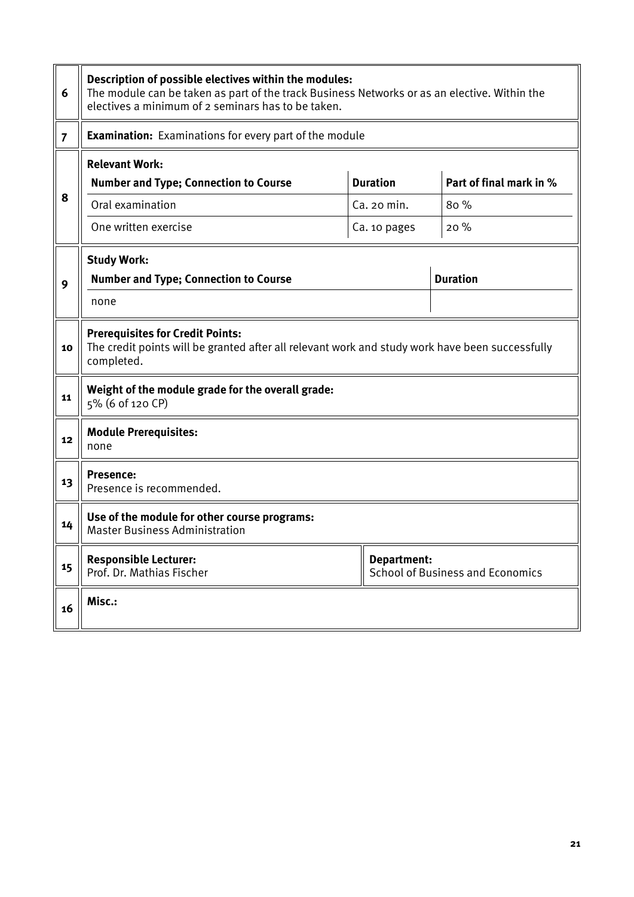| | |
|---|---|
| 6 | **Description of possible electives within the modules:**<br>The module can be taken as part of the track Business Networks or as an elective. Within the electives a minimum of 2 seminars has to be taken. |
| 7 | **Examination:** Examinations for every part of the module |
| 8 | **Relevant Work:** |

| Number and Type; Connection to Course | Duration | Part of final mark in % |
|---|---|---|
| Oral examination | Ca. 20 min. | 80 % |
| One written exercise | Ca. 10 pages | 20 % |

| | |
|---|---|
| 9 | **Study Work:** |

| Number and Type; Connection to Course | Duration |
|---|---|
| none | |

| | |
|---|---|
| 10 | **Prerequisites for Credit Points:**<br>The credit points will be granted after all relevant work and study work have been successfully completed. |
| 11 | **Weight of the module grade for the overall grade:**<br>5% (6 of 120 CP) |
| 12 | **Module Prerequisites:**<br>none |
| 13 | **Presence:**<br>Presence is recommended. |
| 14 | **Use of the module for other course programs:**<br>Master Business Administration |
| 15 | **Responsible Lecturer:**<br>Prof. Dr. Mathias Fischer<br>**Department:**<br>School of Business and Economics |
| 16 | **Misc.:** |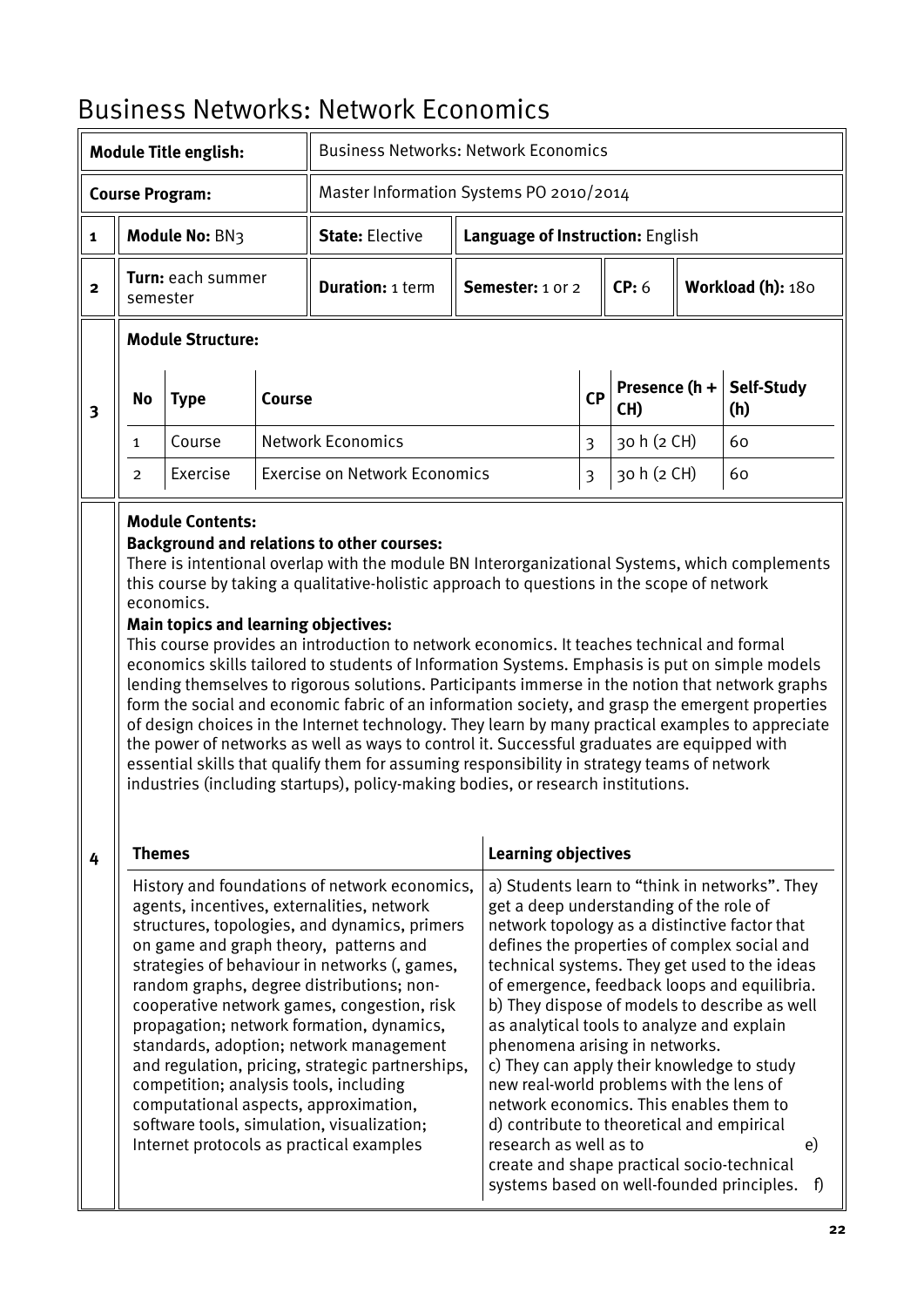# Business Networks: Network Economics

| | | | | | | |
|---|---|---|---|---|---|---|
| **Module Title english:** | | Business Networks: Network Economics | | | | |
| **Course Program:** | | Master Information Systems PO 2010/2014 | | | | |
| **1** | **Module No:** BN3 | **State:** Elective | **Language of Instruction:** English | | | |
| **2** | **Turn:** each summer semester | **Duration:** 1 term | **Semester:** 1 or 2 | **CP:** 6 | **Workload (h):** 180 | |

**3 Module Structure:**

| No | Type | Course | CP | Presence (h + CH) | Self-Study (h) |
|---|---|---|---|---|---|
| 1 | Course | Network Economics | 3 | 30 h (2 CH) | 60 |
| 2 | Exercise | Exercise on Network Economics | 3 | 30 h (2 CH) | 60 |

**4 Module Contents:**

**Background and relations to other courses:**

There is intentional overlap with the module BN Interorganizational Systems, which complements this course by taking a qualitative-holistic approach to questions in the scope of network economics.

**Main topics and learning objectives:**

This course provides an introduction to network economics. It teaches technical and formal economics skills tailored to students of Information Systems. Emphasis is put on simple models lending themselves to rigorous solutions. Participants immerse in the notion that network graphs form the social and economic fabric of an information society, and grasp the emergent properties of design choices in the Internet technology. They learn by many practical examples to appreciate the power of networks as well as ways to control it. Successful graduates are equipped with essential skills that qualify them for assuming responsibility in strategy teams of network industries (including startups), policy-making bodies, or research institutions.

| Themes | Learning objectives |
|---|---|
| History and foundations of network economics, agents, incentives, externalities, network structures, topologies, and dynamics, primers on game and graph theory, patterns and strategies of behaviour in networks (, games, random graphs, degree distributions; non-cooperative network games, congestion, risk propagation; network formation, dynamics, standards, adoption; network management and regulation, pricing, strategic partnerships, competition; analysis tools, including computational aspects, approximation, software tools, simulation, visualization; Internet protocols as practical examples | a) Students learn to "think in networks". They get a deep understanding of the role of network topology as a distinctive factor that defines the properties of complex social and technical systems. They get used to the ideas of emergence, feedback loops and equilibria. b) They dispose of models to describe as well as analytical tools to analyze and explain phenomena arising in networks. c) They can apply their knowledge to study new real-world problems with the lens of network economics. This enables them to d) contribute to theoretical and empirical research as well as to e) create and shape practical socio-technical systems based on well-founded principles. f) |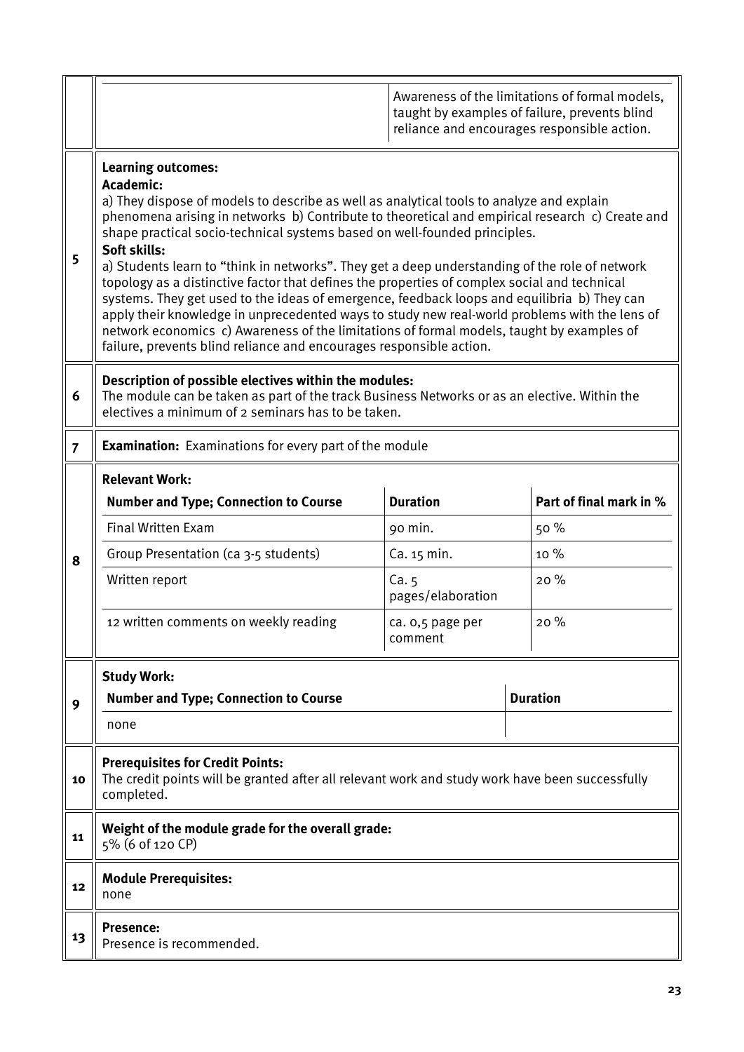| | | |
|---|---|---|
| | | Awareness of the limitations of formal models, taught by examples of failure, prevents blind reliance and encourages responsible action. |

| | |
|---|---|
| 5 | **Learning outcomes:**<br>**Academic:**<br>a) They dispose of models to describe as well as analytical tools to analyze and explain phenomena arising in networks b) Contribute to theoretical and empirical research c) Create and shape practical socio-technical systems based on well-founded principles.<br>**Soft skills:**<br>a) Students learn to "think in networks". They get a deep understanding of the role of network topology as a distinctive factor that defines the properties of complex social and technical systems. They get used to the ideas of emergence, feedback loops and equilibria b) They can apply their knowledge in unprecedented ways to study new real-world problems with the lens of network economics c) Awareness of the limitations of formal models, taught by examples of failure, prevents blind reliance and encourages responsible action. |
| 6 | **Description of possible electives within the modules:**<br>The module can be taken as part of the track Business Networks or as an elective. Within the electives a minimum of 2 seminars has to be taken. |
| 7 | **Examination:** Examinations for every part of the module |

**8 – Relevant Work:**

| Number and Type; Connection to Course | Duration | Part of final mark in % |
|---|---|---|
| Final Written Exam | 90 min. | 50 % |
| Group Presentation (ca 3-5 students) | Ca. 15 min. | 10 % |
| Written report | Ca. 5 pages/elaboration | 20 % |
| 12 written comments on weekly reading | ca. 0,5 page per comment | 20 % |

**9 – Study Work:**

| Number and Type; Connection to Course | Duration |
|---|---|
| none | |

| | |
|---|---|
| 10 | **Prerequisites for Credit Points:**<br>The credit points will be granted after all relevant work and study work have been successfully completed. |
| 11 | **Weight of the module grade for the overall grade:**<br>5% (6 of 120 CP) |
| 12 | **Module Prerequisites:**<br>none |
| 13 | **Presence:**<br>Presence is recommended. |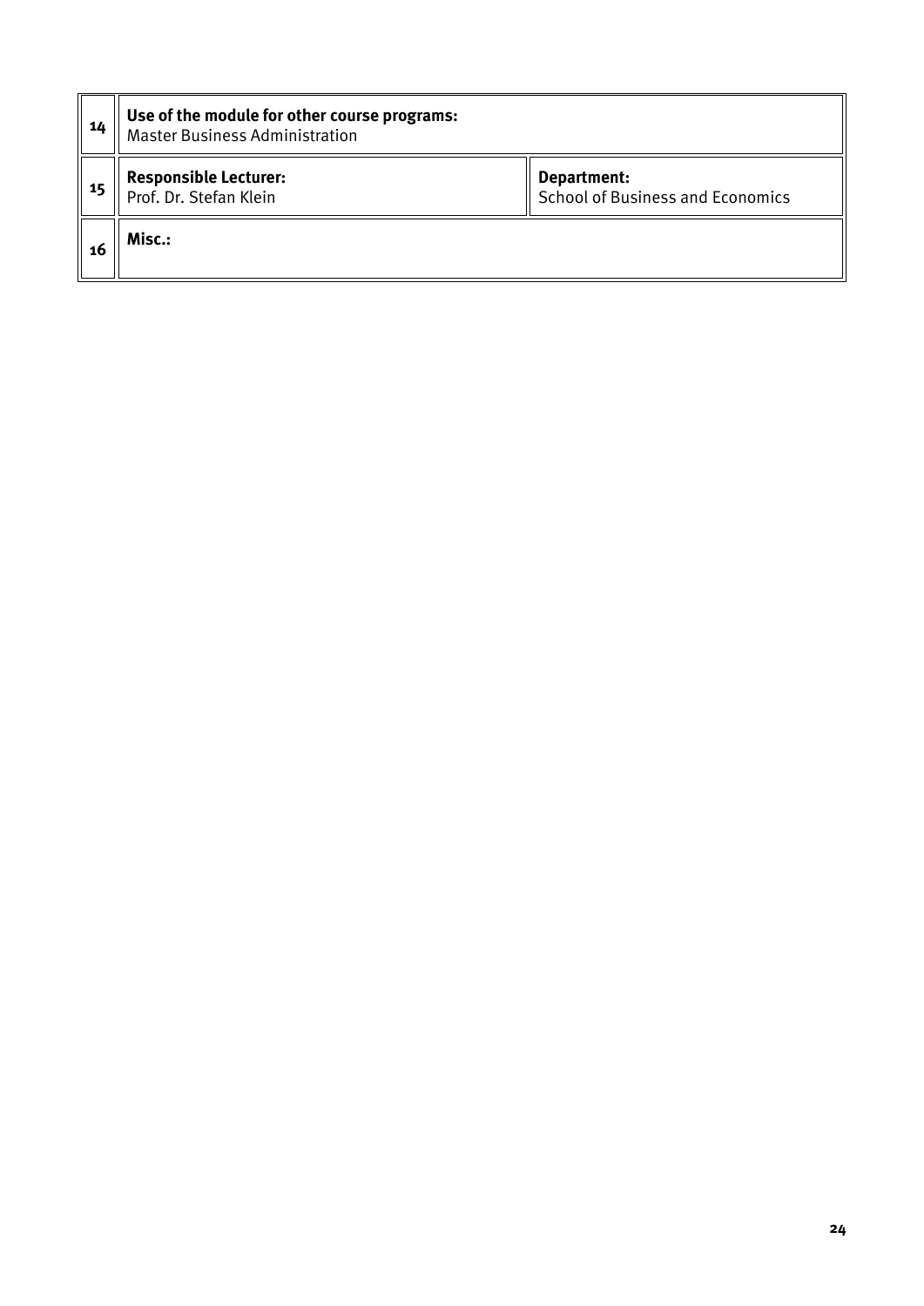| | | |
|---|---|---|
| 14 | **Use of the module for other course programs:**<br>Master Business Administration | |
| 15 | **Responsible Lecturer:**<br>Prof. Dr. Stefan Klein | **Department:**<br>School of Business and Economics |
| 16 | **Misc.:** | |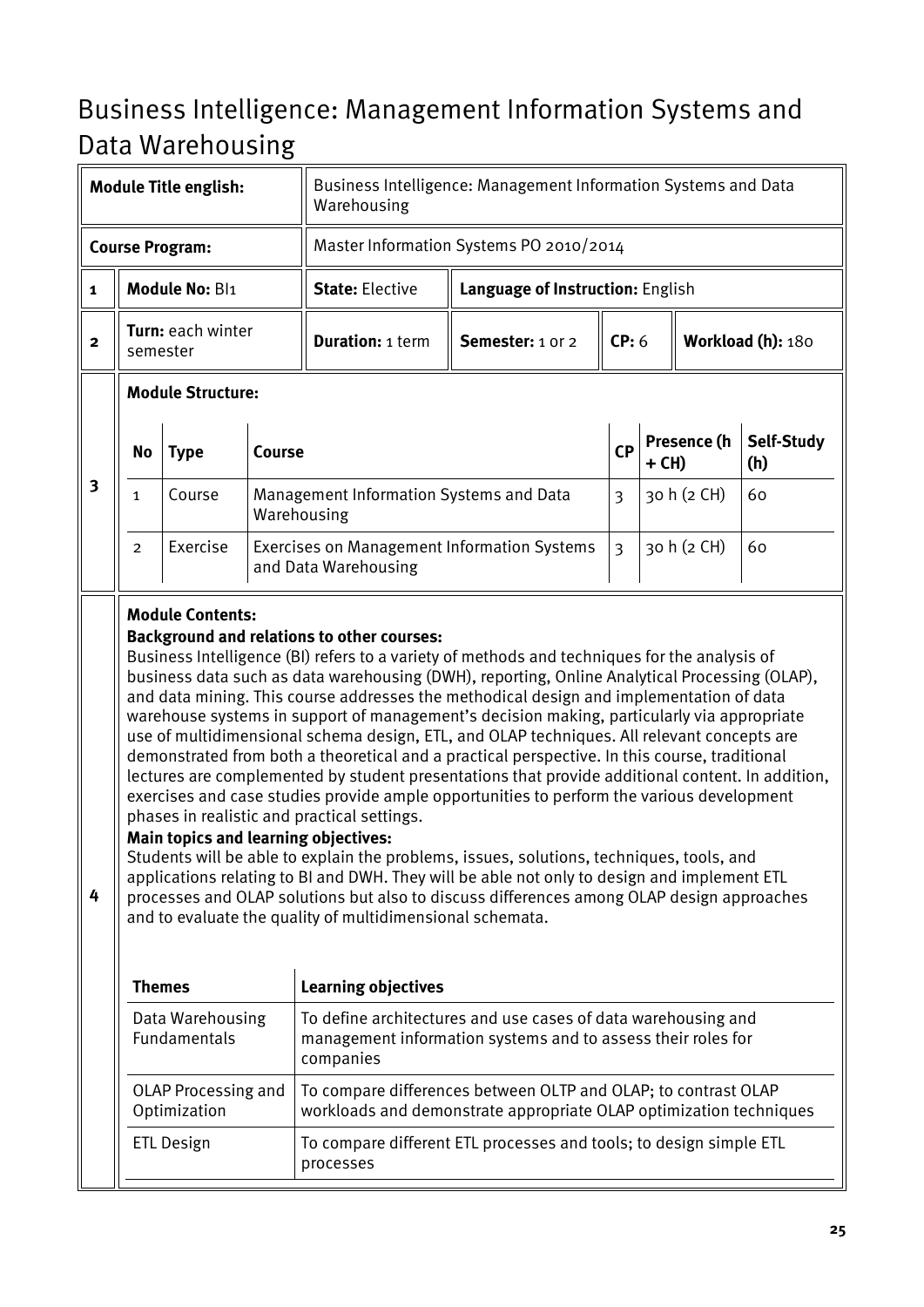# Business Intelligence: Management Information Systems and Data Warehousing

| | | | | | | |
|---|---|---|---|---|---|---|
| **Module Title english:** | | Business Intelligence: Management Information Systems and Data Warehousing | | | | |
| **Course Program:** | | Master Information Systems PO 2010/2014 | | | | |
| **1** | **Module No:** BI1 | **State:** Elective | **Language of Instruction:** English | | | |
| **2** | **Turn:** each winter semester | **Duration:** 1 term | **Semester:** 1 or 2 | **CP:** 6 | **Workload (h):** 180 | |

**3 Module Structure:**

| No | Type | Course | CP | Presence (h + CH) | Self-Study (h) |
|---|---|---|---|---|---|
| 1 | Course | Management Information Systems and Data Warehousing | 3 | 30 h (2 CH) | 60 |
| 2 | Exercise | Exercises on Management Information Systems and Data Warehousing | 3 | 30 h (2 CH) | 60 |

**4 Module Contents:**

**Background and relations to other courses:**

Business Intelligence (BI) refers to a variety of methods and techniques for the analysis of business data such as data warehousing (DWH), reporting, Online Analytical Processing (OLAP), and data mining. This course addresses the methodical design and implementation of data warehouse systems in support of management's decision making, particularly via appropriate use of multidimensional schema design, ETL, and OLAP techniques. All relevant concepts are demonstrated from both a theoretical and a practical perspective. In this course, traditional lectures are complemented by student presentations that provide additional content. In addition, exercises and case studies provide ample opportunities to perform the various development phases in realistic and practical settings.

**Main topics and learning objectives:**

Students will be able to explain the problems, issues, solutions, techniques, tools, and applications relating to BI and DWH. They will be able not only to design and implement ETL processes and OLAP solutions but also to discuss differences among OLAP design approaches and to evaluate the quality of multidimensional schemata.

| Themes | Learning objectives |
|---|---|
| Data Warehousing Fundamentals | To define architectures and use cases of data warehousing and management information systems and to assess their roles for companies |
| OLAP Processing and Optimization | To compare differences between OLTP and OLAP; to contrast OLAP workloads and demonstrate appropriate OLAP optimization techniques |
| ETL Design | To compare different ETL processes and tools; to design simple ETL processes |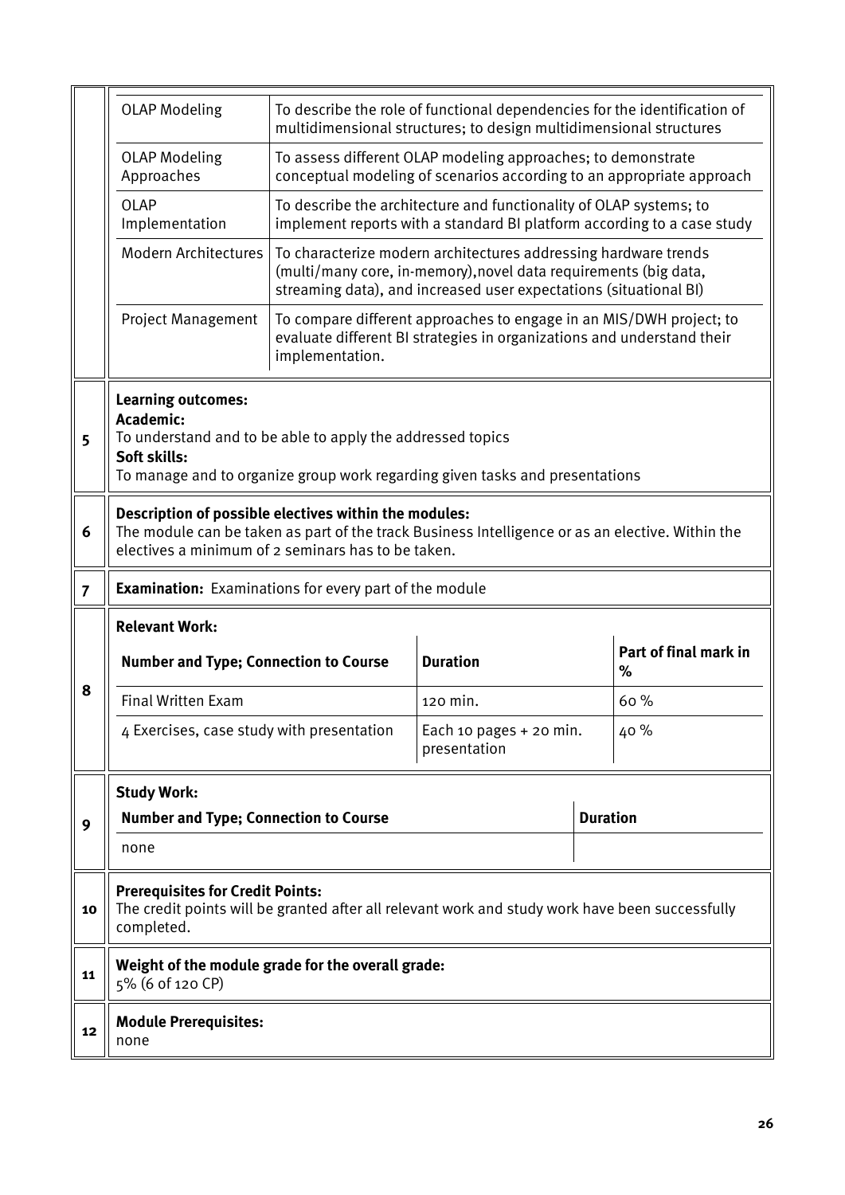| | | |
|---|---|---|
| | OLAP Modeling | To describe the role of functional dependencies for the identification of multidimensional structures; to design multidimensional structures |
| | OLAP Modeling Approaches | To assess different OLAP modeling approaches; to demonstrate conceptual modeling of scenarios according to an appropriate approach |
| | OLAP Implementation | To describe the architecture and functionality of OLAP systems; to implement reports with a standard BI platform according to a case study |
| | Modern Architectures | To characterize modern architectures addressing hardware trends (multi/many core, in-memory),novel data requirements (big data, streaming data), and increased user expectations (situational BI) |
| | Project Management | To compare different approaches to engage in an MIS/DWH project; to evaluate different BI strategies in organizations and understand their implementation. |

| | |
|---|---|
| 5 | **Learning outcomes:**<br>**Academic:**<br>To understand and to be able to apply the addressed topics<br>**Soft skills:**<br>To manage and to organize group work regarding given tasks and presentations |
| 6 | **Description of possible electives within the modules:**<br>The module can be taken as part of the track Business Intelligence or as an elective. Within the electives a minimum of 2 seminars has to be taken. |
| 7 | **Examination:** Examinations for every part of the module |

**8 Relevant Work:**

| Number and Type; Connection to Course | Duration | Part of final mark in % |
|---|---|---|
| Final Written Exam | 120 min. | 60 % |
| 4 Exercises, case study with presentation | Each 10 pages + 20 min. presentation | 40 % |

**9 Study Work:**

| Number and Type; Connection to Course | Duration |
|---|---|
| none | |

| | |
|---|---|
| 10 | **Prerequisites for Credit Points:**<br>The credit points will be granted after all relevant work and study work have been successfully completed. |
| 11 | **Weight of the module grade for the overall grade:**<br>5% (6 of 120 CP) |
| 12 | **Module Prerequisites:**<br>none |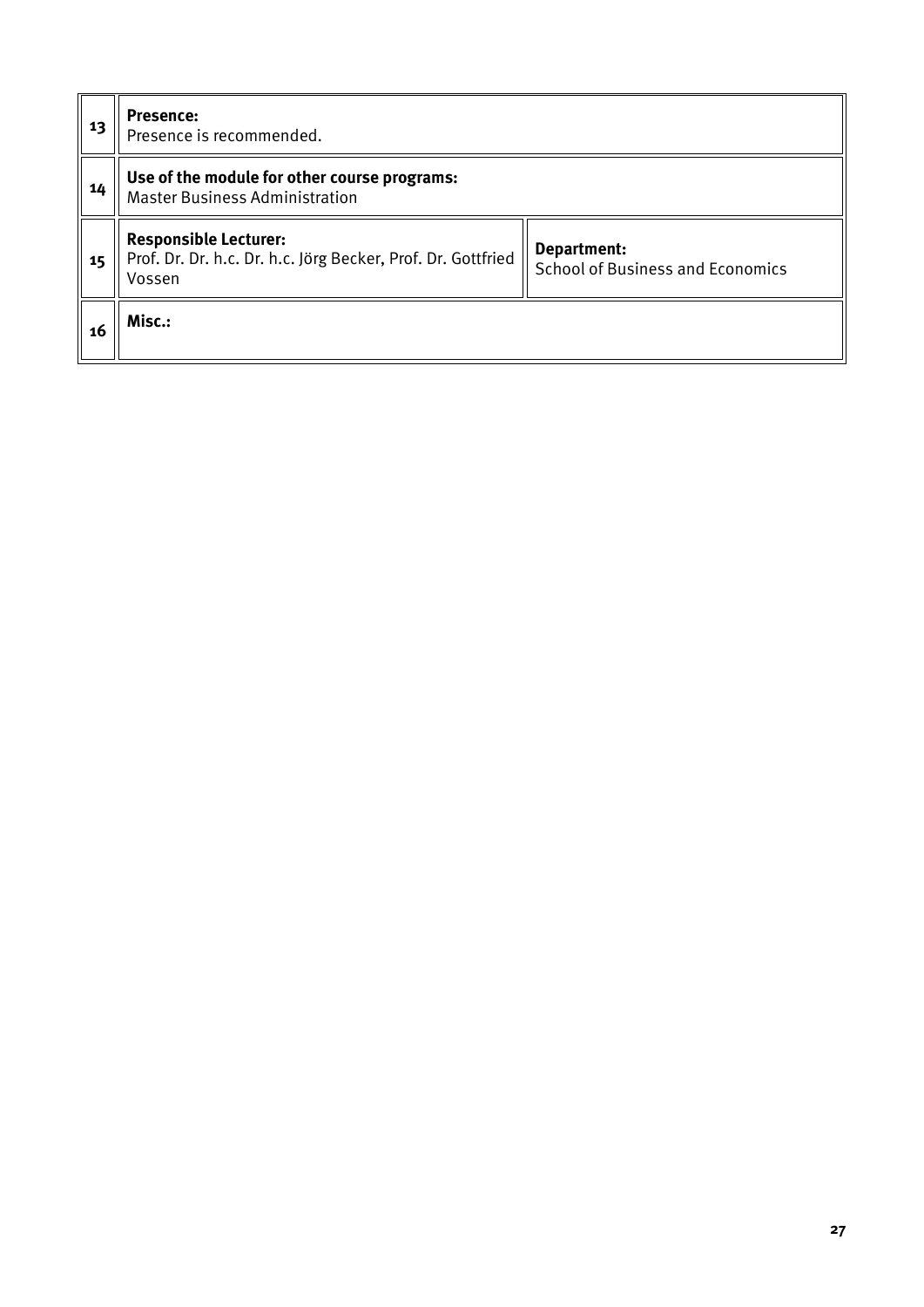| | | |
|---|---|---|
| 13 | **Presence:**<br>Presence is recommended. | |
| 14 | **Use of the module for other course programs:**<br>Master Business Administration | |
| 15 | **Responsible Lecturer:**<br>Prof. Dr. Dr. h.c. Dr. h.c. Jörg Becker, Prof. Dr. Gottfried Vossen | **Department:**<br>School of Business and Economics |
| 16 | **Misc.:** | |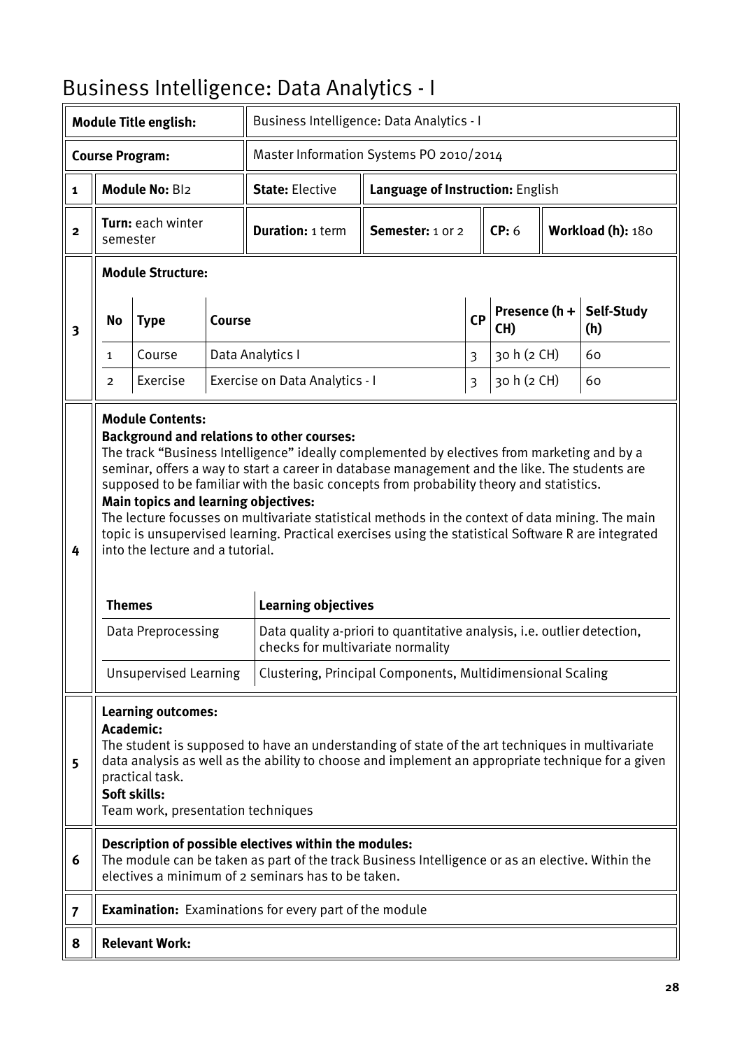# Business Intelligence: Data Analytics - I

| | | | | | | |
|---|---|---|---|---|---|---|
| **Module Title english:** | | Business Intelligence: Data Analytics - I | | | | |
| **Course Program:** | | Master Information Systems PO 2010/2014 | | | | |
| **1** | **Module No:** BI2 | **State:** Elective | **Language of Instruction:** English | | | |
| **2** | **Turn:** each winter semester | **Duration:** 1 term | **Semester:** 1 or 2 | **CP:** 6 | **Workload (h):** 180 | |

**3 Module Structure:**

| No | Type | Course | CP | Presence (h + CH) | Self-Study (h) |
|---|---|---|---|---|---|
| 1 | Course | Data Analytics I | 3 | 30 h (2 CH) | 60 |
| 2 | Exercise | Exercise on Data Analytics - I | 3 | 30 h (2 CH) | 60 |

**4 Module Contents:**

**Background and relations to other courses:**

The track "Business Intelligence" ideally complemented by electives from marketing and by a seminar, offers a way to start a career in database management and the like. The students are supposed to be familiar with the basic concepts from probability theory and statistics.

**Main topics and learning objectives:**

The lecture focusses on multivariate statistical methods in the context of data mining. The main topic is unsupervised learning. Practical exercises using the statistical Software R are integrated into the lecture and a tutorial.

| Themes | Learning objectives |
|---|---|
| Data Preprocessing | Data quality a-priori to quantitative analysis, i.e. outlier detection, checks for multivariate normality |
| Unsupervised Learning | Clustering, Principal Components, Multidimensional Scaling |

**5 Learning outcomes:**

**Academic:**

The student is supposed to have an understanding of state of the art techniques in multivariate data analysis as well as the ability to choose and implement an appropriate technique for a given practical task.

**Soft skills:**

Team work, presentation techniques

**6 Description of possible electives within the modules:**

The module can be taken as part of the track Business Intelligence or as an elective. Within the electives a minimum of 2 seminars has to be taken.

**7 Examination:** Examinations for every part of the module

**8 Relevant Work:**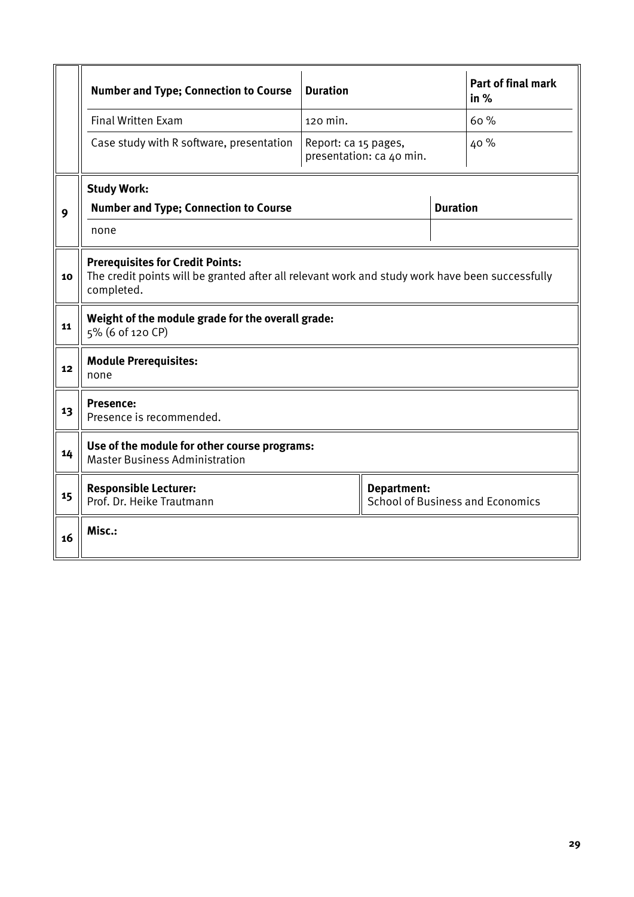| Number and Type; Connection to Course | Duration | Part of final mark in % |
|---|---|---|
| Final Written Exam | 120 min. | 60 % |
| Case study with R software, presentation | Report: ca 15 pages, presentation: ca 40 min. | 40 % |

**9** **Study Work:**

| Number and Type; Connection to Course | Duration |
|---|---|
| none | |

**10** **Prerequisites for Credit Points:**
The credit points will be granted after all relevant work and study work have been successfully completed.

**11** **Weight of the module grade for the overall grade:**
5% (6 of 120 CP)

**12** **Module Prerequisites:**
none

**13** **Presence:**
Presence is recommended.

**14** **Use of the module for other course programs:**
Master Business Administration

**15** **Responsible Lecturer:**
Prof. Dr. Heike Trautmann

**Department:**
School of Business and Economics

**16** **Misc.:**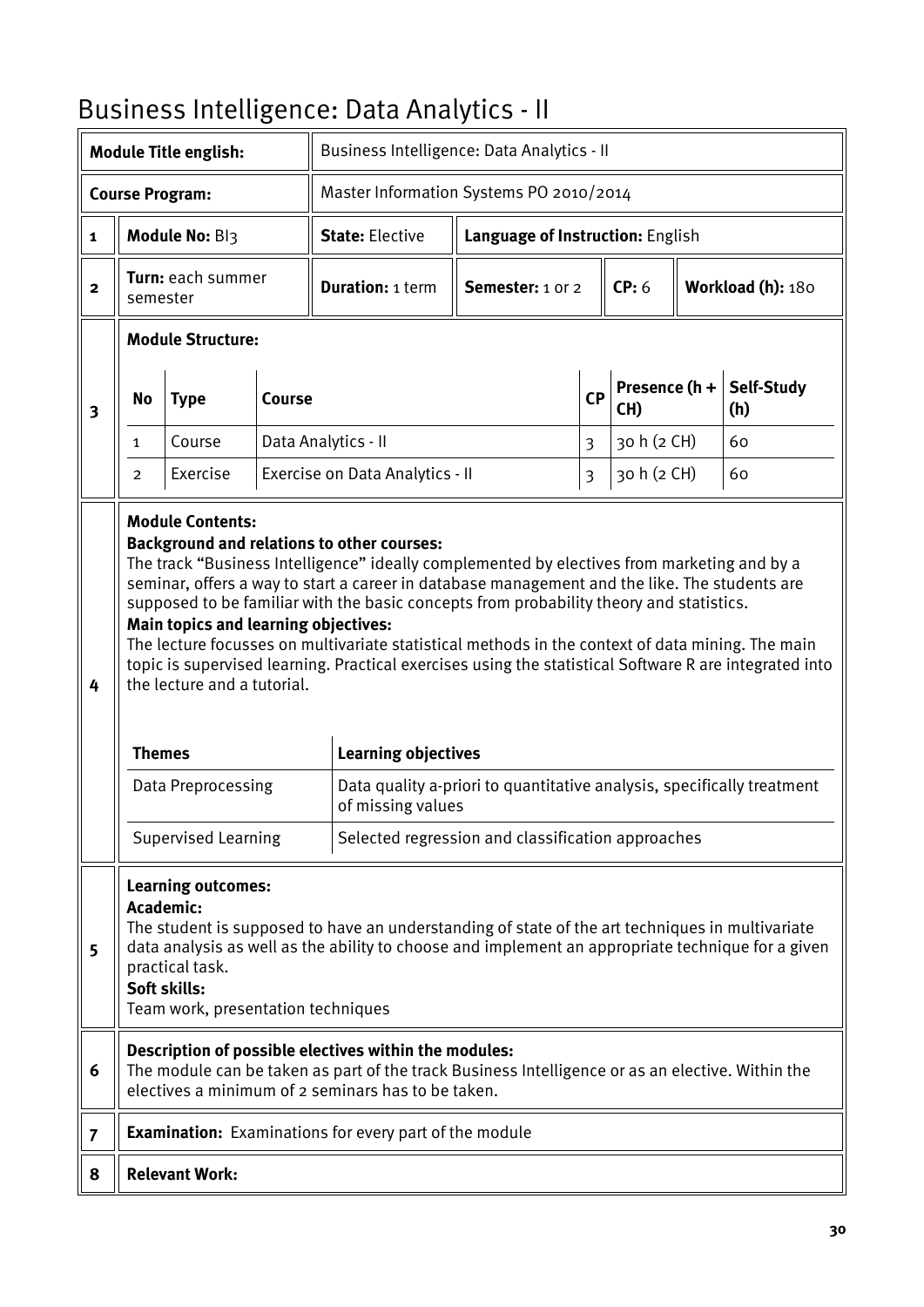# Business Intelligence: Data Analytics - II

| | | | | | | |
|---|---|---|---|---|---|---|
| **Module Title english:** | | Business Intelligence: Data Analytics - II | | | | |
| **Course Program:** | | Master Information Systems PO 2010/2014 | | | | |
| **1** | **Module No:** BI3 | **State:** Elective | **Language of Instruction:** English | | | |
| **2** | **Turn:** each summer semester | **Duration:** 1 term | **Semester:** 1 or 2 | **CP:** 6 | **Workload (h):** 180 | |

**3 — Module Structure:**

| No | Type | Course | CP | Presence (h + CH) | Self-Study (h) |
|---|---|---|---|---|---|
| 1 | Course | Data Analytics - II | 3 | 30 h (2 CH) | 60 |
| 2 | Exercise | Exercise on Data Analytics - II | 3 | 30 h (2 CH) | 60 |

**4 — Module Contents:**

**Background and relations to other courses:**
The track "Business Intelligence" ideally complemented by electives from marketing and by a seminar, offers a way to start a career in database management and the like. The students are supposed to be familiar with the basic concepts from probability theory and statistics.

**Main topics and learning objectives:**
The lecture focusses on multivariate statistical methods in the context of data mining. The main topic is supervised learning. Practical exercises using the statistical Software R are integrated into the lecture and a tutorial.

| Themes | Learning objectives |
|---|---|
| Data Preprocessing | Data quality a-priori to quantitative analysis, specifically treatment of missing values |
| Supervised Learning | Selected regression and classification approaches |

**5 — Learning outcomes:**

**Academic:**
The student is supposed to have an understanding of state of the art techniques in multivariate data analysis as well as the ability to choose and implement an appropriate technique for a given practical task.

**Soft skills:**
Team work, presentation techniques

**6 — Description of possible electives within the modules:**
The module can be taken as part of the track Business Intelligence or as an elective. Within the electives a minimum of 2 seminars has to be taken.

**7 — Examination:** Examinations for every part of the module

**8 — Relevant Work:**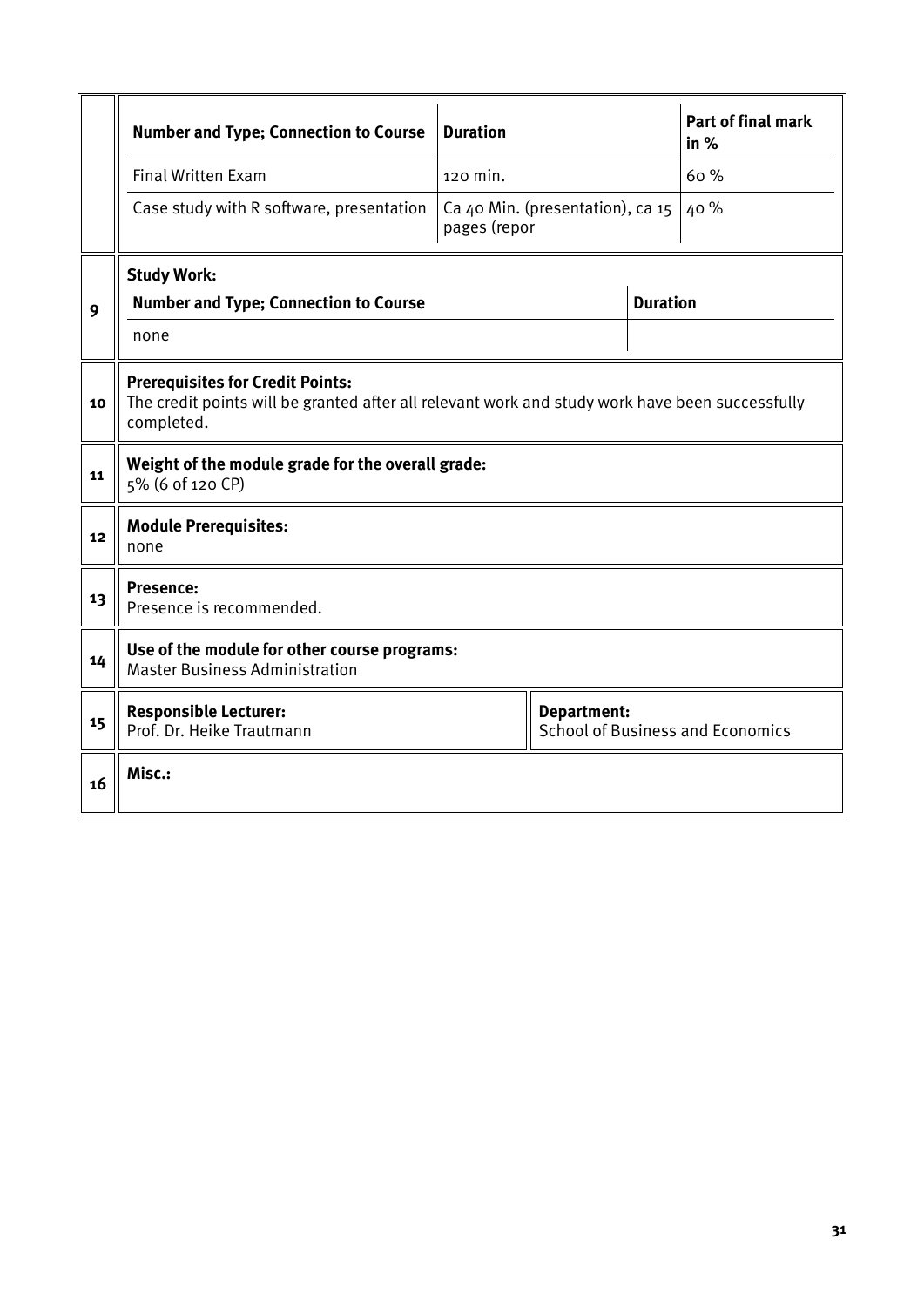| Number and Type; Connection to Course | Duration | Part of final mark in % |
|---|---|---|
| Final Written Exam | 120 min. | 60 % |
| Case study with R software, presentation | Ca 40 Min. (presentation), ca 15 pages (repor | 40 % |

**9**

**Study Work:**

| Number and Type; Connection to Course | Duration |
|---|---|
| none | |

**10**

**Prerequisites for Credit Points:**
The credit points will be granted after all relevant work and study work have been successfully completed.

**11**

**Weight of the module grade for the overall grade:**
5% (6 of 120 CP)

**12**

**Module Prerequisites:**
none

**13**

**Presence:**
Presence is recommended.

**14**

**Use of the module for other course programs:**
Master Business Administration

**15**

| Responsible Lecturer: | Department: |
|---|---|
| Prof. Dr. Heike Trautmann | School of Business and Economics |

**16**

**Misc.:**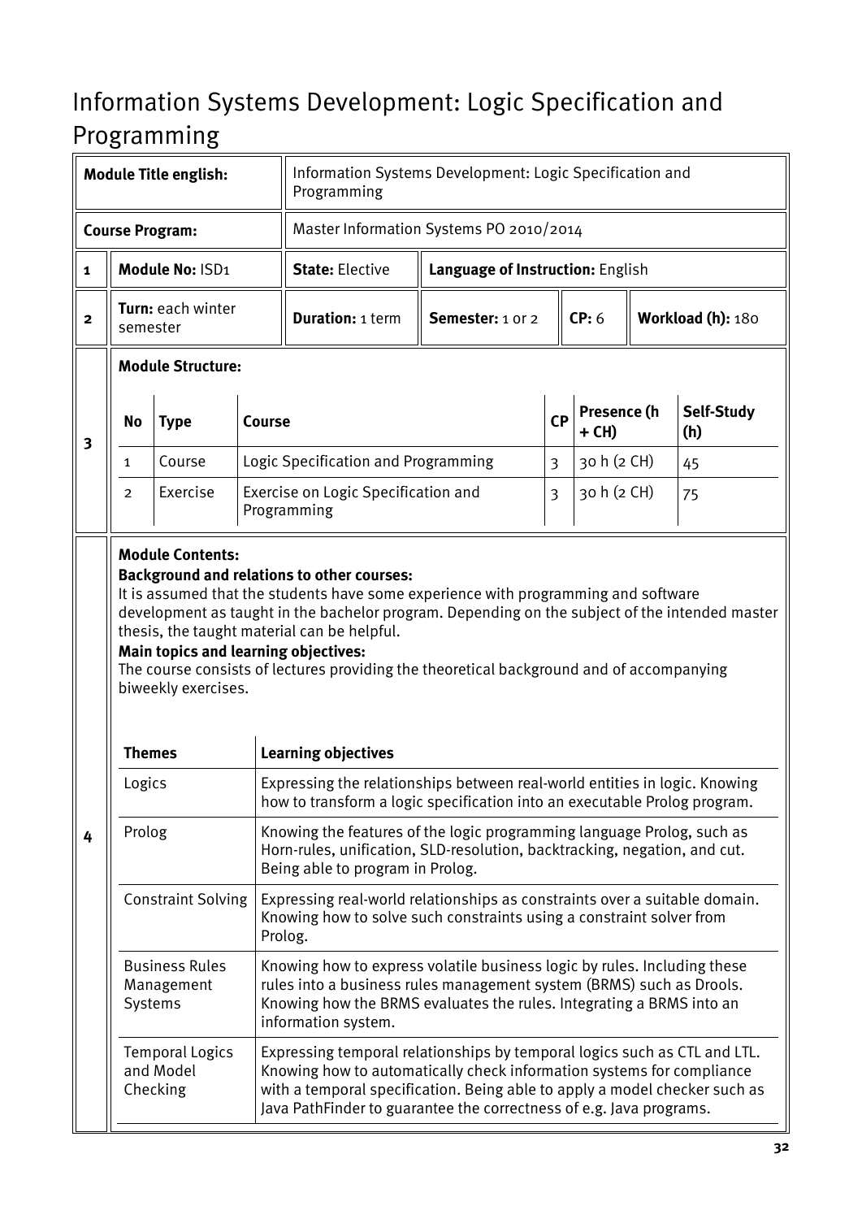# Information Systems Development: Logic Specification and Programming

| | | | | | | |
|---|---|---|---|---|---|---|
| **Module Title english:** | | Information Systems Development: Logic Specification and Programming | | | | |
| **Course Program:** | | Master Information Systems PO 2010/2014 | | | | |
| **1** | **Module No:** ISD1 | **State:** Elective | **Language of Instruction:** English | | | |
| **2** | **Turn:** each winter semester | **Duration:** 1 term | **Semester:** 1 or 2 | **CP:** 6 | **Workload (h):** 180 | |

**3 Module Structure:**

| No | Type | Course | CP | Presence (h + CH) | Self-Study (h) |
|---|---|---|---|---|---|
| 1 | Course | Logic Specification and Programming | 3 | 30 h (2 CH) | 45 |
| 2 | Exercise | Exercise on Logic Specification and Programming | 3 | 30 h (2 CH) | 75 |

**4 Module Contents:**

**Background and relations to other courses:**
It is assumed that the students have some experience with programming and software development as taught in the bachelor program. Depending on the subject of the intended master thesis, the taught material can be helpful.

**Main topics and learning objectives:**
The course consists of lectures providing the theoretical background and of accompanying biweekly exercises.

| Themes | Learning objectives |
|---|---|
| Logics | Expressing the relationships between real-world entities in logic. Knowing how to transform a logic specification into an executable Prolog program. |
| Prolog | Knowing the features of the logic programming language Prolog, such as Horn-rules, unification, SLD-resolution, backtracking, negation, and cut. Being able to program in Prolog. |
| Constraint Solving | Expressing real-world relationships as constraints over a suitable domain. Knowing how to solve such constraints using a constraint solver from Prolog. |
| Business Rules Management Systems | Knowing how to express volatile business logic by rules. Including these rules into a business rules management system (BRMS) such as Drools. Knowing how the BRMS evaluates the rules. Integrating a BRMS into an information system. |
| Temporal Logics and Model Checking | Expressing temporal relationships by temporal logics such as CTL and LTL. Knowing how to automatically check information systems for compliance with a temporal specification. Being able to apply a model checker such as Java PathFinder to guarantee the correctness of e.g. Java programs. |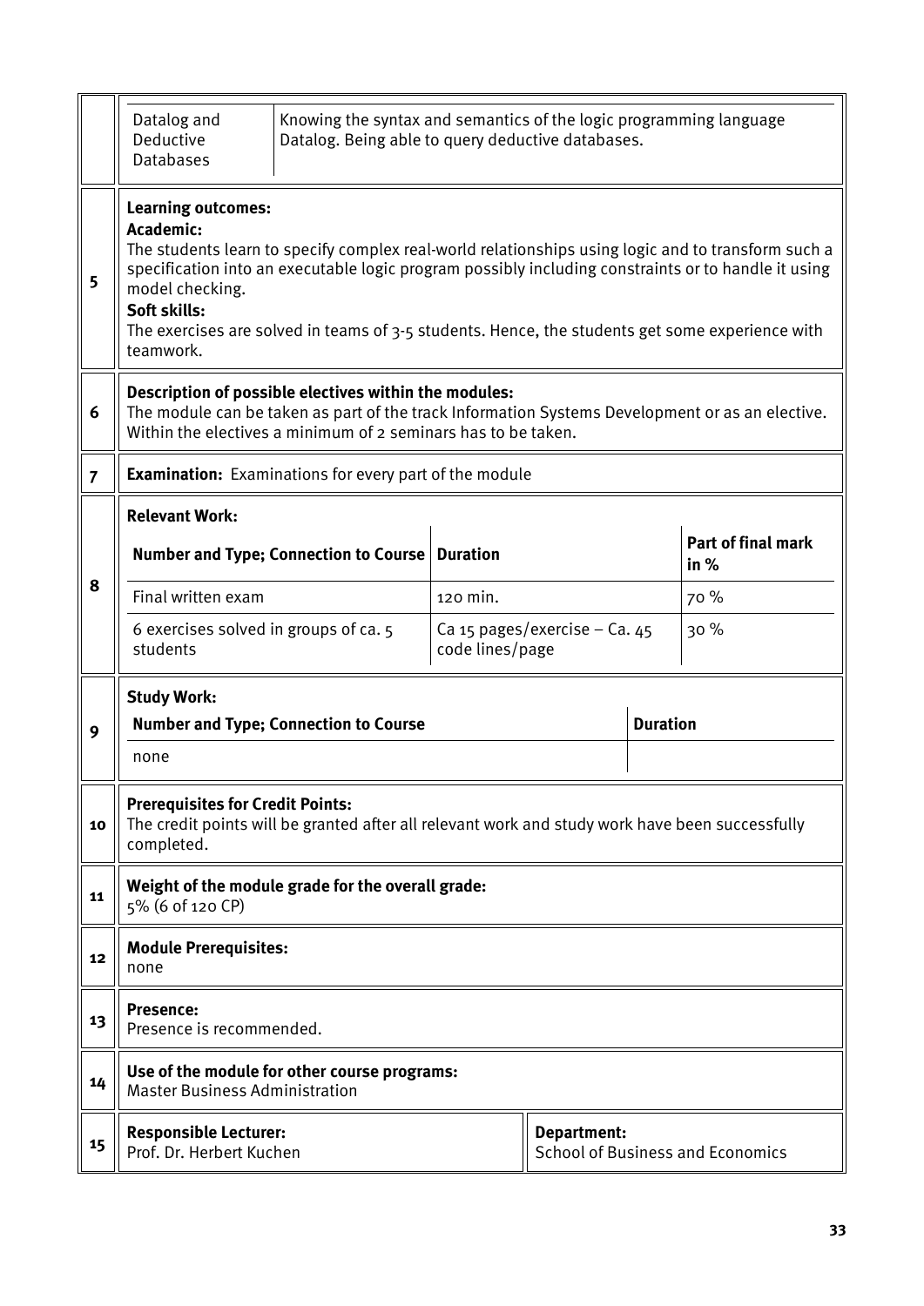| | | |
|---|---|---|
| | Datalog and Deductive Databases | Knowing the syntax and semantics of the logic programming language Datalog. Being able to query deductive databases. |

| | |
|---|---|
| 5 | **Learning outcomes:**<br>**Academic:**<br>The students learn to specify complex real-world relationships using logic and to transform such a specification into an executable logic program possibly including constraints or to handle it using model checking.<br>**Soft skills:**<br>The exercises are solved in teams of 3-5 students. Hence, the students get some experience with teamwork. |
| 6 | **Description of possible electives within the modules:**<br>The module can be taken as part of the track Information Systems Development or as an elective. Within the electives a minimum of 2 seminars has to be taken. |
| 7 | **Examination:** Examinations for every part of the module |

**8 Relevant Work:**

| Number and Type; Connection to Course | Duration | Part of final mark in % |
|---|---|---|
| Final written exam | 120 min. | 70 % |
| 6 exercises solved in groups of ca. 5 students | Ca 15 pages/exercise – Ca. 45 code lines/page | 30 % |

**9 Study Work:**

| Number and Type; Connection to Course | Duration |
|---|---|
| none | |

| | |
|---|---|
| 10 | **Prerequisites for Credit Points:**<br>The credit points will be granted after all relevant work and study work have been successfully completed. |
| 11 | **Weight of the module grade for the overall grade:**<br>5% (6 of 120 CP) |
| 12 | **Module Prerequisites:**<br>none |
| 13 | **Presence:**<br>Presence is recommended. |
| 14 | **Use of the module for other course programs:**<br>Master Business Administration |
| 15 | **Responsible Lecturer:**<br>Prof. Dr. Herbert Kuchen |
| | **Department:**<br>School of Business and Economics |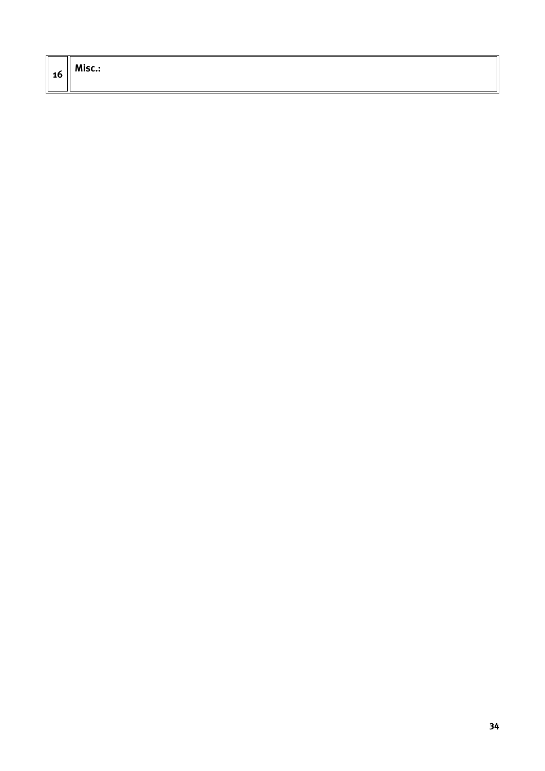| 16 | **Misc.:** |
|---|---|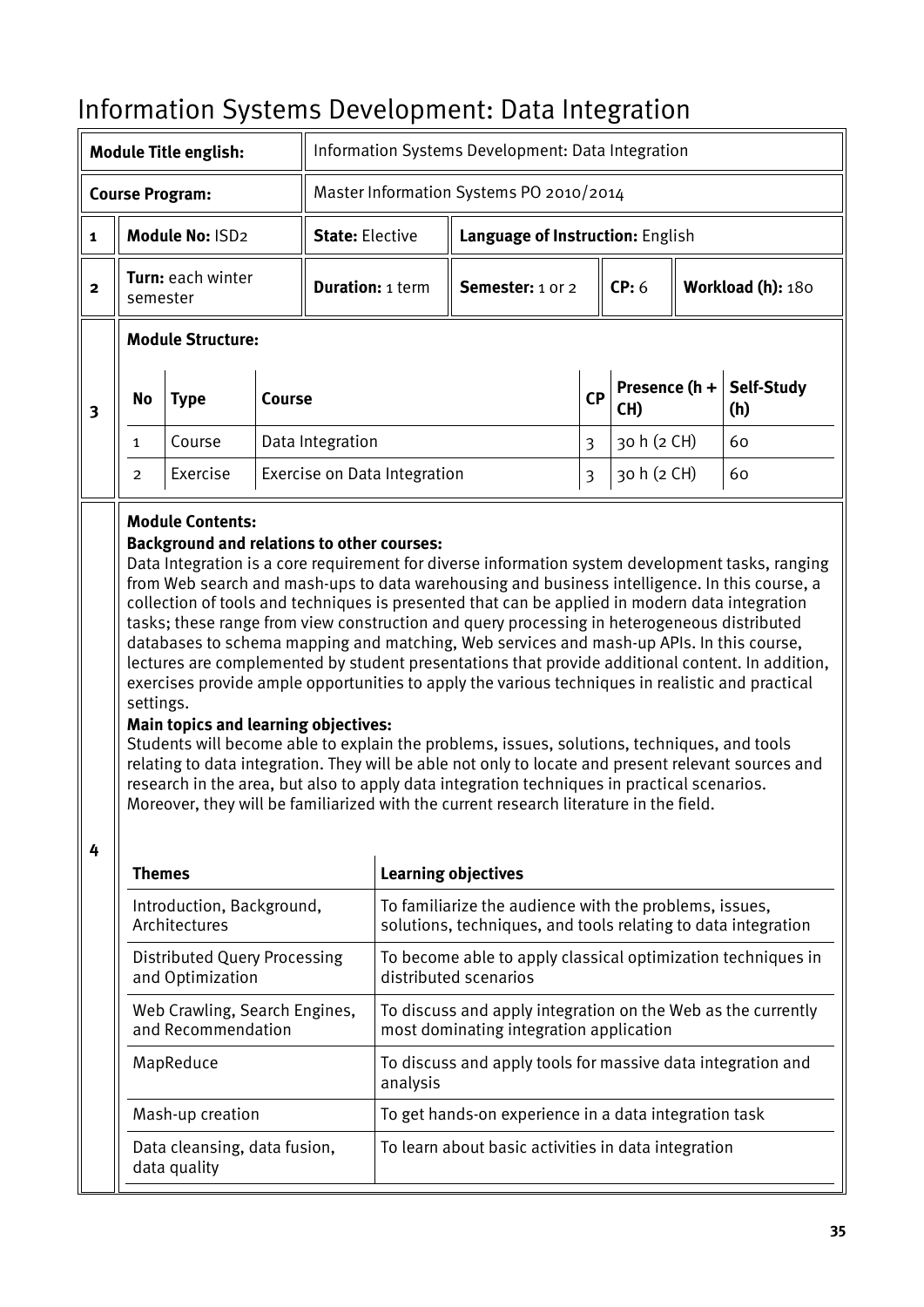# Information Systems Development: Data Integration

| | | | | | | |
|---|---|---|---|---|---|---|
| **Module Title english:** | | Information Systems Development: Data Integration | | | | |
| **Course Program:** | | Master Information Systems PO 2010/2014 | | | | |
| **1** | **Module No:** ISD2 | **State:** Elective | **Language of Instruction:** English | | | |
| **2** | **Turn:** each winter semester | **Duration:** 1 term | **Semester:** 1 or 2 | **CP:** 6 | **Workload (h):** 180 | |

**3 — Module Structure:**

| No | Type | Course | CP | Presence (h + CH) | Self-Study (h) |
|---|---|---|---|---|---|
| 1 | Course | Data Integration | 3 | 30 h (2 CH) | 60 |
| 2 | Exercise | Exercise on Data Integration | 3 | 30 h (2 CH) | 60 |

**4 — Module Contents:**

**Background and relations to other courses:**
Data Integration is a core requirement for diverse information system development tasks, ranging from Web search and mash-ups to data warehousing and business intelligence. In this course, a collection of tools and techniques is presented that can be applied in modern data integration tasks; these range from view construction and query processing in heterogeneous distributed databases to schema mapping and matching, Web services and mash-up APIs. In this course, lectures are complemented by student presentations that provide additional content. In addition, exercises provide ample opportunities to apply the various techniques in realistic and practical settings.

**Main topics and learning objectives:**
Students will become able to explain the problems, issues, solutions, techniques, and tools relating to data integration. They will be able not only to locate and present relevant sources and research in the area, but also to apply data integration techniques in practical scenarios. Moreover, they will be familiarized with the current research literature in the field.

| Themes | Learning objectives |
|---|---|
| Introduction, Background, Architectures | To familiarize the audience with the problems, issues, solutions, techniques, and tools relating to data integration |
| Distributed Query Processing and Optimization | To become able to apply classical optimization techniques in distributed scenarios |
| Web Crawling, Search Engines, and Recommendation | To discuss and apply integration on the Web as the currently most dominating integration application |
| MapReduce | To discuss and apply tools for massive data integration and analysis |
| Mash-up creation | To get hands-on experience in a data integration task |
| Data cleansing, data fusion, data quality | To learn about basic activities in data integration |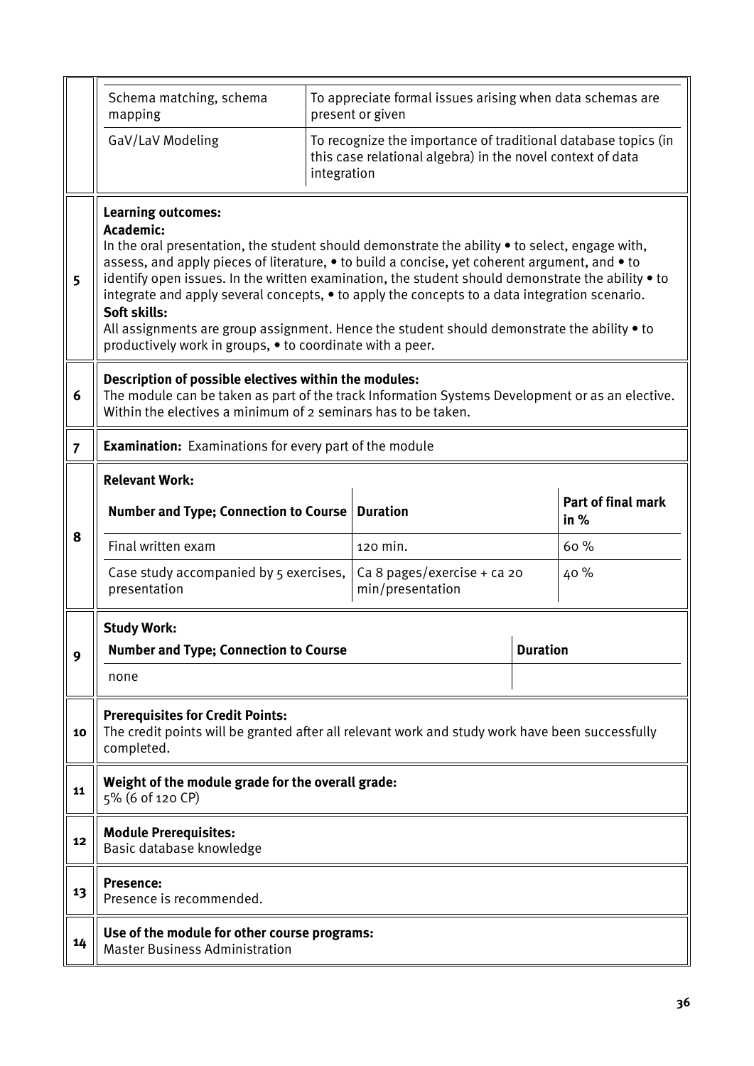| | | |
|---|---|---|
| | Schema matching, schema mapping | To appreciate formal issues arising when data schemas are present or given |
| | GaV/LaV Modeling | To recognize the importance of traditional database topics (in this case relational algebra) in the novel context of data integration |

| | |
|---|---|
| 5 | **Learning outcomes:**<br>**Academic:**<br>In the oral presentation, the student should demonstrate the ability • to select, engage with, assess, and apply pieces of literature, • to build a concise, yet coherent argument, and • to identify open issues. In the written examination, the student should demonstrate the ability • to integrate and apply several concepts, • to apply the concepts to a data integration scenario.<br>**Soft skills:**<br>All assignments are group assignment. Hence the student should demonstrate the ability • to productively work in groups, • to coordinate with a peer. |
| 6 | **Description of possible electives within the modules:**<br>The module can be taken as part of the track Information Systems Development or as an elective. Within the electives a minimum of 2 seminars has to be taken. |
| 7 | **Examination:** Examinations for every part of the module |

**8 Relevant Work:**

| Number and Type; Connection to Course | Duration | Part of final mark in % |
|---|---|---|
| Final written exam | 120 min. | 60 % |
| Case study accompanied by 5 exercises, presentation | Ca 8 pages/exercise + ca 20 min/presentation | 40 % |

**9 Study Work:**

| Number and Type; Connection to Course | Duration |
|---|---|
| none | |

| | |
|---|---|
| 10 | **Prerequisites for Credit Points:**<br>The credit points will be granted after all relevant work and study work have been successfully completed. |
| 11 | **Weight of the module grade for the overall grade:**<br>5% (6 of 120 CP) |
| 12 | **Module Prerequisites:**<br>Basic database knowledge |
| 13 | **Presence:**<br>Presence is recommended. |
| 14 | **Use of the module for other course programs:**<br>Master Business Administration |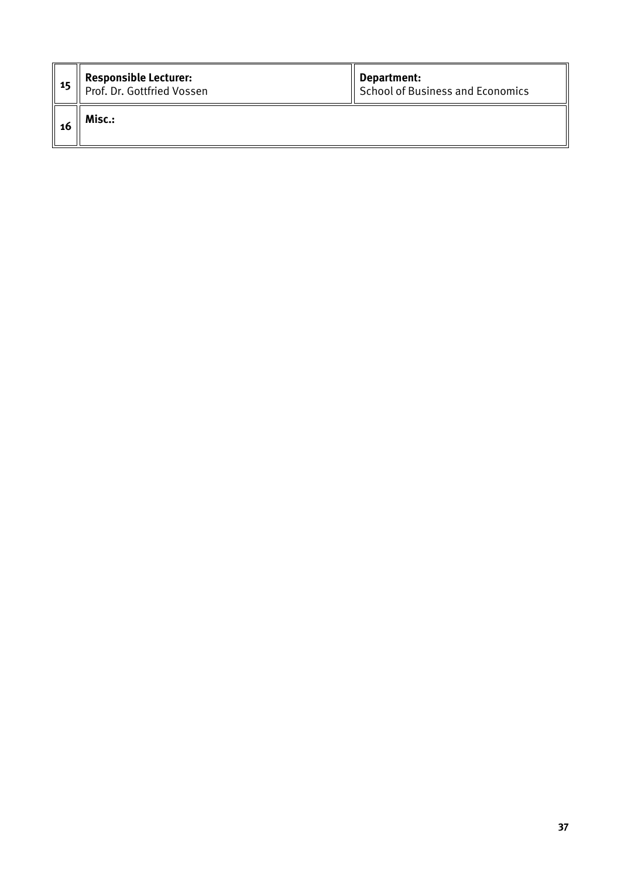| | | |
|---|---|---|
| 15 | **Responsible Lecturer:**<br>Prof. Dr. Gottfried Vossen | **Department:**<br>School of Business and Economics |
| 16 | **Misc.:** | |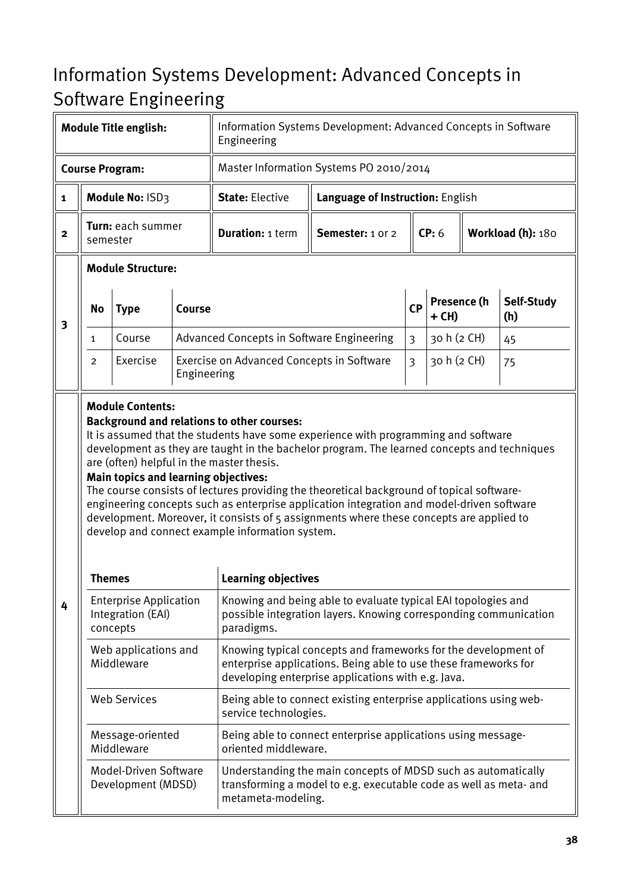# Information Systems Development: Advanced Concepts in Software Engineering

| | | | | | | |
|---|---|---|---|---|---|---|
| **Module Title english:** | | Information Systems Development: Advanced Concepts in Software Engineering | | | | |
| **Course Program:** | | Master Information Systems PO 2010/2014 | | | | |
| **1** | **Module No:** ISD3 | **State:** Elective | **Language of Instruction:** English | | | |
| **2** | **Turn:** each summer semester | **Duration:** 1 term | **Semester:** 1 or 2 | **CP:** 6 | **Workload (h):** 180 | |

**3 Module Structure:**

| No | Type | Course | CP | Presence (h + CH) | Self-Study (h) |
|---|---|---|---|---|---|
| 1 | Course | Advanced Concepts in Software Engineering | 3 | 30 h (2 CH) | 45 |
| 2 | Exercise | Exercise on Advanced Concepts in Software Engineering | 3 | 30 h (2 CH) | 75 |

**4 Module Contents:**

**Background and relations to other courses:**
It is assumed that the students have some experience with programming and software development as they are taught in the bachelor program. The learned concepts and techniques are (often) helpful in the master thesis.

**Main topics and learning objectives:**
The course consists of lectures providing the theoretical background of topical software-engineering concepts such as enterprise application integration and model-driven software development. Moreover, it consists of 5 assignments where these concepts are applied to develop and connect example information system.

| Themes | Learning objectives |
|---|---|
| Enterprise Application Integration (EAI) concepts | Knowing and being able to evaluate typical EAI topologies and possible integration layers. Knowing corresponding communication paradigms. |
| Web applications and Middleware | Knowing typical concepts and frameworks for the development of enterprise applications. Being able to use these frameworks for developing enterprise applications with e.g. Java. |
| Web Services | Being able to connect existing enterprise applications using web-service technologies. |
| Message-oriented Middleware | Being able to connect enterprise applications using message-oriented middleware. |
| Model-Driven Software Development (MDSD) | Understanding the main concepts of MDSD such as automatically transforming a model to e.g. executable code as well as meta- and metameta-modeling. |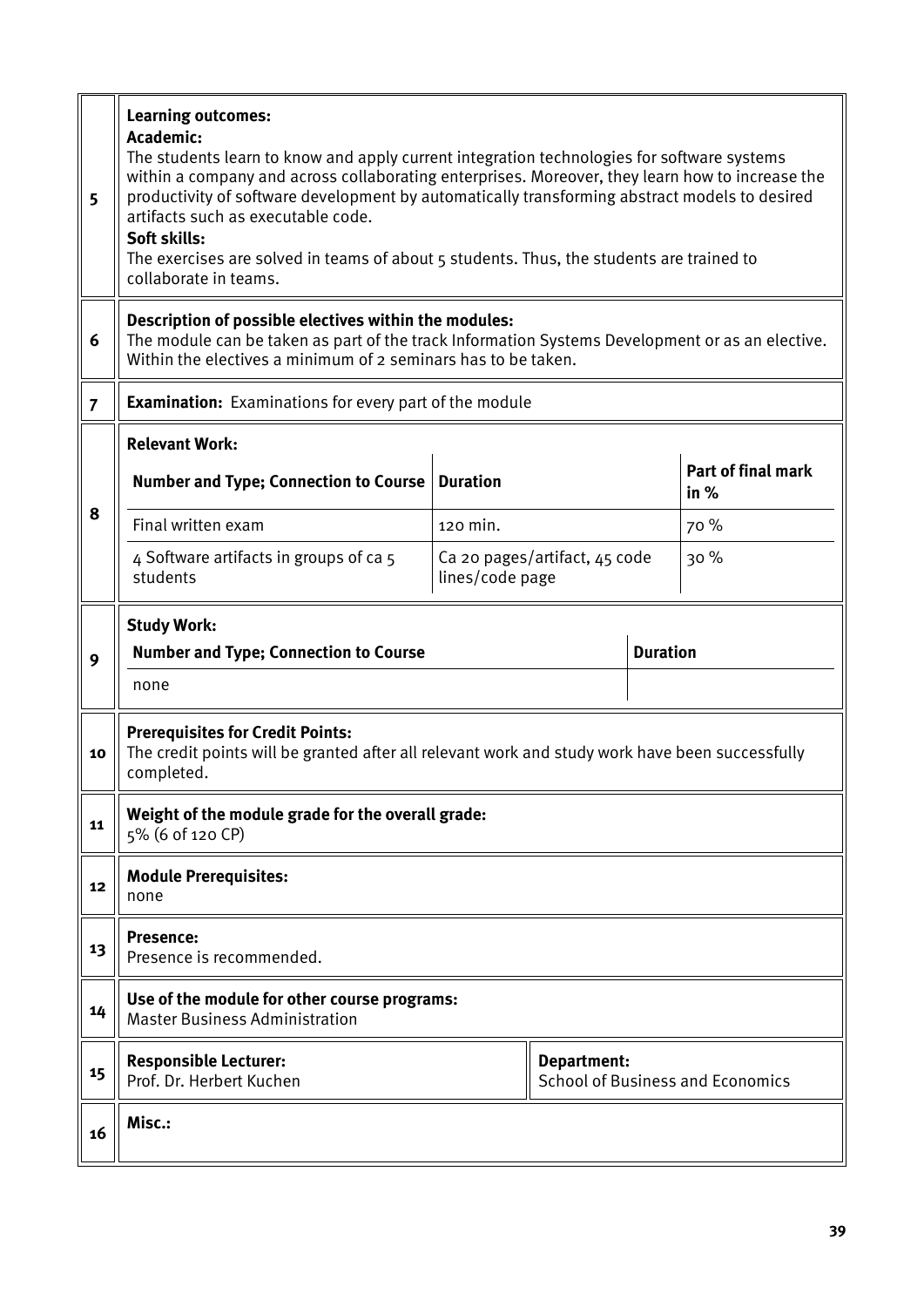| | |
|---|---|
| 5 | **Learning outcomes:**<br>**Academic:**<br>The students learn to know and apply current integration technologies for software systems within a company and across collaborating enterprises. Moreover, they learn how to increase the productivity of software development by automatically transforming abstract models to desired artifacts such as executable code.<br>**Soft skills:**<br>The exercises are solved in teams of about 5 students. Thus, the students are trained to collaborate in teams. |
| 6 | **Description of possible electives within the modules:**<br>The module can be taken as part of the track Information Systems Development or as an elective. Within the electives a minimum of 2 seminars has to be taken. |
| 7 | **Examination:** Examinations for every part of the module |
| 8 | **Relevant Work:** (see table below) |
| 9 | **Study Work:** (see table below) |
| 10 | **Prerequisites for Credit Points:**<br>The credit points will be granted after all relevant work and study work have been successfully completed. |
| 11 | **Weight of the module grade for the overall grade:**<br>5% (6 of 120 CP) |
| 12 | **Module Prerequisites:**<br>none |
| 13 | **Presence:**<br>Presence is recommended. |
| 14 | **Use of the module for other course programs:**<br>Master Business Administration |
| 15 | **Responsible Lecturer:**<br>Prof. Dr. Herbert Kuchen<br>**Department:**<br>School of Business and Economics |
| 16 | **Misc.:** |

**8 – Relevant Work:**

| Number and Type; Connection to Course | Duration | Part of final mark in % |
|---|---|---|
| Final written exam | 120 min. | 70 % |
| 4 Software artifacts in groups of ca 5 students | Ca 20 pages/artifact, 45 code lines/code page | 30 % |

**9 – Study Work:**

| Number and Type; Connection to Course | Duration |
|---|---|
| none | |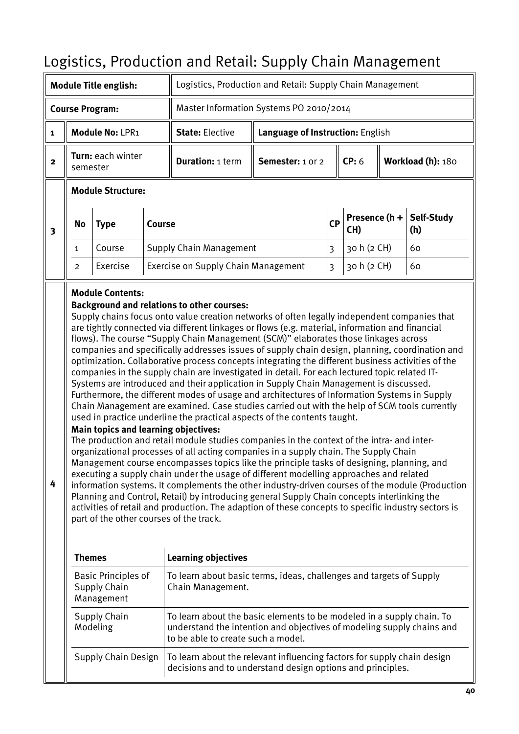# Logistics, Production and Retail: Supply Chain Management

| | | | | | | |
|---|---|---|---|---|---|---|
| **Module Title english:** | | Logistics, Production and Retail: Supply Chain Management | | | | |
| **Course Program:** | | Master Information Systems PO 2010/2014 | | | | |
| 1 | **Module No:** LPR1 | **State:** Elective | **Language of Instruction:** English | | | |
| 2 | **Turn:** each winter semester | **Duration:** 1 term | **Semester:** 1 or 2 | **CP:** 6 | **Workload (h):** 180 | |

**3 — Module Structure:**

| No | Type | Course | CP | Presence (h + CH) | Self-Study (h) |
|---|---|---|---|---|---|
| 1 | Course | Supply Chain Management | 3 | 30 h (2 CH) | 60 |
| 2 | Exercise | Exercise on Supply Chain Management | 3 | 30 h (2 CH) | 60 |

**4 — Module Contents:**

**Background and relations to other courses:**

Supply chains focus onto value creation networks of often legally independent companies that are tightly connected via different linkages or flows (e.g. material, information and financial flows). The course "Supply Chain Management (SCM)" elaborates those linkages across companies and specifically addresses issues of supply chain design, planning, coordination and optimization. Collaborative process concepts integrating the different business activities of the companies in the supply chain are investigated in detail. For each lectured topic related IT-Systems are introduced and their application in Supply Chain Management is discussed. Furthermore, the different modes of usage and architectures of Information Systems in Supply Chain Management are examined. Case studies carried out with the help of SCM tools currently used in practice underline the practical aspects of the contents taught.

**Main topics and learning objectives:**

The production and retail module studies companies in the context of the intra- and inter-organizational processes of all acting companies in a supply chain. The Supply Chain Management course encompasses topics like the principle tasks of designing, planning, and executing a supply chain under the usage of different modelling approaches and related information systems. It complements the other industry-driven courses of the module (Production Planning and Control, Retail) by introducing general Supply Chain concepts interlinking the activities of retail and production. The adaption of these concepts to specific industry sectors is part of the other courses of the track.

| Themes | Learning objectives |
|---|---|
| Basic Principles of Supply Chain Management | To learn about basic terms, ideas, challenges and targets of Supply Chain Management. |
| Supply Chain Modeling | To learn about the basic elements to be modeled in a supply chain. To understand the intention and objectives of modeling supply chains and to be able to create such a model. |
| Supply Chain Design | To learn about the relevant influencing factors for supply chain design decisions and to understand design options and principles. |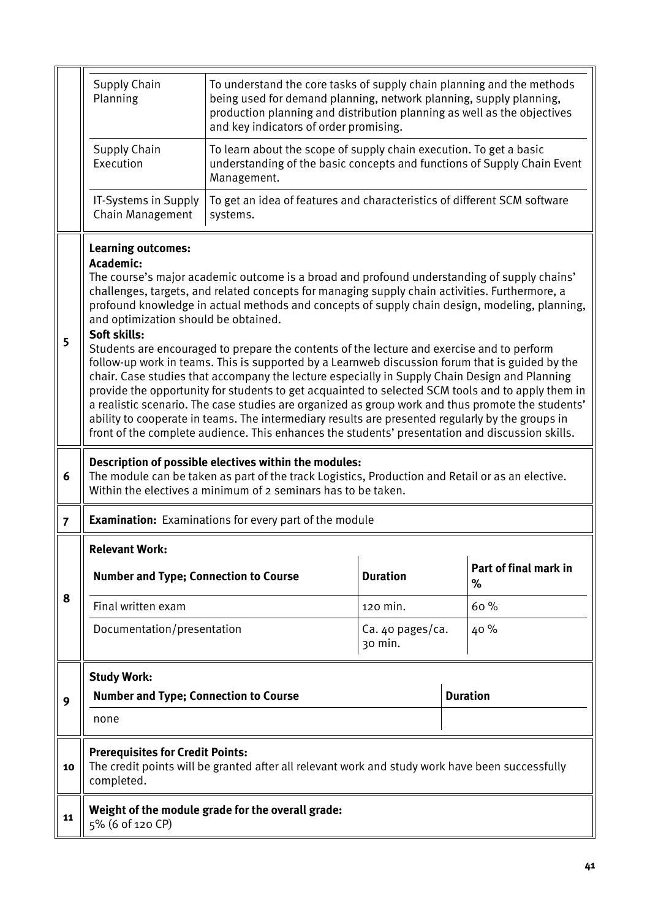| | | |
|---|---|---|
| | Supply Chain Planning | To understand the core tasks of supply chain planning and the methods being used for demand planning, network planning, supply planning, production planning and distribution planning as well as the objectives and key indicators of order promising. |
| | Supply Chain Execution | To learn about the scope of supply chain execution. To get a basic understanding of the basic concepts and functions of Supply Chain Event Management. |
| | IT-Systems in Supply Chain Management | To get an idea of features and characteristics of different SCM software systems. |

| | |
|---|---|
| 5 | **Learning outcomes:**<br>**Academic:**<br>The course's major academic outcome is a broad and profound understanding of supply chains' challenges, targets, and related concepts for managing supply chain activities. Furthermore, a profound knowledge in actual methods and concepts of supply chain design, modeling, planning, and optimization should be obtained.<br>**Soft skills:**<br>Students are encouraged to prepare the contents of the lecture and exercise and to perform follow-up work in teams. This is supported by a Learnweb discussion forum that is guided by the chair. Case studies that accompany the lecture especially in Supply Chain Design and Planning provide the opportunity for students to get acquainted to selected SCM tools and to apply them in a realistic scenario. The case studies are organized as group work and thus promote the students' ability to cooperate in teams. The intermediary results are presented regularly by the groups in front of the complete audience. This enhances the students' presentation and discussion skills. |
| 6 | **Description of possible electives within the modules:**<br>The module can be taken as part of the track Logistics, Production and Retail or as an elective. Within the electives a minimum of 2 seminars has to be taken. |
| 7 | **Examination:** Examinations for every part of the module |

**8 Relevant Work:**

| Number and Type; Connection to Course | Duration | Part of final mark in % |
|---|---|---|
| Final written exam | 120 min. | 60 % |
| Documentation/presentation | Ca. 40 pages/ca. 30 min. | 40 % |

**9 Study Work:**

| Number and Type; Connection to Course | Duration |
|---|---|
| none | |

| | |
|---|---|
| 10 | **Prerequisites for Credit Points:**<br>The credit points will be granted after all relevant work and study work have been successfully completed. |
| 11 | **Weight of the module grade for the overall grade:**<br>5% (6 of 120 CP) |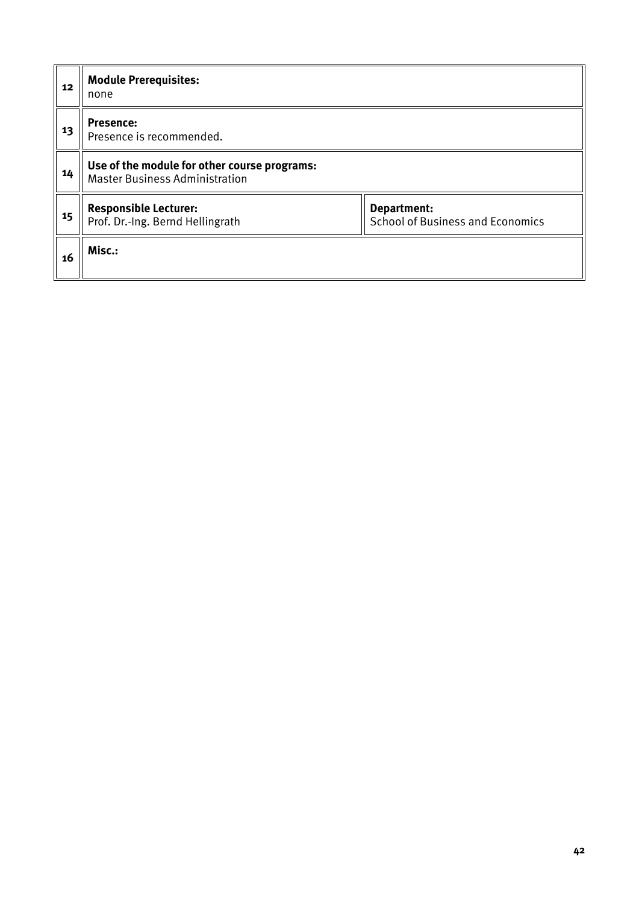| | | |
|---|---|---|
| 12 | **Module Prerequisites:**<br>none | |
| 13 | **Presence:**<br>Presence is recommended. | |
| 14 | **Use of the module for other course programs:**<br>Master Business Administration | |
| 15 | **Responsible Lecturer:**<br>Prof. Dr.-Ing. Bernd Hellingrath | **Department:**<br>School of Business and Economics |
| 16 | **Misc.:** | |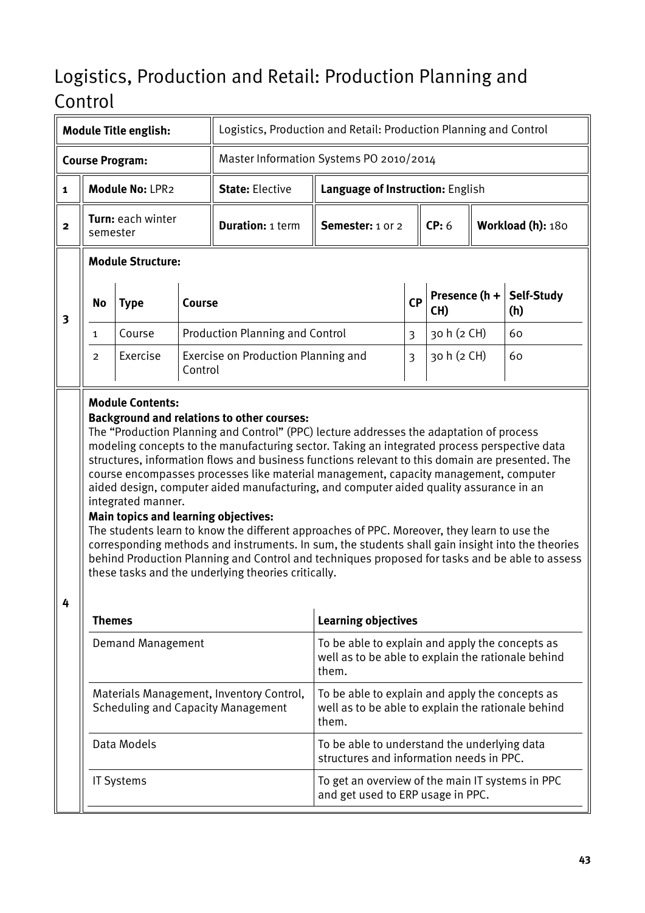# Logistics, Production and Retail: Production Planning and Control

| | | | | | | |
|---|---|---|---|---|---|---|
| | **Module Title english:** | Logistics, Production and Retail: Production Planning and Control | | | | |
| | **Course Program:** | Master Information Systems PO 2010/2014 | | | | |
| **1** | **Module No:** LPR2 | **State:** Elective | **Language of Instruction:** English | | | |
| **2** | **Turn:** each winter semester | **Duration:** 1 term | **Semester:** 1 or 2 | **CP:** 6 | **Workload (h):** 180 | |

**3 Module Structure:**

| No | Type | Course | CP | Presence (h + CH) | Self-Study (h) |
|---|---|---|---|---|---|
| 1 | Course | Production Planning and Control | 3 | 30 h (2 CH) | 60 |
| 2 | Exercise | Exercise on Production Planning and Control | 3 | 30 h (2 CH) | 60 |

**4 Module Contents:**

**Background and relations to other courses:**

The "Production Planning and Control" (PPC) lecture addresses the adaptation of process modeling concepts to the manufacturing sector. Taking an integrated process perspective data structures, information flows and business functions relevant to this domain are presented. The course encompasses processes like material management, capacity management, computer aided design, computer aided manufacturing, and computer aided quality assurance in an integrated manner.

**Main topics and learning objectives:**

The students learn to know the different approaches of PPC. Moreover, they learn to use the corresponding methods and instruments. In sum, the students shall gain insight into the theories behind Production Planning and Control and techniques proposed for tasks and be able to assess these tasks and the underlying theories critically.

| Themes | Learning objectives |
|---|---|
| Demand Management | To be able to explain and apply the concepts as well as to be able to explain the rationale behind them. |
| Materials Management, Inventory Control, Scheduling and Capacity Management | To be able to explain and apply the concepts as well as to be able to explain the rationale behind them. |
| Data Models | To be able to understand the underlying data structures and information needs in PPC. |
| IT Systems | To get an overview of the main IT systems in PPC and get used to ERP usage in PPC. |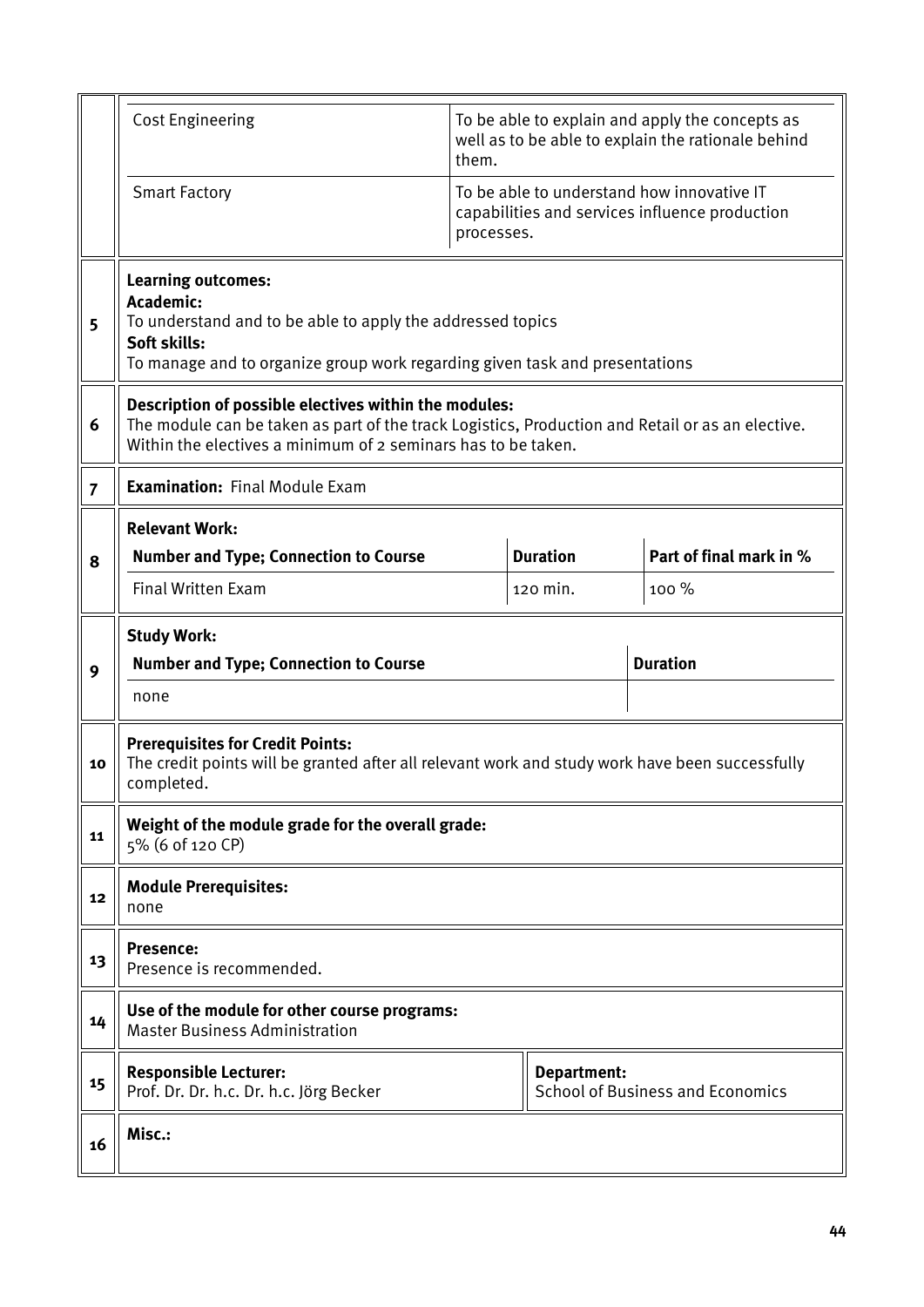| | | |
|---|---|---|
| | Cost Engineering | To be able to explain and apply the concepts as well as to be able to explain the rationale behind them. |
| | Smart Factory | To be able to understand how innovative IT capabilities and services influence production processes. |

| | |
|---|---|
| 5 | **Learning outcomes:**<br>**Academic:**<br>To understand and to be able to apply the addressed topics<br>**Soft skills:**<br>To manage and to organize group work regarding given task and presentations |
| 6 | **Description of possible electives within the modules:**<br>The module can be taken as part of the track Logistics, Production and Retail or as an elective. Within the electives a minimum of 2 seminars has to be taken. |
| 7 | **Examination:** Final Module Exam |

**8 – Relevant Work:**

| Number and Type; Connection to Course | Duration | Part of final mark in % |
|---|---|---|
| Final Written Exam | 120 min. | 100 % |

**9 – Study Work:**

| Number and Type; Connection to Course | Duration |
|---|---|
| none | |

| | |
|---|---|
| 10 | **Prerequisites for Credit Points:**<br>The credit points will be granted after all relevant work and study work have been successfully completed. |
| 11 | **Weight of the module grade for the overall grade:**<br>5% (6 of 120 CP) |
| 12 | **Module Prerequisites:**<br>none |
| 13 | **Presence:**<br>Presence is recommended. |
| 14 | **Use of the module for other course programs:**<br>Master Business Administration |
| 15 | **Responsible Lecturer:**<br>Prof. Dr. Dr. h.c. Dr. h.c. Jörg Becker<br>**Department:**<br>School of Business and Economics |
| 16 | **Misc.:** |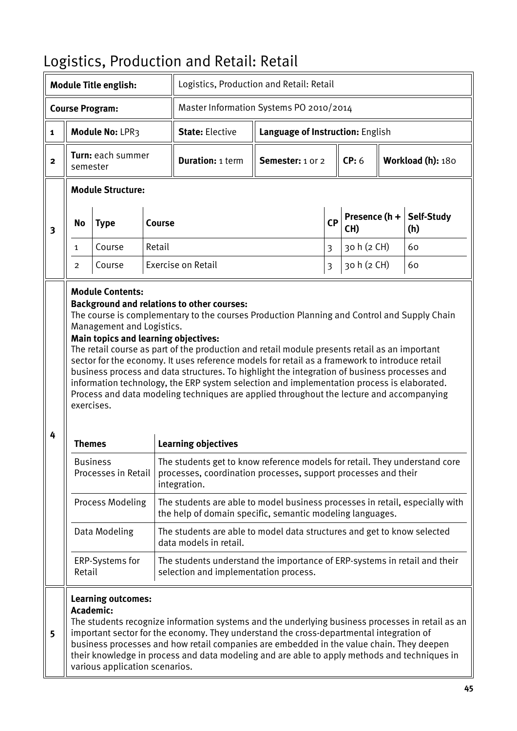# Logistics, Production and Retail: Retail

| | | | | | |
|---|---|---|---|---|---|
| **Module Title english:** | Logistics, Production and Retail: Retail | | | | |
| **Course Program:** | Master Information Systems PO 2010/2014 | | | | |
| **1** | **Module No:** LPR3 | **State:** Elective | **Language of Instruction:** English | | |
| **2** | **Turn:** each summer semester | **Duration:** 1 term | **Semester:** 1 or 2 | **CP:** 6 | **Workload (h):** 180 |

**3 Module Structure:**

| No | Type | Course | CP | Presence (h + CH) | Self-Study (h) |
|---|---|---|---|---|---|
| 1 | Course | Retail | 3 | 30 h (2 CH) | 60 |
| 2 | Course | Exercise on Retail | 3 | 30 h (2 CH) | 60 |

**4 Module Contents:**

**Background and relations to other courses:**

The course is complementary to the courses Production Planning and Control and Supply Chain Management and Logistics.

**Main topics and learning objectives:**

The retail course as part of the production and retail module presents retail as an important sector for the economy. It uses reference models for retail as a framework to introduce retail business process and data structures. To highlight the integration of business processes and information technology, the ERP system selection and implementation process is elaborated. Process and data modeling techniques are applied throughout the lecture and accompanying exercises.

| Themes | Learning objectives |
|---|---|
| Business Processes in Retail | The students get to know reference models for retail. They understand core processes, coordination processes, support processes and their integration. |
| Process Modeling | The students are able to model business processes in retail, especially with the help of domain specific, semantic modeling languages. |
| Data Modeling | The students are able to model data structures and get to know selected data models in retail. |
| ERP-Systems for Retail | The students understand the importance of ERP-systems in retail and their selection and implementation process. |

**5 Learning outcomes:**

**Academic:**

The students recognize information systems and the underlying business processes in retail as an important sector for the economy. They understand the cross-departmental integration of business processes and how retail companies are embedded in the value chain. They deepen their knowledge in process and data modeling and are able to apply methods and techniques in various application scenarios.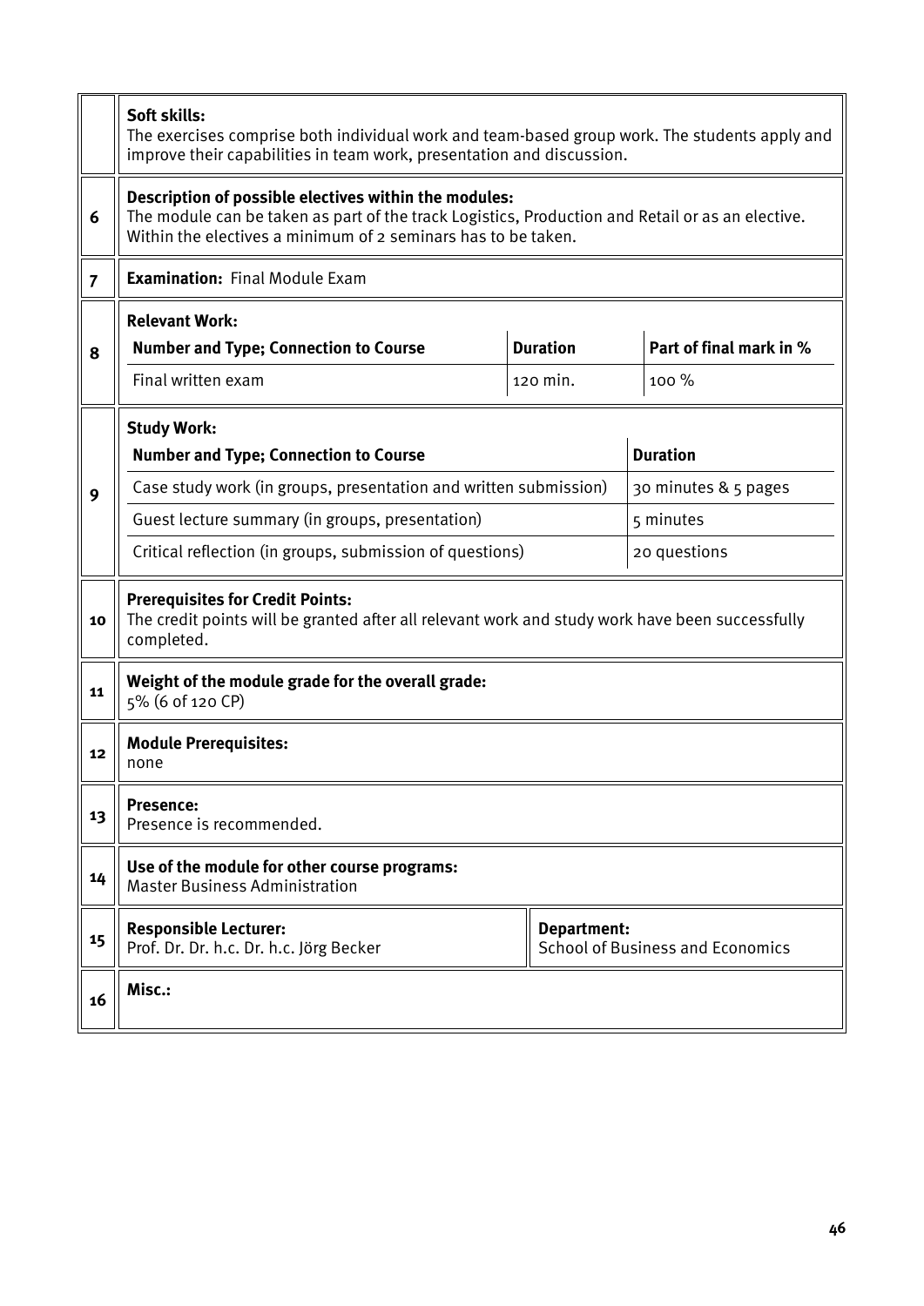| | |
|---|---|
| | **Soft skills:** The exercises comprise both individual work and team-based group work. The students apply and improve their capabilities in team work, presentation and discussion. |
| **6** | **Description of possible electives within the modules:** The module can be taken as part of the track Logistics, Production and Retail or as an elective. Within the electives a minimum of 2 seminars has to be taken. |
| **7** | **Examination:** Final Module Exam |
| **8** | **Relevant Work:** |
| **9** | **Study Work:** |
| **10** | **Prerequisites for Credit Points:** The credit points will be granted after all relevant work and study work have been successfully completed. |
| **11** | **Weight of the module grade for the overall grade:** 5% (6 of 120 CP) |
| **12** | **Module Prerequisites:** none |
| **13** | **Presence:** Presence is recommended. |
| **14** | **Use of the module for other course programs:** Master Business Administration |
| **15** | **Responsible Lecturer:** Prof. Dr. Dr. h.c. Dr. h.c. Jörg Becker — **Department:** School of Business and Economics |
| **16** | **Misc.:** |

**Relevant Work (8):**

| Number and Type; Connection to Course | Duration | Part of final mark in % |
|---|---|---|
| Final written exam | 120 min. | 100 % |

**Study Work (9):**

| Number and Type; Connection to Course | Duration |
|---|---|
| Case study work (in groups, presentation and written submission) | 30 minutes & 5 pages |
| Guest lecture summary (in groups, presentation) | 5 minutes |
| Critical reflection (in groups, submission of questions) | 20 questions |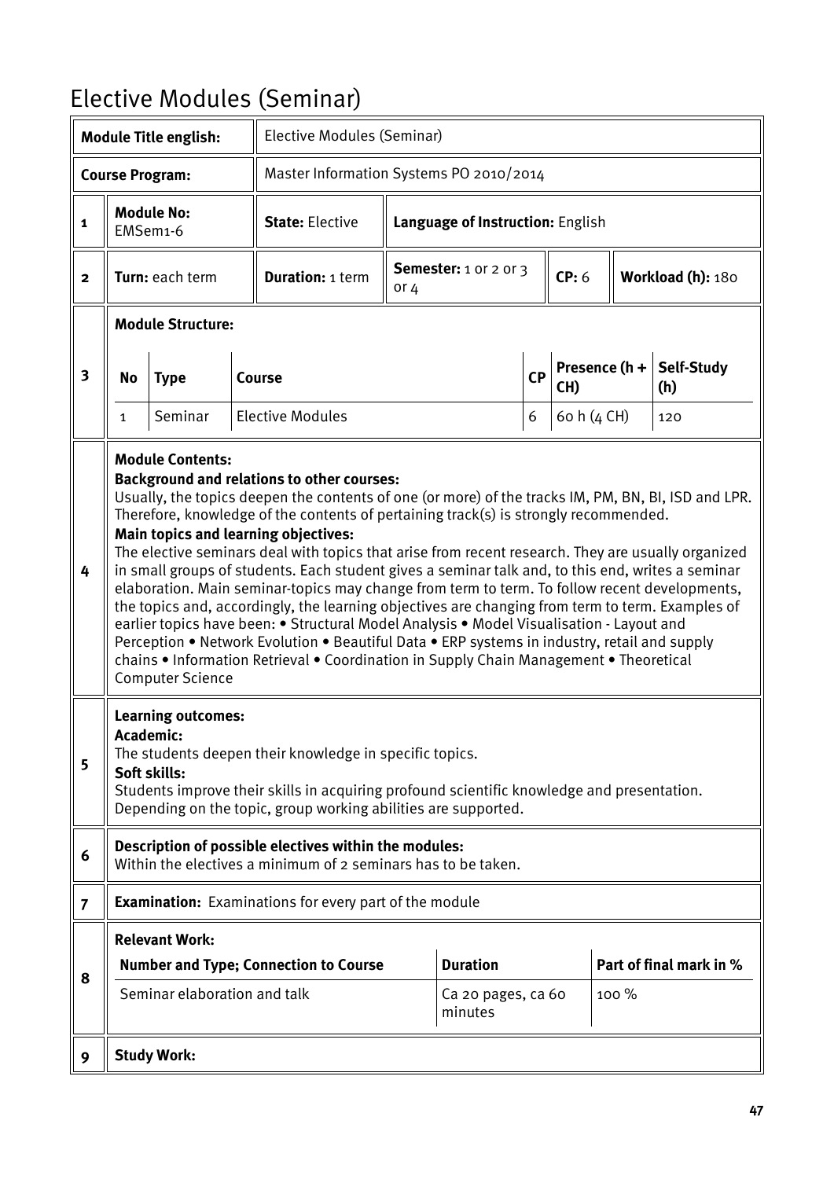# Elective Modules (Seminar)

| | | | | | | | |
|---|---|---|---|---|---|---|---|
| **Module Title english:** | | Elective Modules (Seminar) | | | | | |
| **Course Program:** | | Master Information Systems PO 2010/2014 | | | | | |
| **1** | **Module No:** EMSem1-6 | **State:** Elective | **Language of Instruction:** English | | | | |
| **2** | **Turn:** each term | **Duration:** 1 term | **Semester:** 1 or 2 or 3 or 4 | | **CP:** 6 | **Workload (h):** 180 | |

**3 Module Structure:**

| No | Type | Course | CP | Presence (h + CH) | Self-Study (h) |
|---|---|---|---|---|---|
| 1 | Seminar | Elective Modules | 6 | 60 h (4 CH) | 120 |

**4 Module Contents:**

**Background and relations to other courses:**
Usually, the topics deepen the contents of one (or more) of the tracks IM, PM, BN, BI, ISD and LPR. Therefore, knowledge of the contents of pertaining track(s) is strongly recommended.

**Main topics and learning objectives:**
The elective seminars deal with topics that arise from recent research. They are usually organized in small groups of students. Each student gives a seminar talk and, to this end, writes a seminar elaboration. Main seminar-topics may change from term to term. To follow recent developments, the topics and, accordingly, the learning objectives are changing from term to term. Examples of earlier topics have been: • Structural Model Analysis • Model Visualisation - Layout and Perception • Network Evolution • Beautiful Data • ERP systems in industry, retail and supply chains • Information Retrieval • Coordination in Supply Chain Management • Theoretical Computer Science

**5 Learning outcomes:**

**Academic:**
The students deepen their knowledge in specific topics.

**Soft skills:**
Students improve their skills in acquiring profound scientific knowledge and presentation. Depending on the topic, group working abilities are supported.

**6 Description of possible electives within the modules:**
Within the electives a minimum of 2 seminars has to be taken.

**7 Examination:** Examinations for every part of the module

**8 Relevant Work:**

| Number and Type; Connection to Course | Duration | Part of final mark in % |
|---|---|---|
| Seminar elaboration and talk | Ca 20 pages, ca 60 minutes | 100 % |

**9 Study Work:**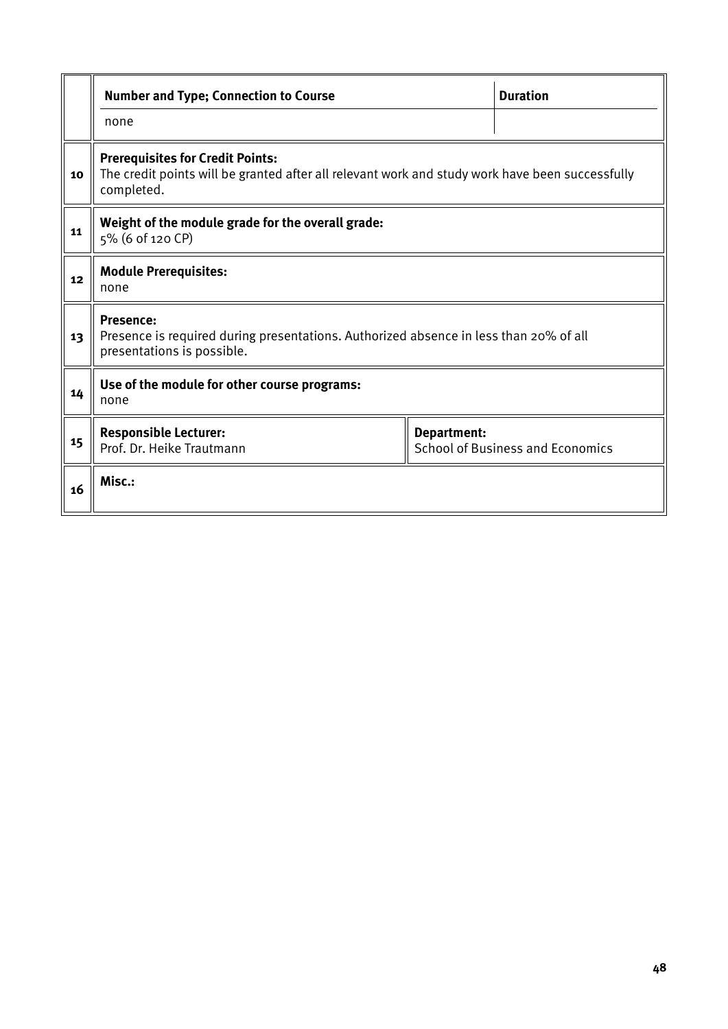| | | |
|---|---|---|
| | **Number and Type; Connection to Course** | **Duration** |
| | none | |
| 10 | **Prerequisites for Credit Points:** The credit points will be granted after all relevant work and study work have been successfully completed. | |
| 11 | **Weight of the module grade for the overall grade:** 5% (6 of 120 CP) | |
| 12 | **Module Prerequisites:** none | |
| 13 | **Presence:** Presence is required during presentations. Authorized absence in less than 20% of all presentations is possible. | |
| 14 | **Use of the module for other course programs:** none | |
| 15 | **Responsible Lecturer:** Prof. Dr. Heike Trautmann | **Department:** School of Business and Economics |
| 16 | **Misc.:** | |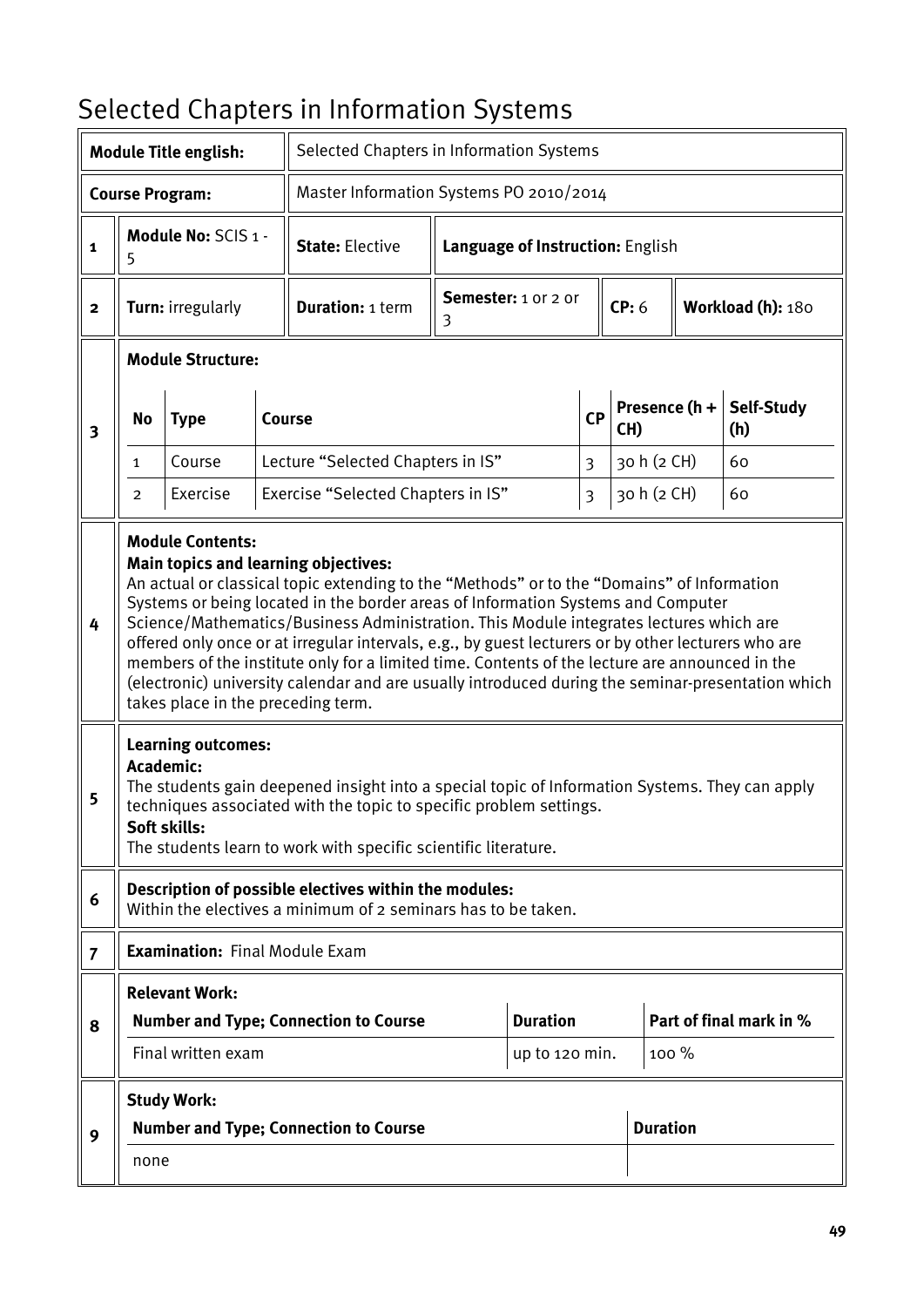# Selected Chapters in Information Systems

| | | | |
|---|---|---|---|
| **Module Title english:** | Selected Chapters in Information Systems | | |
| **Course Program:** | Master Information Systems PO 2010/2014 | | |

**1** | **Module No:** SCIS 1 - 5 | **State:** Elective | **Language of Instruction:** English

**2** | **Turn:** irregularly | **Duration:** 1 term | **Semester:** 1 or 2 or 3 | **CP:** 6 | **Workload (h):** 180

**3** **Module Structure:**

| No | Type | Course | CP | Presence (h + CH) | Self-Study (h) |
|---|---|---|---|---|---|
| 1 | Course | Lecture "Selected Chapters in IS" | 3 | 30 h (2 CH) | 60 |
| 2 | Exercise | Exercise "Selected Chapters in IS" | 3 | 30 h (2 CH) | 60 |

**4** **Module Contents:**

**Main topics and learning objectives:**

An actual or classical topic extending to the "Methods" or to the "Domains" of Information Systems or being located in the border areas of Information Systems and Computer Science/Mathematics/Business Administration. This Module integrates lectures which are offered only once or at irregular intervals, e.g., by guest lecturers or by other lecturers who are members of the institute only for a limited time. Contents of the lecture are announced in the (electronic) university calendar and are usually introduced during the seminar-presentation which takes place in the preceding term.

**5** **Learning outcomes:**

**Academic:**

The students gain deepened insight into a special topic of Information Systems. They can apply techniques associated with the topic to specific problem settings.

**Soft skills:**

The students learn to work with specific scientific literature.

**6** **Description of possible electives within the modules:**

Within the electives a minimum of 2 seminars has to be taken.

**7** **Examination:** Final Module Exam

**8** **Relevant Work:**

| Number and Type; Connection to Course | Duration | Part of final mark in % |
|---|---|---|
| Final written exam | up to 120 min. | 100 % |

**9** **Study Work:**

| Number and Type; Connection to Course | Duration |
|---|---|
| none | |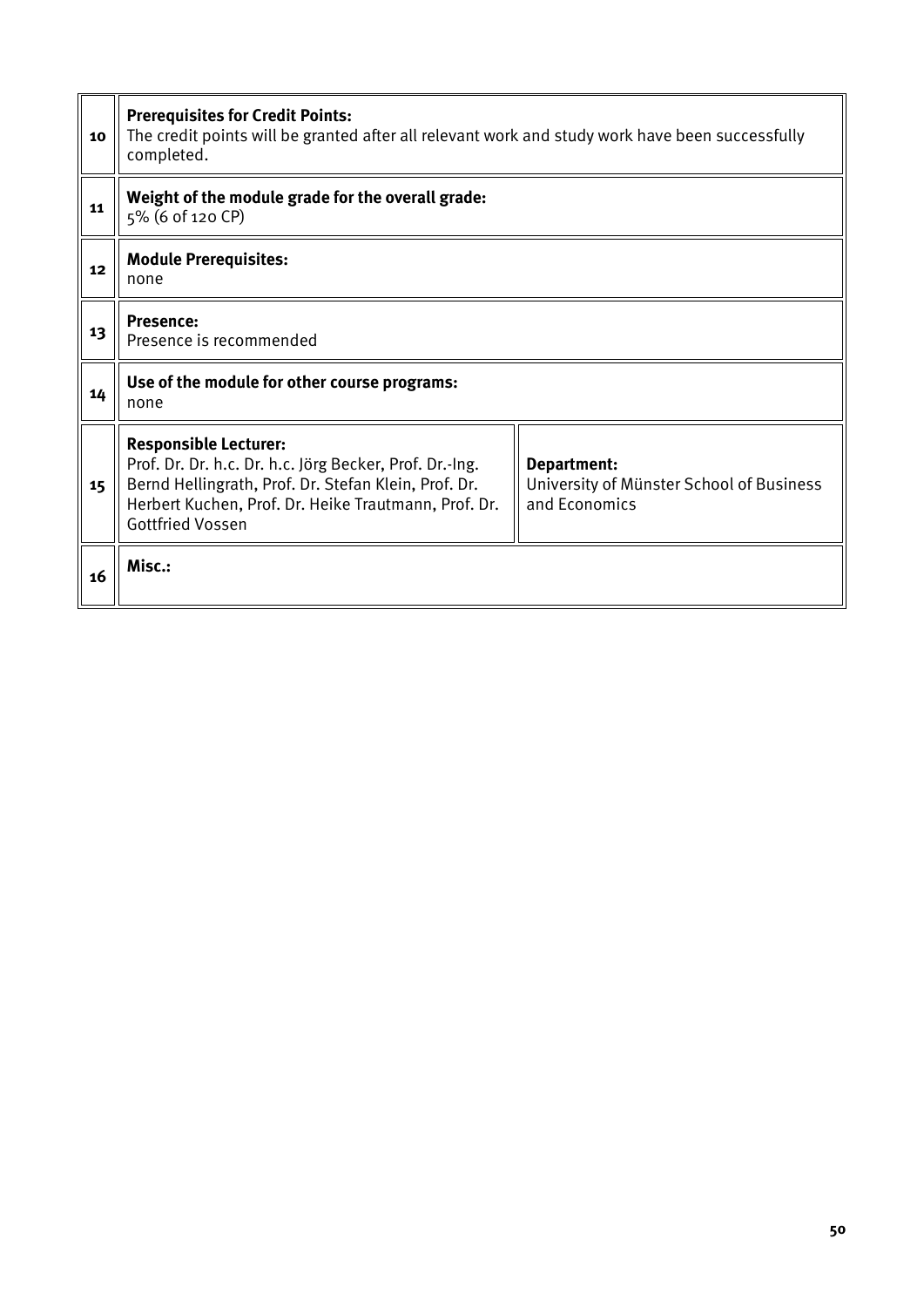| | | |
|---|---|---|
| 10 | **Prerequisites for Credit Points:**<br>The credit points will be granted after all relevant work and study work have been successfully completed. | |
| 11 | **Weight of the module grade for the overall grade:**<br>5% (6 of 120 CP) | |
| 12 | **Module Prerequisites:**<br>none | |
| 13 | **Presence:**<br>Presence is recommended | |
| 14 | **Use of the module for other course programs:**<br>none | |
| 15 | **Responsible Lecturer:**<br>Prof. Dr. Dr. h.c. Dr. h.c. Jörg Becker, Prof. Dr.-Ing. Bernd Hellingrath, Prof. Dr. Stefan Klein, Prof. Dr. Herbert Kuchen, Prof. Dr. Heike Trautmann, Prof. Dr. Gottfried Vossen | **Department:**<br>University of Münster School of Business and Economics |
| 16 | **Misc.:** | |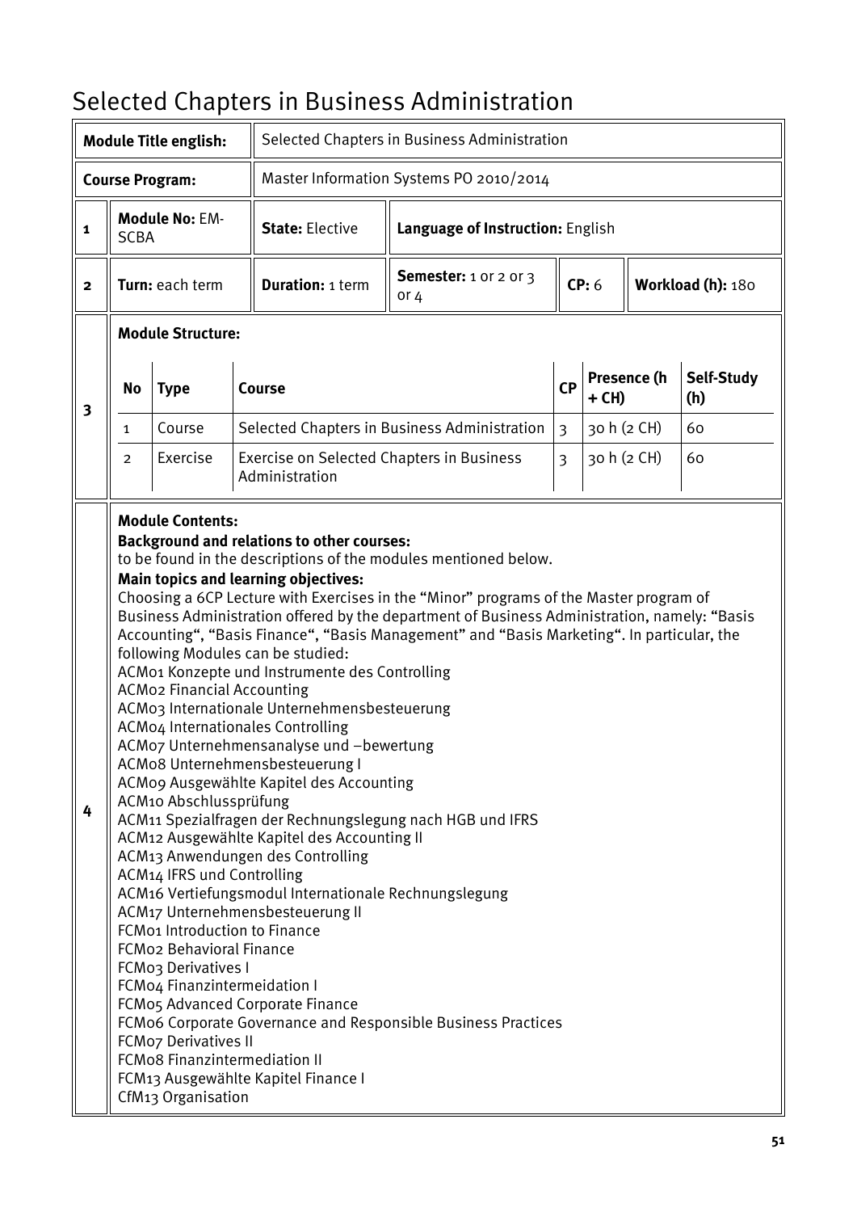# Selected Chapters in Business Administration

| | | | | | | |
|---|---|---|---|---|---|---|
| **Module Title english:** | | Selected Chapters in Business Administration | | | | |
| **Course Program:** | | Master Information Systems PO 2010/2014 | | | | |
| **1** | **Module No:** EM-SCBA | **State:** Elective | **Language of Instruction:** English | | | |
| **2** | **Turn:** each term | **Duration:** 1 term | **Semester:** 1 or 2 or 3 or 4 | **CP:** 6 | **Workload (h):** 180 | |

**3 Module Structure:**

| No | Type | Course | CP | Presence (h + CH) | Self-Study (h) |
|---|---|---|---|---|---|
| 1 | Course | Selected Chapters in Business Administration | 3 | 30 h (2 CH) | 60 |
| 2 | Exercise | Exercise on Selected Chapters in Business Administration | 3 | 30 h (2 CH) | 60 |

**4 Module Contents:**

**Background and relations to other courses:**
to be found in the descriptions of the modules mentioned below.

**Main topics and learning objectives:**
Choosing a 6CP Lecture with Exercises in the "Minor" programs of the Master program of Business Administration offered by the department of Business Administration, namely: "Basis Accounting", "Basis Finance", "Basis Management" and "Basis Marketing". In particular, the following Modules can be studied:

ACM01 Konzepte und Instrumente des Controlling
ACM02 Financial Accounting
ACM03 Internationale Unternehmensbesteuerung
ACM04 Internationales Controlling
ACM07 Unternehmensanalyse und –bewertung
ACM08 Unternehmensbesteuerung I
ACM09 Ausgewählte Kapitel des Accounting
ACM10 Abschlussprüfung
ACM11 Spezialfragen der Rechnungslegung nach HGB und IFRS
ACM12 Ausgewählte Kapitel des Accounting II
ACM13 Anwendungen des Controlling
ACM14 IFRS und Controlling
ACM16 Vertiefungsmodul Internationale Rechnungslegung
ACM17 Unternehmensbesteuerung II
FCM01 Introduction to Finance
FCM02 Behavioral Finance
FCM03 Derivatives I
FCM04 Finanzintermeidation I
FCM05 Advanced Corporate Finance
FCM06 Corporate Governance and Responsible Business Practices
FCM07 Derivatives II
FCM08 Finanzintermediation II
FCM13 Ausgewählte Kapitel Finance I
CfM13 Organisation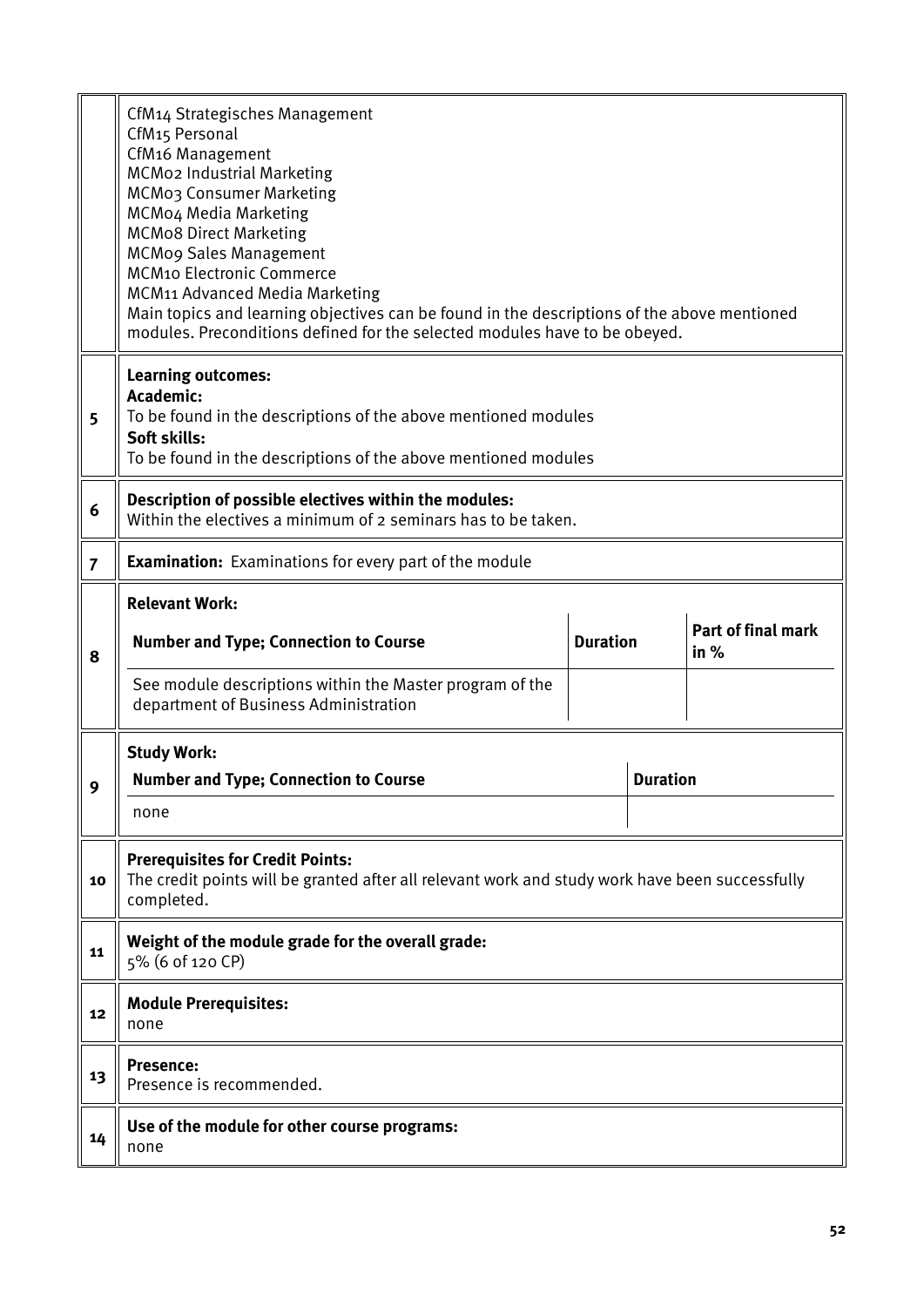| | |
|---|---|
| | CfM14 Strategisches Management<br>CfM15 Personal<br>CfM16 Management<br>MCM02 Industrial Marketing<br>MCM03 Consumer Marketing<br>MCM04 Media Marketing<br>MCM08 Direct Marketing<br>MCM09 Sales Management<br>MCM10 Electronic Commerce<br>MCM11 Advanced Media Marketing<br>Main topics and learning objectives can be found in the descriptions of the above mentioned modules. Preconditions defined for the selected modules have to be obeyed. |
| 5 | **Learning outcomes:**<br>**Academic:**<br>To be found in the descriptions of the above mentioned modules<br>**Soft skills:**<br>To be found in the descriptions of the above mentioned modules |
| 6 | **Description of possible electives within the modules:**<br>Within the electives a minimum of 2 seminars has to be taken. |
| 7 | **Examination:** Examinations for every part of the module |
| 8 | **Relevant Work:** |

| Number and Type; Connection to Course | Duration | Part of final mark in % |
|---|---|---|
| See module descriptions within the Master program of the department of Business Administration | | |

| | |
|---|---|
| 9 | **Study Work:** |

| Number and Type; Connection to Course | Duration |
|---|---|
| none | |

| | |
|---|---|
| 10 | **Prerequisites for Credit Points:**<br>The credit points will be granted after all relevant work and study work have been successfully completed. |
| 11 | **Weight of the module grade for the overall grade:**<br>5% (6 of 120 CP) |
| 12 | **Module Prerequisites:**<br>none |
| 13 | **Presence:**<br>Presence is recommended. |
| 14 | **Use of the module for other course programs:**<br>none |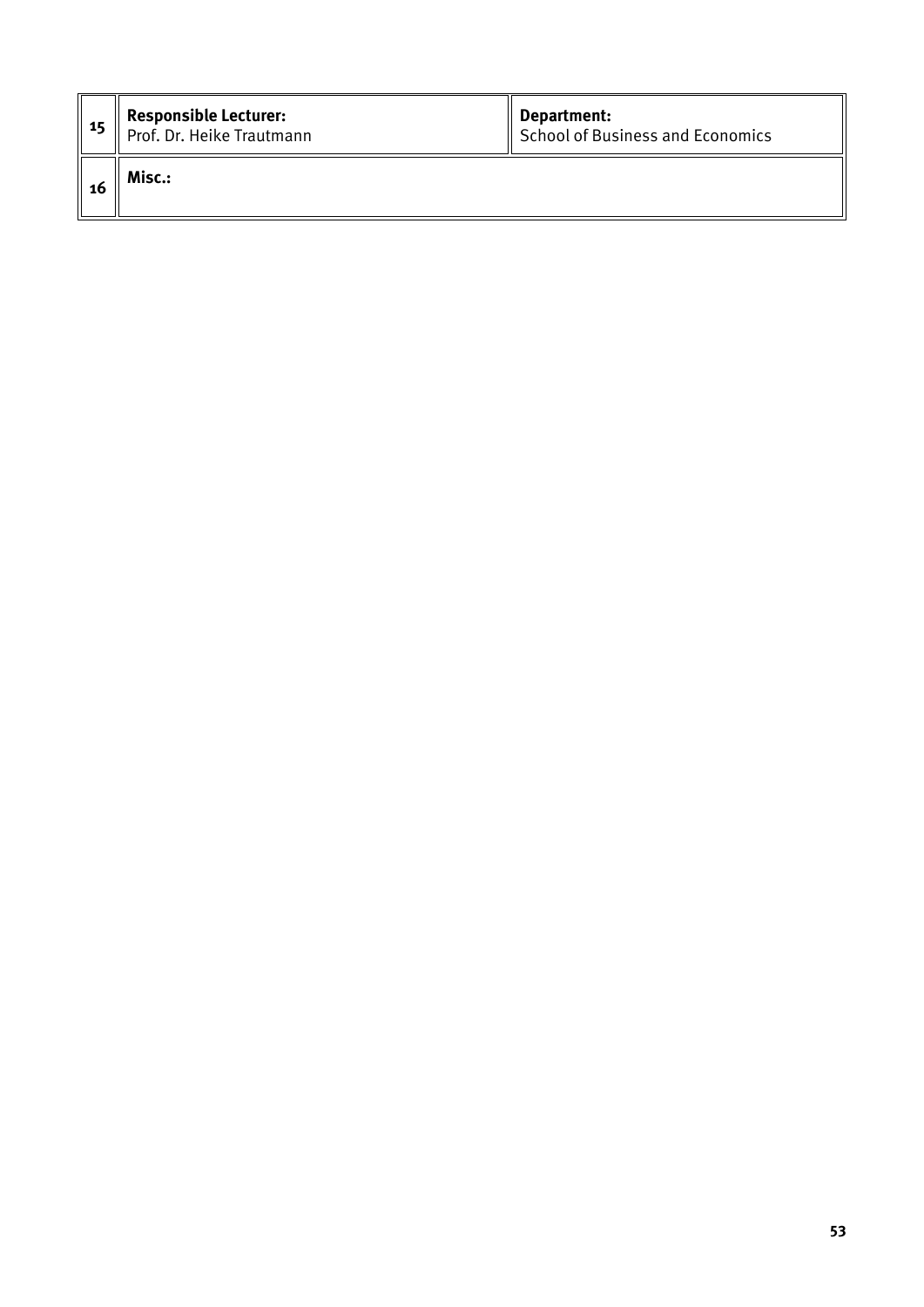| | | |
|---|---|---|
| 15 | **Responsible Lecturer:**<br>Prof. Dr. Heike Trautmann | **Department:**<br>School of Business and Economics |
| 16 | **Misc.:** | |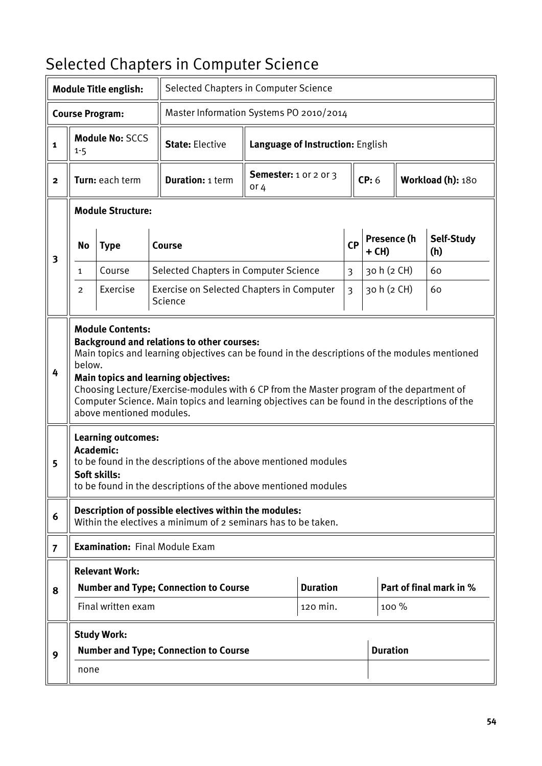# Selected Chapters in Computer Science

| | | | | |
|---|---|---|---|---|
| **Module Title english:** | Selected Chapters in Computer Science | | | |
| **Course Program:** | Master Information Systems PO 2010/2014 | | | |

**1**

| **Module No:** SCCS 1-5 | **State:** Elective | **Language of Instruction:** English |
|---|---|---|

**2**

| **Turn:** each term | **Duration:** 1 term | **Semester:** 1 or 2 or 3 or 4 | **CP:** 6 | **Workload (h):** 180 |
|---|---|---|---|---|

**3**

**Module Structure:**

| No | Type | Course | CP | Presence (h + CH) | Self-Study (h) |
|---|---|---|---|---|---|
| 1 | Course | Selected Chapters in Computer Science | 3 | 30 h (2 CH) | 60 |
| 2 | Exercise | Exercise on Selected Chapters in Computer Science | 3 | 30 h (2 CH) | 60 |

**4**

**Module Contents:**

**Background and relations to other courses:**
Main topics and learning objectives can be found in the descriptions of the modules mentioned below.

**Main topics and learning objectives:**
Choosing Lecture/Exercise-modules with 6 CP from the Master program of the department of Computer Science. Main topics and learning objectives can be found in the descriptions of the above mentioned modules.

**5**

**Learning outcomes:**

**Academic:**
to be found in the descriptions of the above mentioned modules

**Soft skills:**
to be found in the descriptions of the above mentioned modules

**6**

**Description of possible electives within the modules:**
Within the electives a minimum of 2 seminars has to be taken.

**7**

**Examination:** Final Module Exam

**8**

**Relevant Work:**

| Number and Type; Connection to Course | Duration | Part of final mark in % |
|---|---|---|
| Final written exam | 120 min. | 100 % |

**9**

**Study Work:**

| Number and Type; Connection to Course | Duration |
|---|---|
| none | |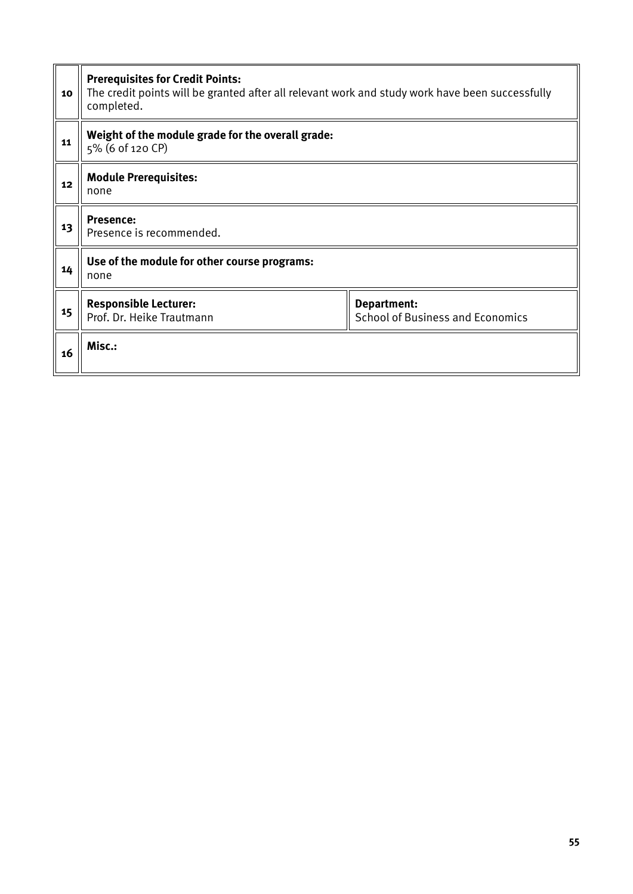| | | |
|---|---|---|
| 10 | **Prerequisites for Credit Points:**<br>The credit points will be granted after all relevant work and study work have been successfully completed. | |
| 11 | **Weight of the module grade for the overall grade:**<br>5% (6 of 120 CP) | |
| 12 | **Module Prerequisites:**<br>none | |
| 13 | **Presence:**<br>Presence is recommended. | |
| 14 | **Use of the module for other course programs:**<br>none | |
| 15 | **Responsible Lecturer:**<br>Prof. Dr. Heike Trautmann | **Department:**<br>School of Business and Economics |
| 16 | **Misc.:** | |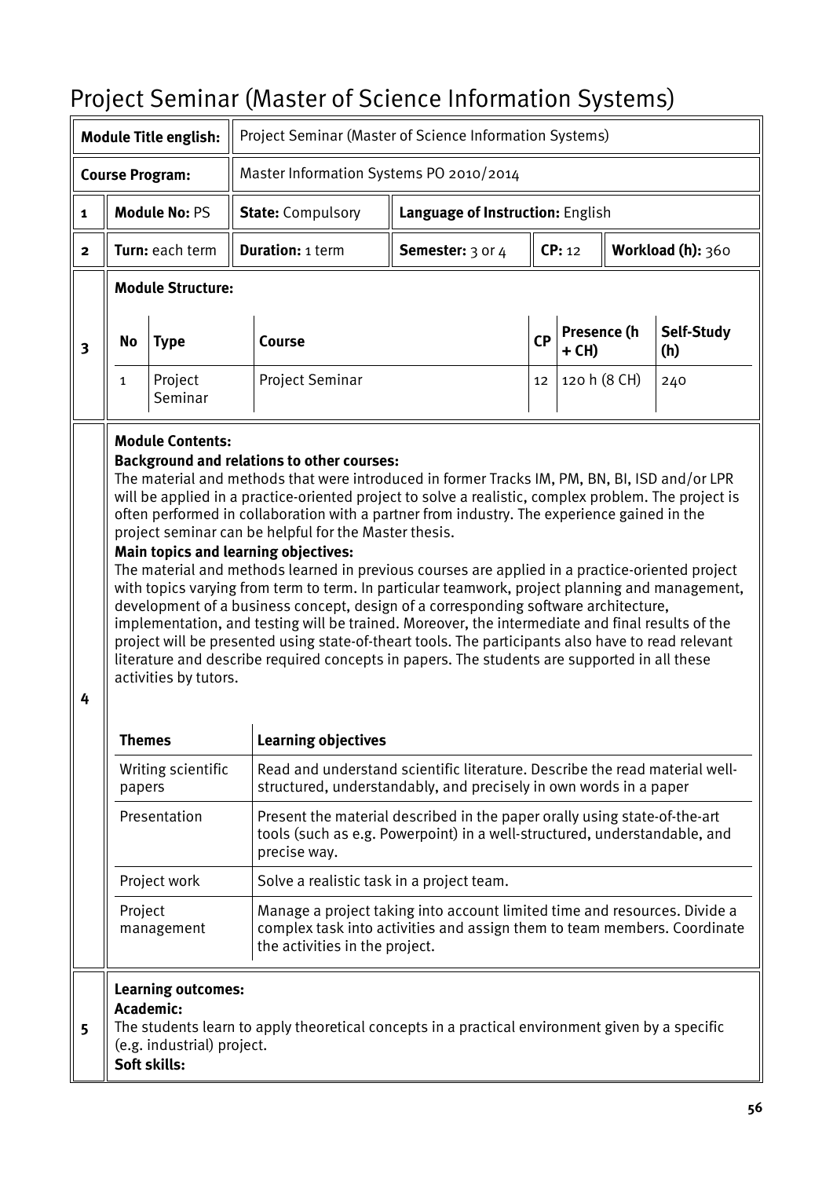# Project Seminar (Master of Science Information Systems)

| | | | | | | |
|---|---|---|---|---|---|---|
| **Module Title english:** | Project Seminar (Master of Science Information Systems) | | | | | |
| **Course Program:** | Master Information Systems PO 2010/2014 | | | | | |
| 1 | **Module No:** PS | **State:** Compulsory | **Language of Instruction:** English | | | |
| 2 | **Turn:** each term | **Duration:** 1 term | **Semester:** 3 or 4 | **CP:** 12 | **Workload (h):** 360 | |

**3 Module Structure:**

| No | Type | Course | CP | Presence (h + CH) | Self-Study (h) |
|---|---|---|---|---|---|
| 1 | Project Seminar | Project Seminar | 12 | 120 h (8 CH) | 240 |

**4 Module Contents:**

**Background and relations to other courses:**
The material and methods that were introduced in former Tracks IM, PM, BN, BI, ISD and/or LPR will be applied in a practice-oriented project to solve a realistic, complex problem. The project is often performed in collaboration with a partner from industry. The experience gained in the project seminar can be helpful for the Master thesis.

**Main topics and learning objectives:**
The material and methods learned in previous courses are applied in a practice-oriented project with topics varying from term to term. In particular teamwork, project planning and management, development of a business concept, design of a corresponding software architecture, implementation, and testing will be trained. Moreover, the intermediate and final results of the project will be presented using state-of-theart tools. The participants also have to read relevant literature and describe required concepts in papers. The students are supported in all these activities by tutors.

| Themes | Learning objectives |
|---|---|
| Writing scientific papers | Read and understand scientific literature. Describe the read material well-structured, understandably, and precisely in own words in a paper |
| Presentation | Present the material described in the paper orally using state-of-the-art tools (such as e.g. Powerpoint) in a well-structured, understandable, and precise way. |
| Project work | Solve a realistic task in a project team. |
| Project management | Manage a project taking into account limited time and resources. Divide a complex task into activities and assign them to team members. Coordinate the activities in the project. |

**5 Learning outcomes:**

**Academic:**
The students learn to apply theoretical concepts in a practical environment given by a specific (e.g. industrial) project.

**Soft skills:**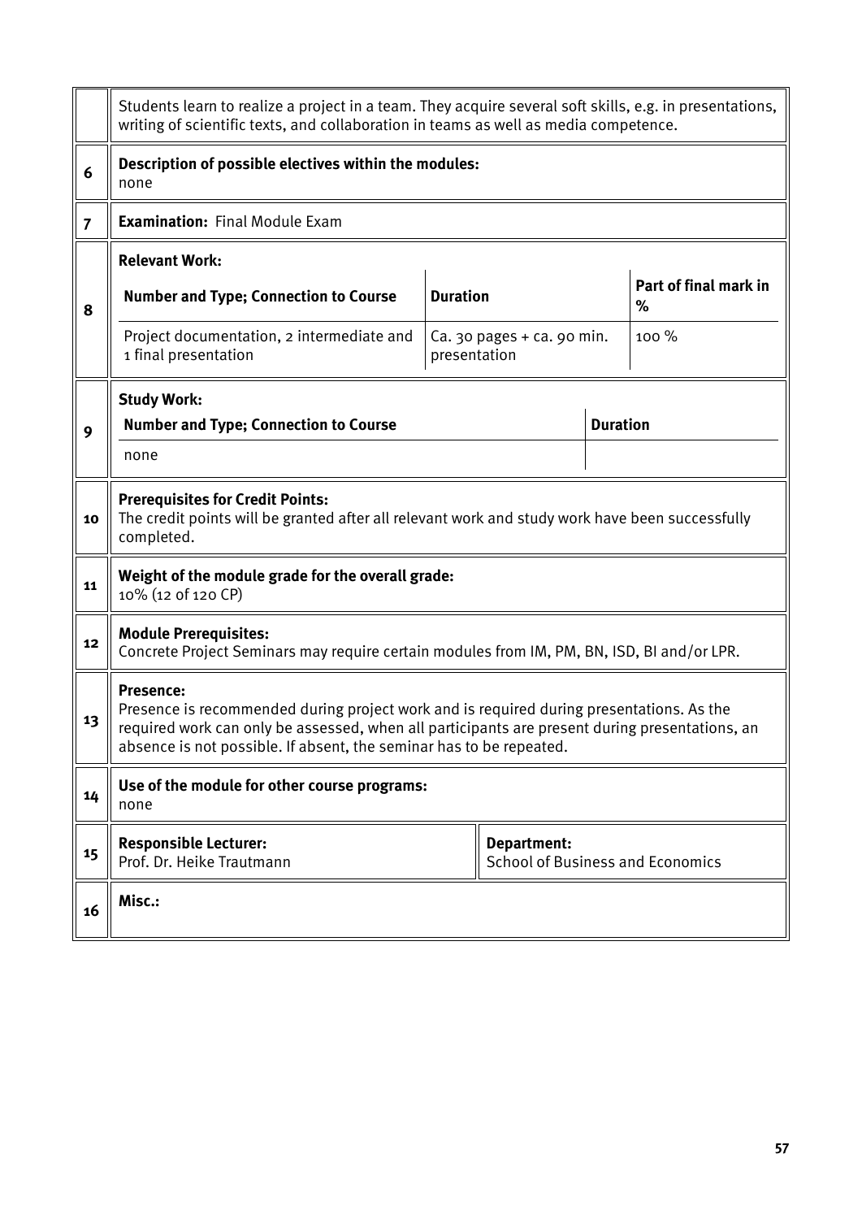| | |
|---|---|
| | Students learn to realize a project in a team. They acquire several soft skills, e.g. in presentations, writing of scientific texts, and collaboration in teams as well as media competence. |
| 6 | **Description of possible electives within the modules:**<br>none |
| 7 | **Examination:** Final Module Exam |
| 8 | **Relevant Work:** |

| Number and Type; Connection to Course | Duration | Part of final mark in % |
|---|---|---|
| Project documentation, 2 intermediate and 1 final presentation | Ca. 30 pages + ca. 90 min. presentation | 100 % |

| | |
|---|---|
| 9 | **Study Work:** |

| Number and Type; Connection to Course | Duration |
|---|---|
| none | |

| | |
|---|---|
| 10 | **Prerequisites for Credit Points:**<br>The credit points will be granted after all relevant work and study work have been successfully completed. |
| 11 | **Weight of the module grade for the overall grade:**<br>10% (12 of 120 CP) |
| 12 | **Module Prerequisites:**<br>Concrete Project Seminars may require certain modules from IM, PM, BN, ISD, BI and/or LPR. |
| 13 | **Presence:**<br>Presence is recommended during project work and is required during presentations. As the required work can only be assessed, when all participants are present during presentations, an absence is not possible. If absent, the seminar has to be repeated. |
| 14 | **Use of the module for other course programs:**<br>none |
| 15 | **Responsible Lecturer:**<br>Prof. Dr. Heike Trautmann<br>**Department:**<br>School of Business and Economics |
| 16 | **Misc.:** |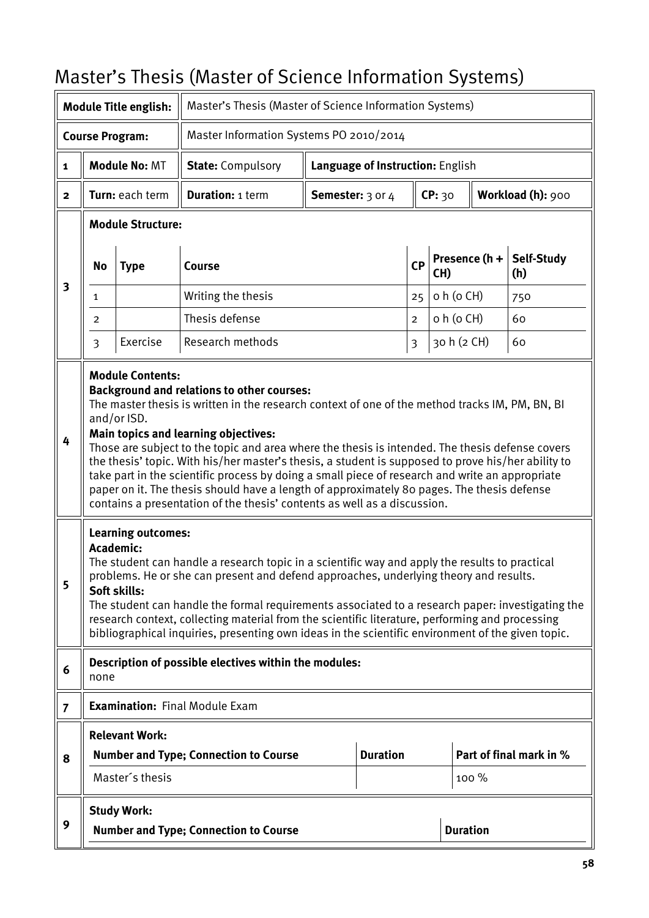# Master's Thesis (Master of Science Information Systems)

| | | |
|---|---|---|
| **Module Title english:** | Master's Thesis (Master of Science Information Systems) | |
| **Course Program:** | Master Information Systems PO 2010/2014 | |

| | | | | | | |
|---|---|---|---|---|---|---|
| 1 | **Module No:** MT | **State:** Compulsory | **Language of Instruction:** English | | | |
| 2 | **Turn:** each term | **Duration:** 1 term | **Semester:** 3 or 4 | **CP:** 30 | **Workload (h):** 900 | |

**3 Module Structure:**

| No | Type | Course | CP | Presence (h + CH) | Self-Study (h) |
|---|---|---|---|---|---|
| 1 | | Writing the thesis | 25 | 0 h (0 CH) | 750 |
| 2 | | Thesis defense | 2 | 0 h (0 CH) | 60 |
| 3 | Exercise | Research methods | 3 | 30 h (2 CH) | 60 |

**4 Module Contents:**

**Background and relations to other courses:**
The master thesis is written in the research context of one of the method tracks IM, PM, BN, BI and/or ISD.

**Main topics and learning objectives:**
Those are subject to the topic and area where the thesis is intended. The thesis defense covers the thesis' topic. With his/her master's thesis, a student is supposed to prove his/her ability to take part in the scientific process by doing a small piece of research and write an appropriate paper on it. The thesis should have a length of approximately 80 pages. The thesis defense contains a presentation of the thesis' contents as well as a discussion.

**5 Learning outcomes:**

**Academic:**
The student can handle a research topic in a scientific way and apply the results to practical problems. He or she can present and defend approaches, underlying theory and results.

**Soft skills:**
The student can handle the formal requirements associated to a research paper: investigating the research context, collecting material from the scientific literature, performing and processing bibliographical inquiries, presenting own ideas in the scientific environment of the given topic.

**6 Description of possible electives within the modules:**
none

**7 Examination:** Final Module Exam

**8 Relevant Work:**

| Number and Type; Connection to Course | Duration | Part of final mark in % |
|---|---|---|
| Master´s thesis | | 100 % |

**9 Study Work:**

| Number and Type; Connection to Course | Duration |
|---|---|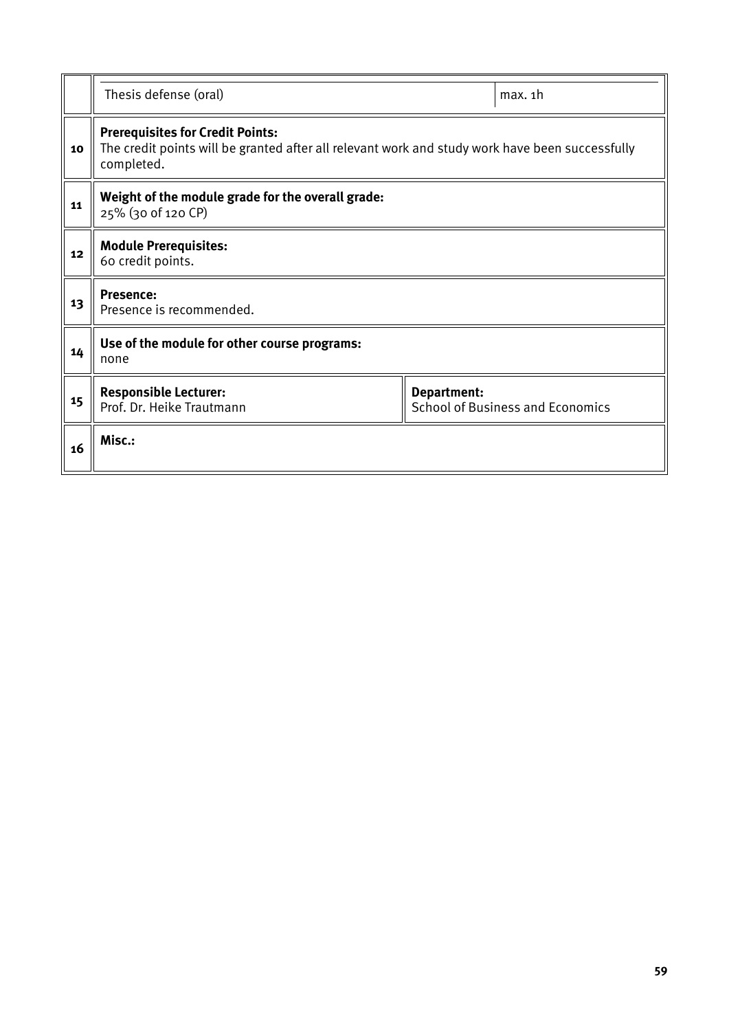| | | |
|---|---|---|
| | Thesis defense (oral) | max. 1h |
| 10 | **Prerequisites for Credit Points:**<br>The credit points will be granted after all relevant work and study work have been successfully completed. | |
| 11 | **Weight of the module grade for the overall grade:**<br>25% (30 of 120 CP) | |
| 12 | **Module Prerequisites:**<br>60 credit points. | |
| 13 | **Presence:**<br>Presence is recommended. | |
| 14 | **Use of the module for other course programs:**<br>none | |
| 15 | **Responsible Lecturer:**<br>Prof. Dr. Heike Trautmann | **Department:**<br>School of Business and Economics |
| 16 | **Misc.:** | |